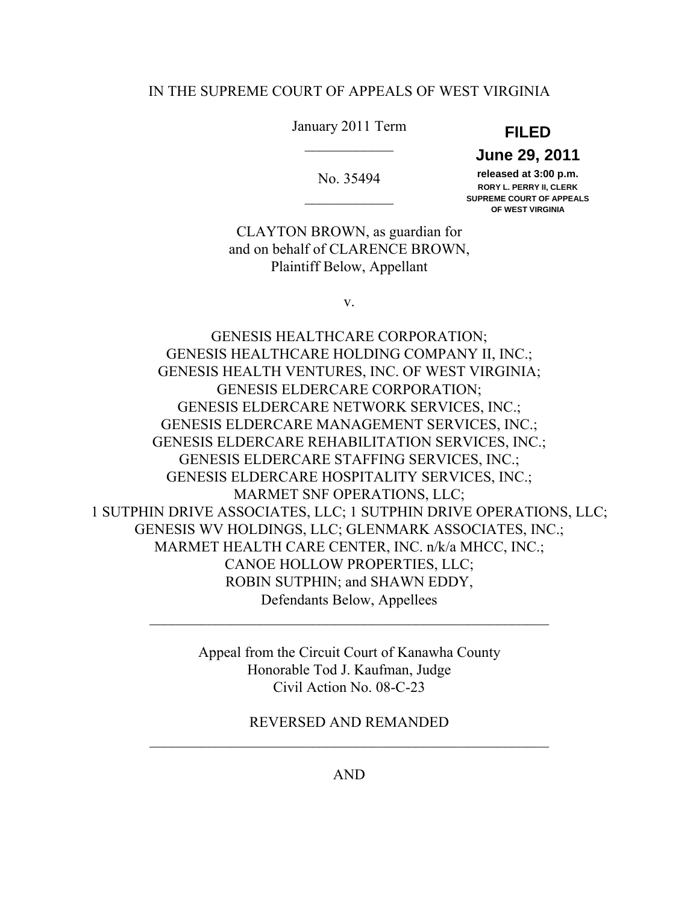IN THE SUPREME COURT OF APPEALS OF WEST VIRGINIA

January 2011 Term

**FILED**
**June 29, 2011**
**released at 3:00 p.m.**
**RORY L. PERRY II, CLERK**
**SUPREME COURT OF APPEALS**
**OF WEST VIRGINIA**

---

No. 35494

---

CLAYTON BROWN, as guardian for
and on behalf of CLARENCE BROWN,
Plaintiff Below, Appellant

v.

GENESIS HEALTHCARE CORPORATION;
GENESIS HEALTHCARE HOLDING COMPANY II, INC.;
GENESIS HEALTH VENTURES, INC. OF WEST VIRGINIA;
GENESIS ELDERCARE CORPORATION;
GENESIS ELDERCARE NETWORK SERVICES, INC.;
GENESIS ELDERCARE MANAGEMENT SERVICES, INC.;
GENESIS ELDERCARE REHABILITATION SERVICES, INC.;
GENESIS ELDERCARE STAFFING SERVICES, INC.;
GENESIS ELDERCARE HOSPITALITY SERVICES, INC.;
MARMET SNF OPERATIONS, LLC;
1 SUTPHIN DRIVE ASSOCIATES, LLC; 1 SUTPHIN DRIVE OPERATIONS, LLC;
GENESIS WV HOLDINGS, LLC; GLENMARK ASSOCIATES, INC.;
MARMET HEALTH CARE CENTER, INC. n/k/a MHCC, INC.;
CANOE HOLLOW PROPERTIES, LLC;
ROBIN SUTPHIN; and SHAWN EDDY,
Defendants Below, Appellees

---

Appeal from the Circuit Court of Kanawha County
Honorable Tod J. Kaufman, Judge
Civil Action No. 08-C-23

REVERSED AND REMANDED

---

AND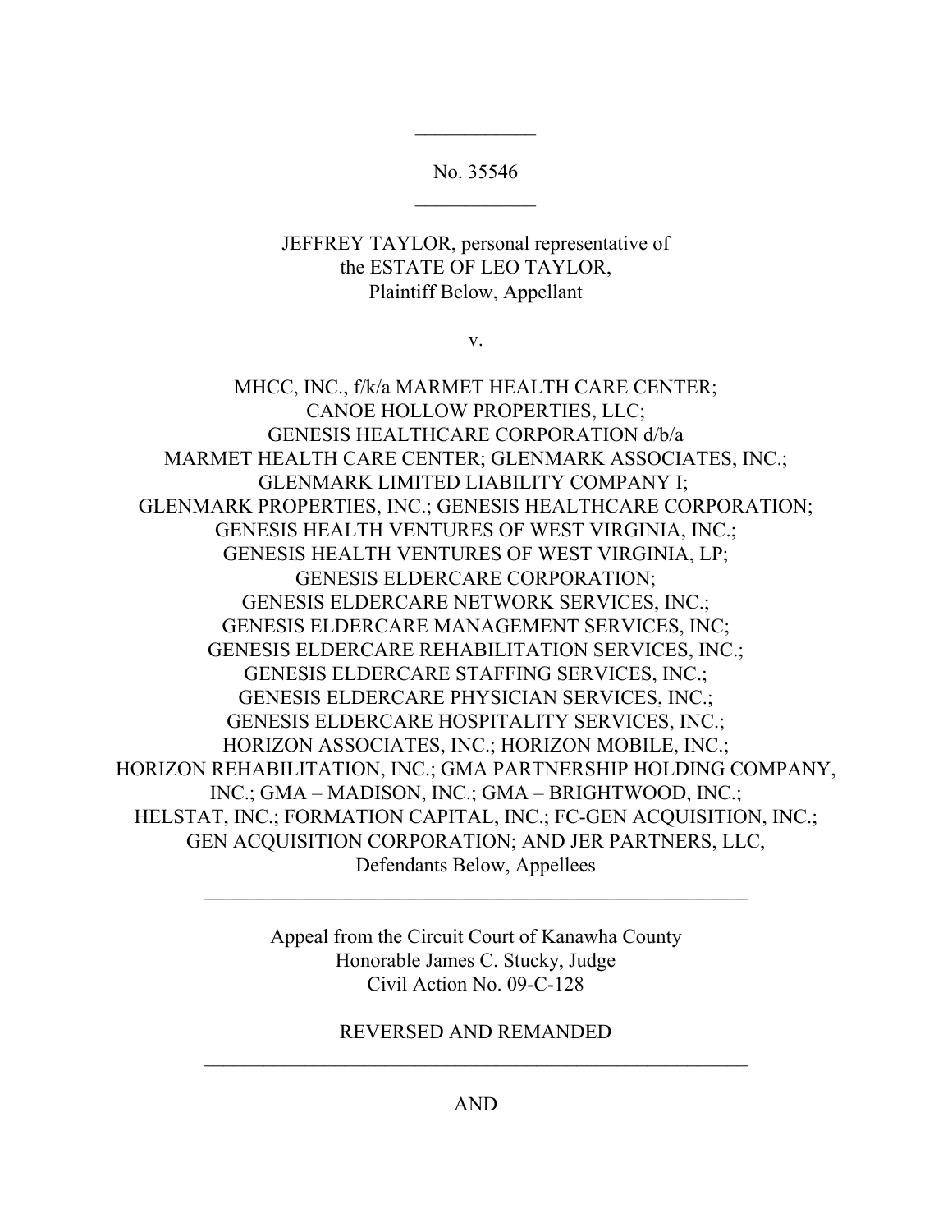No. 35546

JEFFREY TAYLOR, personal representative of
the ESTATE OF LEO TAYLOR,
Plaintiff Below, Appellant

v.

MHCC, INC., f/k/a MARMET HEALTH CARE CENTER;
CANOE HOLLOW PROPERTIES, LLC;
GENESIS HEALTHCARE CORPORATION d/b/a
MARMET HEALTH CARE CENTER; GLENMARK ASSOCIATES, INC.;
GLENMARK LIMITED LIABILITY COMPANY I;
GLENMARK PROPERTIES, INC.; GENESIS HEALTHCARE CORPORATION;
GENESIS HEALTH VENTURES OF WEST VIRGINIA, INC.;
GENESIS HEALTH VENTURES OF WEST VIRGINIA, LP;
GENESIS ELDERCARE CORPORATION;
GENESIS ELDERCARE NETWORK SERVICES, INC.;
GENESIS ELDERCARE MANAGEMENT SERVICES, INC;
GENESIS ELDERCARE REHABILITATION SERVICES, INC.;
GENESIS ELDERCARE STAFFING SERVICES, INC.;
GENESIS ELDERCARE PHYSICIAN SERVICES, INC.;
GENESIS ELDERCARE HOSPITALITY SERVICES, INC.;
HORIZON ASSOCIATES, INC.; HORIZON MOBILE, INC.;
HORIZON REHABILITATION, INC.; GMA PARTNERSHIP HOLDING COMPANY,
INC.; GMA – MADISON, INC.; GMA – BRIGHTWOOD, INC.;
HELSTAT, INC.; FORMATION CAPITAL, INC.; FC-GEN ACQUISITION, INC.;
GEN ACQUISITION CORPORATION; AND JER PARTNERS, LLC,
Defendants Below, Appellees

---

Appeal from the Circuit Court of Kanawha County
Honorable James C. Stucky, Judge
Civil Action No. 09-C-128

REVERSED AND REMANDED

---

AND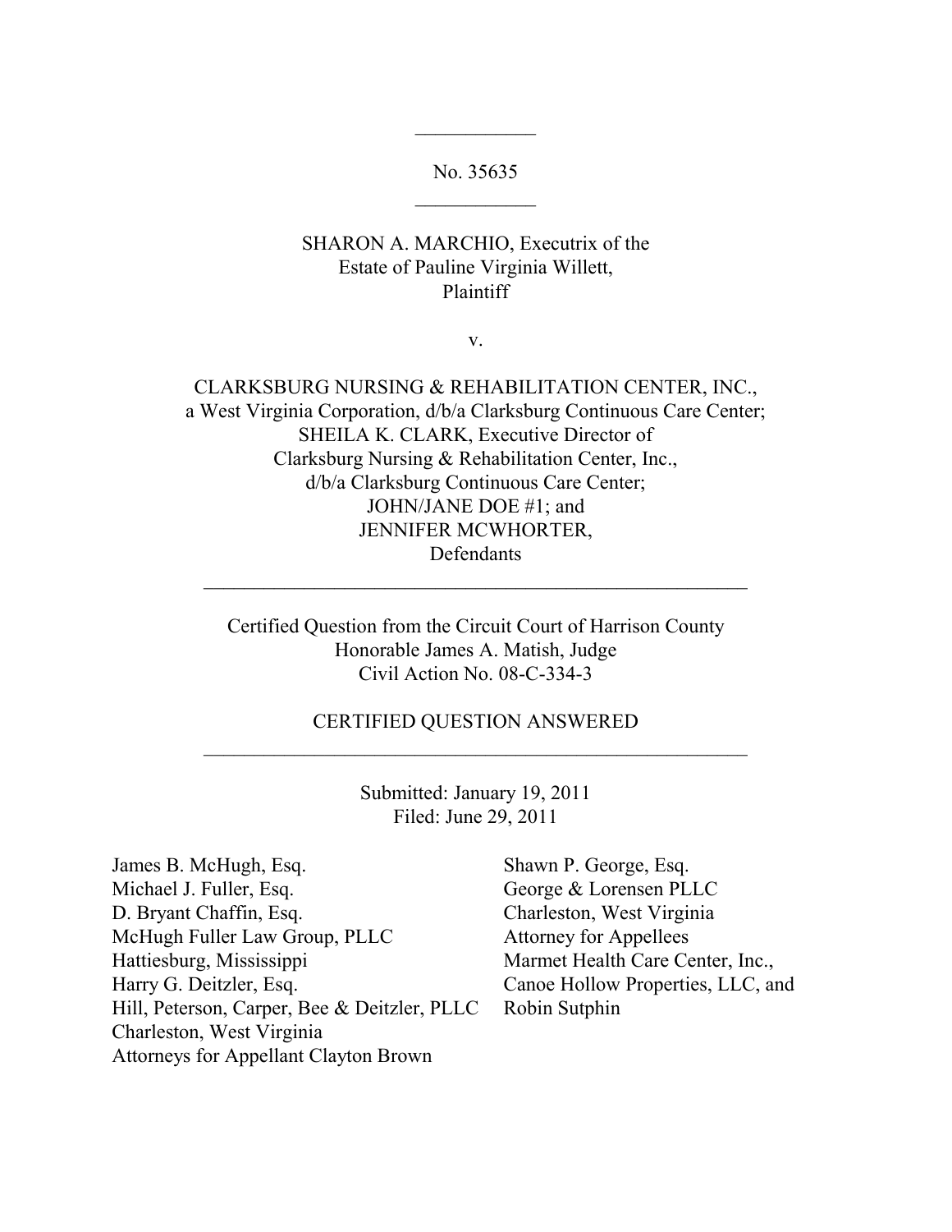No. 35635

SHARON A. MARCHIO, Executrix of the
Estate of Pauline Virginia Willett,
Plaintiff

v.

CLARKSBURG NURSING & REHABILITATION CENTER, INC.,
a West Virginia Corporation, d/b/a Clarksburg Continuous Care Center;
SHEILA K. CLARK, Executive Director of
Clarksburg Nursing & Rehabilitation Center, Inc.,
d/b/a Clarksburg Continuous Care Center;
JOHN/JANE DOE #1; and
JENNIFER MCWHORTER,
Defendants

---

Certified Question from the Circuit Court of Harrison County
Honorable James A. Matish, Judge
Civil Action No. 08-C-334-3

CERTIFIED QUESTION ANSWERED

---

Submitted: January 19, 2011
Filed: June 29, 2011

James B. McHugh, Esq.
Michael J. Fuller, Esq.
D. Bryant Chaffin, Esq.
McHugh Fuller Law Group, PLLC
Hattiesburg, Mississippi
Harry G. Deitzler, Esq.
Hill, Peterson, Carper, Bee & Deitzler, PLLC
Charleston, West Virginia
Attorneys for Appellant Clayton Brown

Shawn P. George, Esq.
George & Lorensen PLLC
Charleston, West Virginia
Attorney for Appellees
Marmet Health Care Center, Inc.,
Canoe Hollow Properties, LLC, and
Robin Sutphin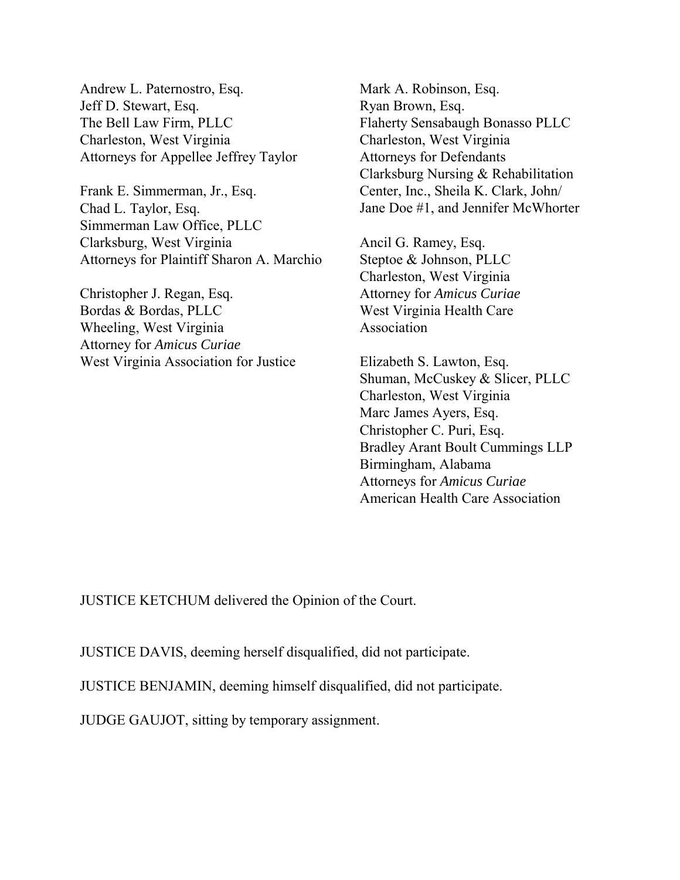Andrew L. Paternostro, Esq.
Jeff D. Stewart, Esq.
The Bell Law Firm, PLLC
Charleston, West Virginia
Attorneys for Appellee Jeffrey Taylor

Frank E. Simmerman, Jr., Esq.
Chad L. Taylor, Esq.
Simmerman Law Office, PLLC
Clarksburg, West Virginia
Attorneys for Plaintiff Sharon A. Marchio

Christopher J. Regan, Esq.
Bordas & Bordas, PLLC
Wheeling, West Virginia
Attorney for *Amicus Curiae*
West Virginia Association for Justice

Mark A. Robinson, Esq.
Ryan Brown, Esq.
Flaherty Sensabaugh Bonasso PLLC
Charleston, West Virginia
Attorneys for Defendants
Clarksburg Nursing & Rehabilitation
Center, Inc., Sheila K. Clark, John/
Jane Doe #1, and Jennifer McWhorter

Ancil G. Ramey, Esq.
Steptoe & Johnson, PLLC
Charleston, West Virginia
Attorney for *Amicus Curiae*
West Virginia Health Care
Association

Elizabeth S. Lawton, Esq.
Shuman, McCuskey & Slicer, PLLC
Charleston, West Virginia
Marc James Ayers, Esq.
Christopher C. Puri, Esq.
Bradley Arant Boult Cummings LLP
Birmingham, Alabama
Attorneys for *Amicus Curiae*
American Health Care Association

JUSTICE KETCHUM delivered the Opinion of the Court.

JUSTICE DAVIS, deeming herself disqualified, did not participate.

JUSTICE BENJAMIN, deeming himself disqualified, did not participate.

JUDGE GAUJOT, sitting by temporary assignment.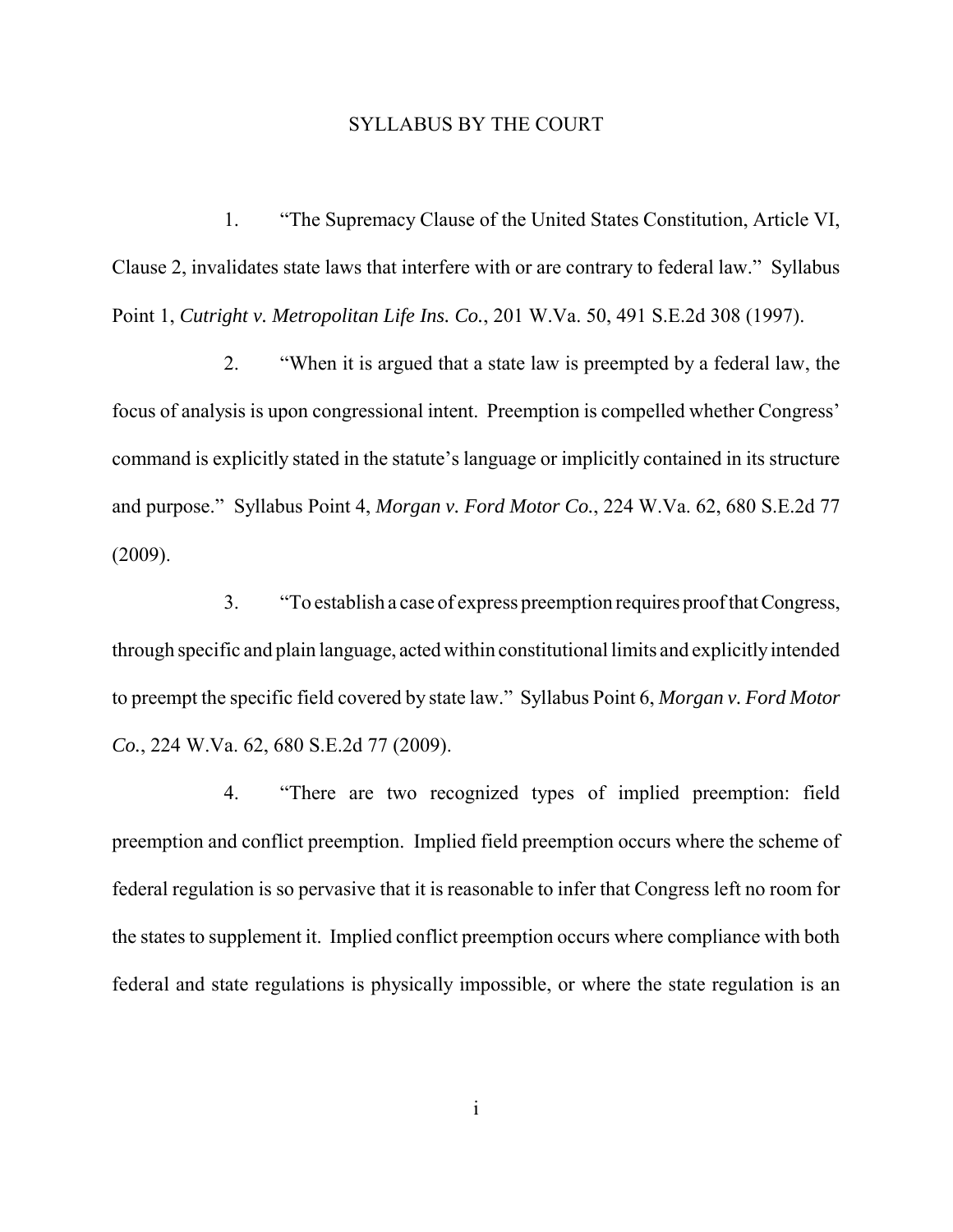# SYLLABUS BY THE COURT

1. "The Supremacy Clause of the United States Constitution, Article VI, Clause 2, invalidates state laws that interfere with or are contrary to federal law." Syllabus Point 1, *Cutright v. Metropolitan Life Ins. Co.*, 201 W.Va. 50, 491 S.E.2d 308 (1997).

2. "When it is argued that a state law is preempted by a federal law, the focus of analysis is upon congressional intent. Preemption is compelled whether Congress' command is explicitly stated in the statute's language or implicitly contained in its structure and purpose." Syllabus Point 4, *Morgan v. Ford Motor Co.*, 224 W.Va. 62, 680 S.E.2d 77 (2009).

3. "To establish a case of express preemption requires proof that Congress, through specific and plain language, acted within constitutional limits and explicitly intended to preempt the specific field covered by state law." Syllabus Point 6, *Morgan v. Ford Motor Co.*, 224 W.Va. 62, 680 S.E.2d 77 (2009).

4. "There are two recognized types of implied preemption: field preemption and conflict preemption. Implied field preemption occurs where the scheme of federal regulation is so pervasive that it is reasonable to infer that Congress left no room for the states to supplement it. Implied conflict preemption occurs where compliance with both federal and state regulations is physically impossible, or where the state regulation is an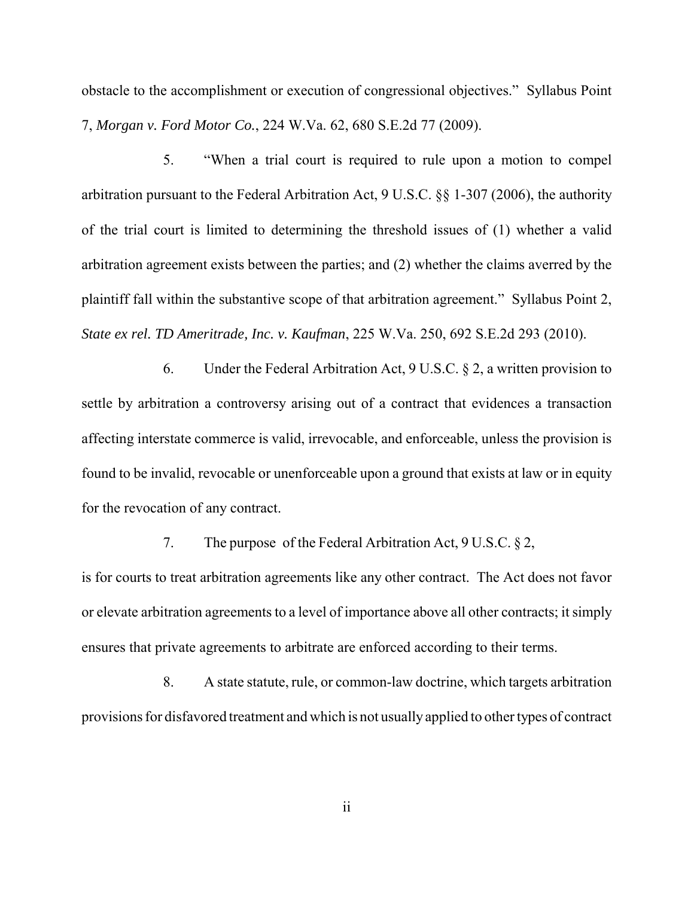obstacle to the accomplishment or execution of congressional objectives." Syllabus Point 7, *Morgan v. Ford Motor Co.*, 224 W.Va. 62, 680 S.E.2d 77 (2009).

5. "When a trial court is required to rule upon a motion to compel arbitration pursuant to the Federal Arbitration Act, 9 U.S.C. §§ 1-307 (2006), the authority of the trial court is limited to determining the threshold issues of (1) whether a valid arbitration agreement exists between the parties; and (2) whether the claims averred by the plaintiff fall within the substantive scope of that arbitration agreement." Syllabus Point 2, *State ex rel. TD Ameritrade, Inc. v. Kaufman*, 225 W.Va. 250, 692 S.E.2d 293 (2010).

6. Under the Federal Arbitration Act, 9 U.S.C. § 2, a written provision to settle by arbitration a controversy arising out of a contract that evidences a transaction affecting interstate commerce is valid, irrevocable, and enforceable, unless the provision is found to be invalid, revocable or unenforceable upon a ground that exists at law or in equity for the revocation of any contract.

7. The purpose of the Federal Arbitration Act, 9 U.S.C. § 2, is for courts to treat arbitration agreements like any other contract. The Act does not favor or elevate arbitration agreements to a level of importance above all other contracts; it simply ensures that private agreements to arbitrate are enforced according to their terms.

8. A state statute, rule, or common-law doctrine, which targets arbitration provisions for disfavored treatment and which is not usually applied to other types of contract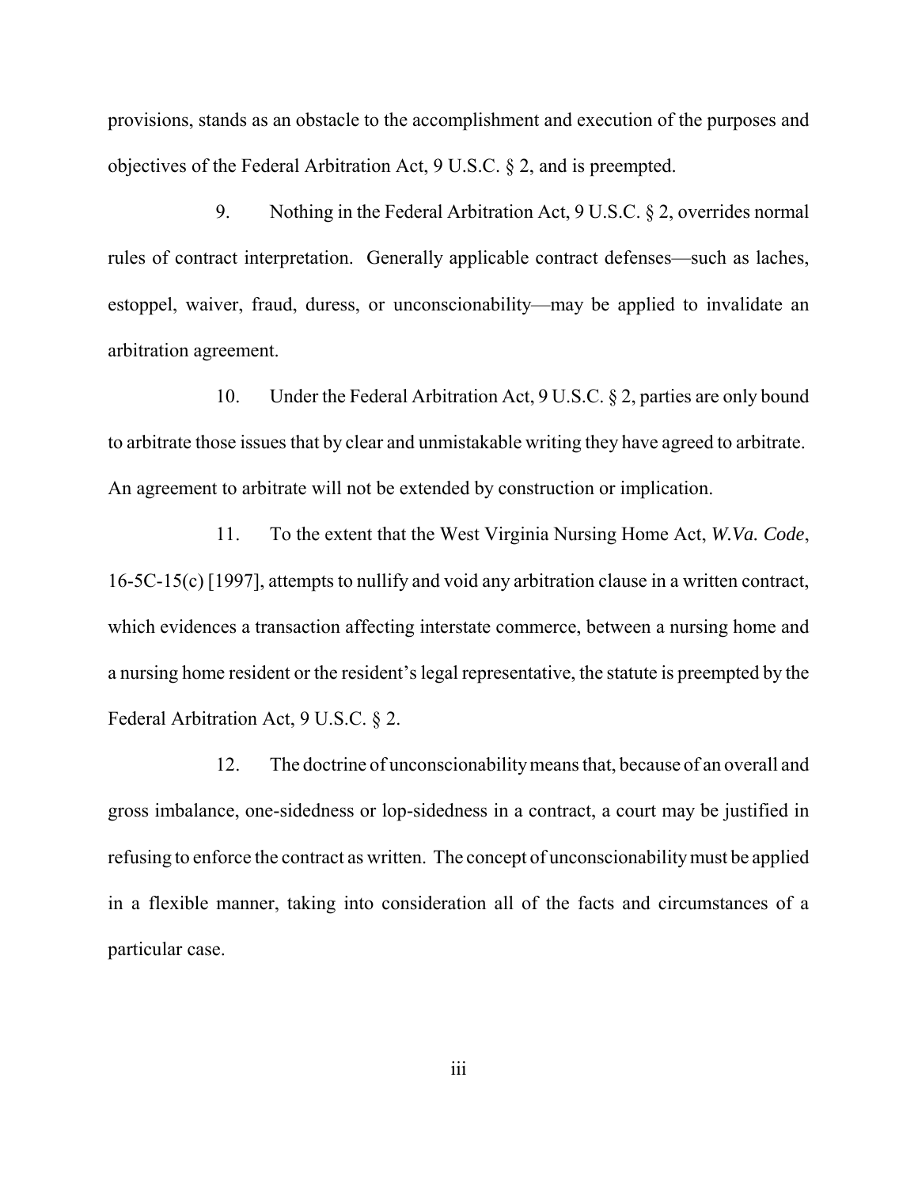provisions, stands as an obstacle to the accomplishment and execution of the purposes and objectives of the Federal Arbitration Act, 9 U.S.C. § 2, and is preempted.

9. Nothing in the Federal Arbitration Act, 9 U.S.C. § 2, overrides normal rules of contract interpretation. Generally applicable contract defenses—such as laches, estoppel, waiver, fraud, duress, or unconscionability—may be applied to invalidate an arbitration agreement.

10. Under the Federal Arbitration Act, 9 U.S.C. § 2, parties are only bound to arbitrate those issues that by clear and unmistakable writing they have agreed to arbitrate. An agreement to arbitrate will not be extended by construction or implication.

11. To the extent that the West Virginia Nursing Home Act, *W.Va. Code*, 16-5C-15(c) [1997], attempts to nullify and void any arbitration clause in a written contract, which evidences a transaction affecting interstate commerce, between a nursing home and a nursing home resident or the resident's legal representative, the statute is preempted by the Federal Arbitration Act, 9 U.S.C. § 2.

12. The doctrine of unconscionability means that, because of an overall and gross imbalance, one-sidedness or lop-sidedness in a contract, a court may be justified in refusing to enforce the contract as written. The concept of unconscionability must be applied in a flexible manner, taking into consideration all of the facts and circumstances of a particular case.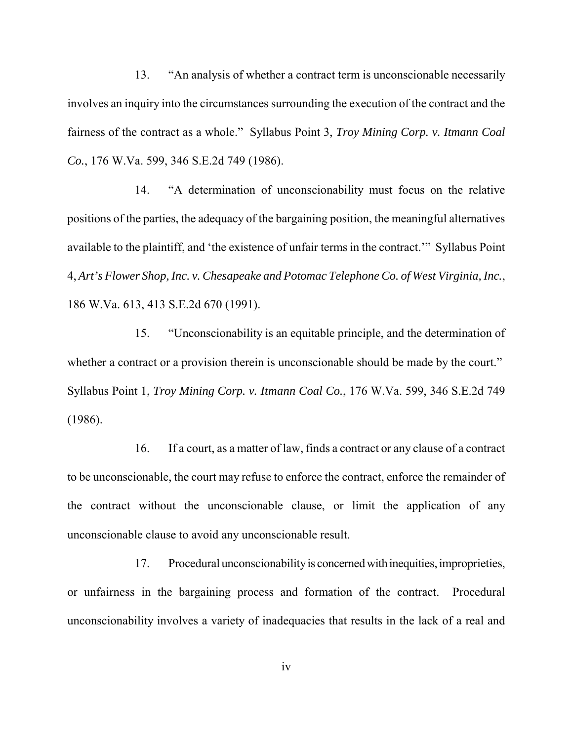13. "An analysis of whether a contract term is unconscionable necessarily involves an inquiry into the circumstances surrounding the execution of the contract and the fairness of the contract as a whole." Syllabus Point 3, *Troy Mining Corp. v. Itmann Coal Co.*, 176 W.Va. 599, 346 S.E.2d 749 (1986).

14. "A determination of unconscionability must focus on the relative positions of the parties, the adequacy of the bargaining position, the meaningful alternatives available to the plaintiff, and 'the existence of unfair terms in the contract.'" Syllabus Point 4, *Art's Flower Shop, Inc. v. Chesapeake and Potomac Telephone Co. of West Virginia, Inc.*, 186 W.Va. 613, 413 S.E.2d 670 (1991).

15. "Unconscionability is an equitable principle, and the determination of whether a contract or a provision therein is unconscionable should be made by the court." Syllabus Point 1, *Troy Mining Corp. v. Itmann Coal Co.*, 176 W.Va. 599, 346 S.E.2d 749 (1986).

16. If a court, as a matter of law, finds a contract or any clause of a contract to be unconscionable, the court may refuse to enforce the contract, enforce the remainder of the contract without the unconscionable clause, or limit the application of any unconscionable clause to avoid any unconscionable result.

17. Procedural unconscionability is concerned with inequities, improprieties, or unfairness in the bargaining process and formation of the contract. Procedural unconscionability involves a variety of inadequacies that results in the lack of a real and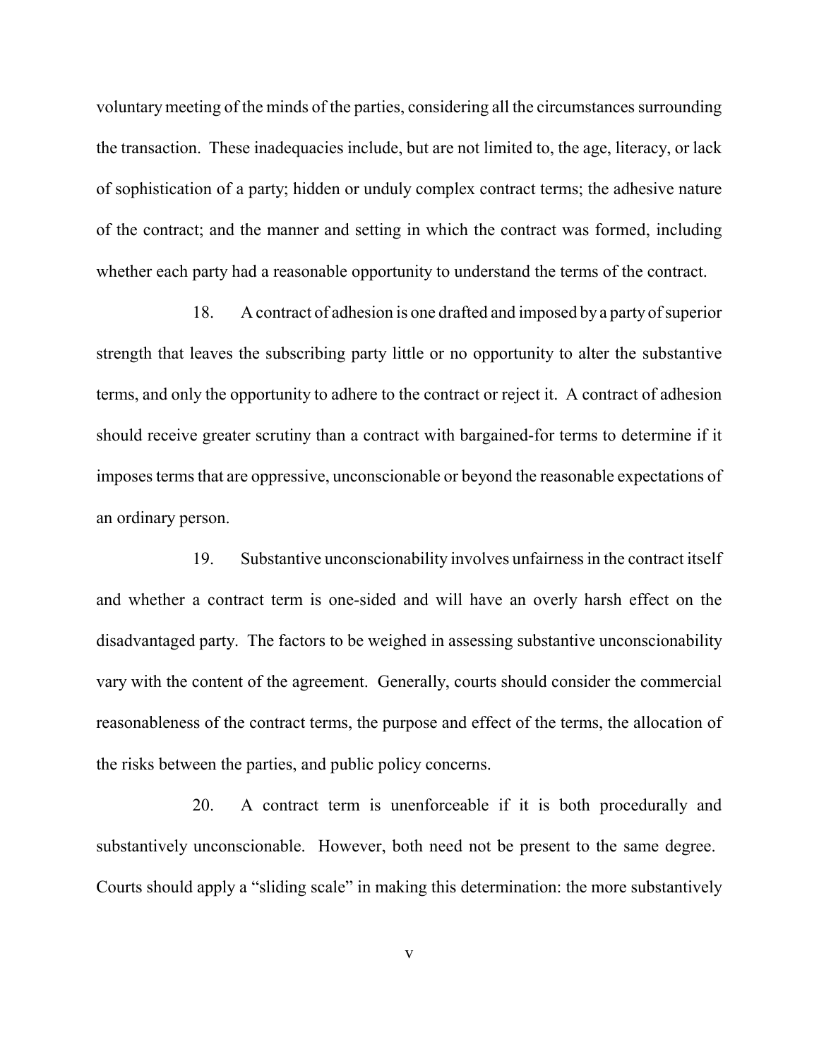voluntary meeting of the minds of the parties, considering all the circumstances surrounding the transaction. These inadequacies include, but are not limited to, the age, literacy, or lack of sophistication of a party; hidden or unduly complex contract terms; the adhesive nature of the contract; and the manner and setting in which the contract was formed, including whether each party had a reasonable opportunity to understand the terms of the contract.

18. A contract of adhesion is one drafted and imposed by a party of superior strength that leaves the subscribing party little or no opportunity to alter the substantive terms, and only the opportunity to adhere to the contract or reject it. A contract of adhesion should receive greater scrutiny than a contract with bargained-for terms to determine if it imposes terms that are oppressive, unconscionable or beyond the reasonable expectations of an ordinary person.

19. Substantive unconscionability involves unfairness in the contract itself and whether a contract term is one-sided and will have an overly harsh effect on the disadvantaged party. The factors to be weighed in assessing substantive unconscionability vary with the content of the agreement. Generally, courts should consider the commercial reasonableness of the contract terms, the purpose and effect of the terms, the allocation of the risks between the parties, and public policy concerns.

20. A contract term is unenforceable if it is both procedurally and substantively unconscionable. However, both need not be present to the same degree. Courts should apply a "sliding scale" in making this determination: the more substantively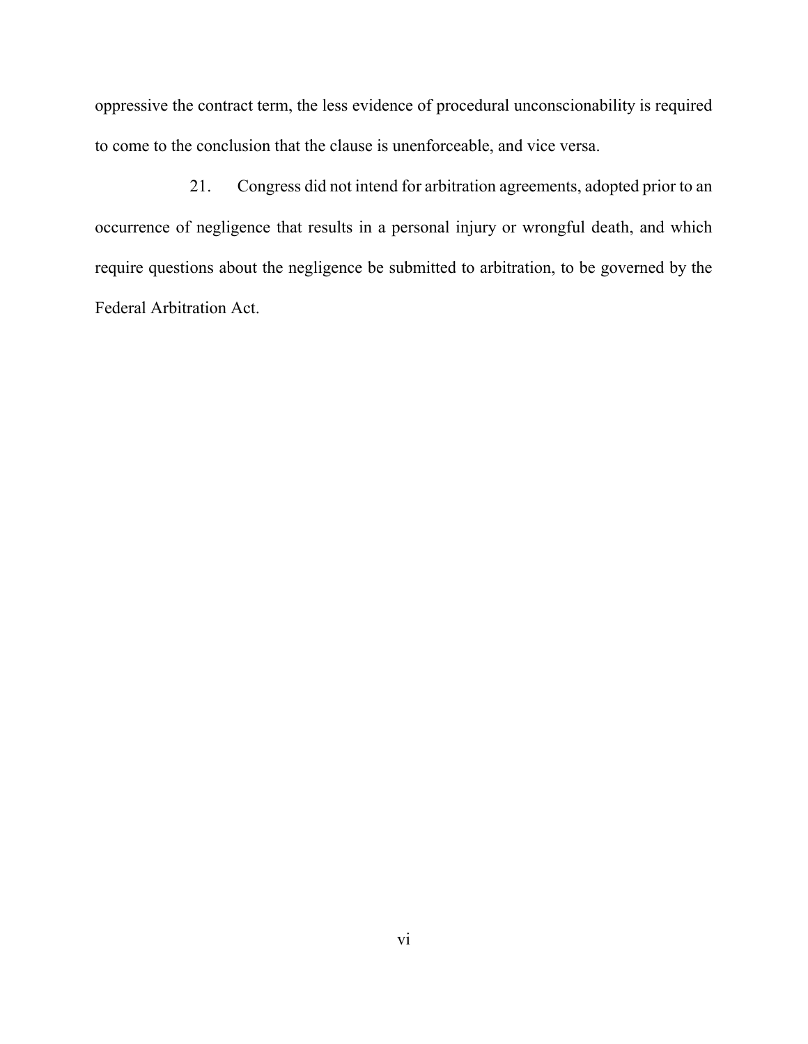oppressive the contract term, the less evidence of procedural unconscionability is required to come to the conclusion that the clause is unenforceable, and vice versa.

21. Congress did not intend for arbitration agreements, adopted prior to an occurrence of negligence that results in a personal injury or wrongful death, and which require questions about the negligence be submitted to arbitration, to be governed by the Federal Arbitration Act.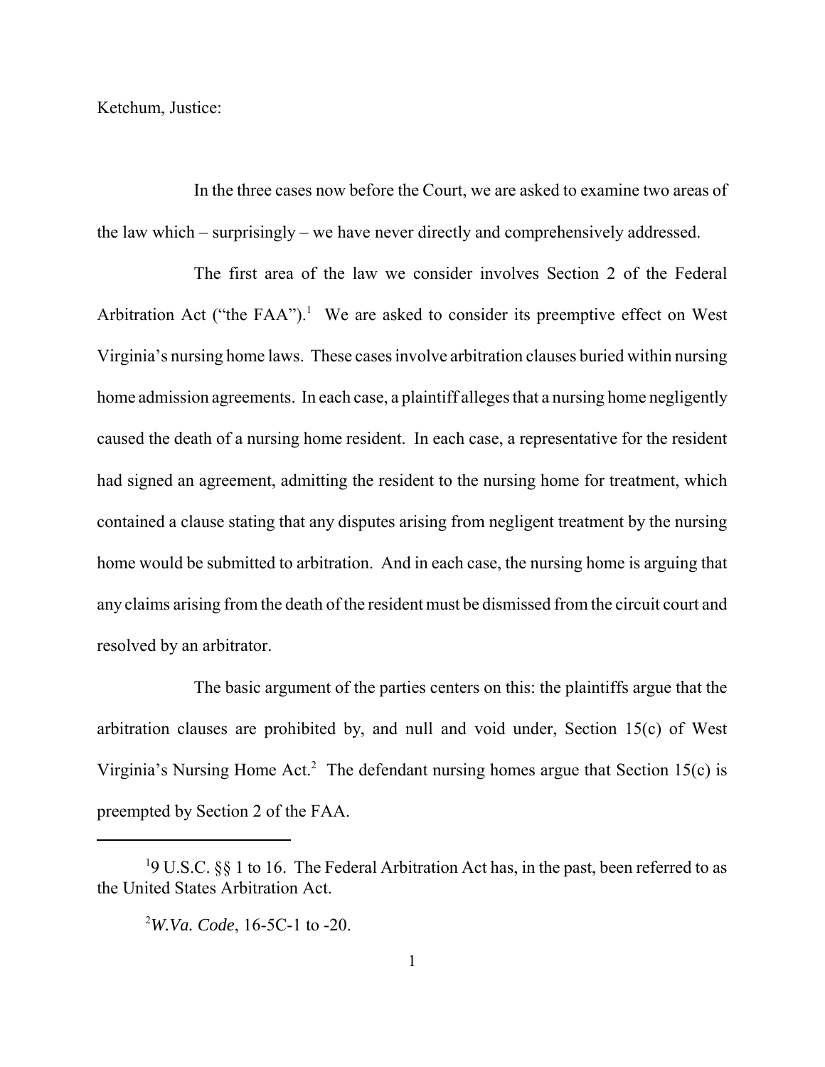Ketchum, Justice:

In the three cases now before the Court, we are asked to examine two areas of the law which – surprisingly – we have never directly and comprehensively addressed.

The first area of the law we consider involves Section 2 of the Federal Arbitration Act ("the FAA").[1] We are asked to consider its preemptive effect on West Virginia's nursing home laws. These cases involve arbitration clauses buried within nursing home admission agreements. In each case, a plaintiff alleges that a nursing home negligently caused the death of a nursing home resident. In each case, a representative for the resident had signed an agreement, admitting the resident to the nursing home for treatment, which contained a clause stating that any disputes arising from negligent treatment by the nursing home would be submitted to arbitration. And in each case, the nursing home is arguing that any claims arising from the death of the resident must be dismissed from the circuit court and resolved by an arbitrator.

The basic argument of the parties centers on this: the plaintiffs argue that the arbitration clauses are prohibited by, and null and void under, Section 15(c) of West Virginia's Nursing Home Act.[2] The defendant nursing homes argue that Section 15(c) is preempted by Section 2 of the FAA.

---

[1]9 U.S.C. §§ 1 to 16. The Federal Arbitration Act has, in the past, been referred to as the United States Arbitration Act.

[2]*W.Va. Code*, 16-5C-1 to -20.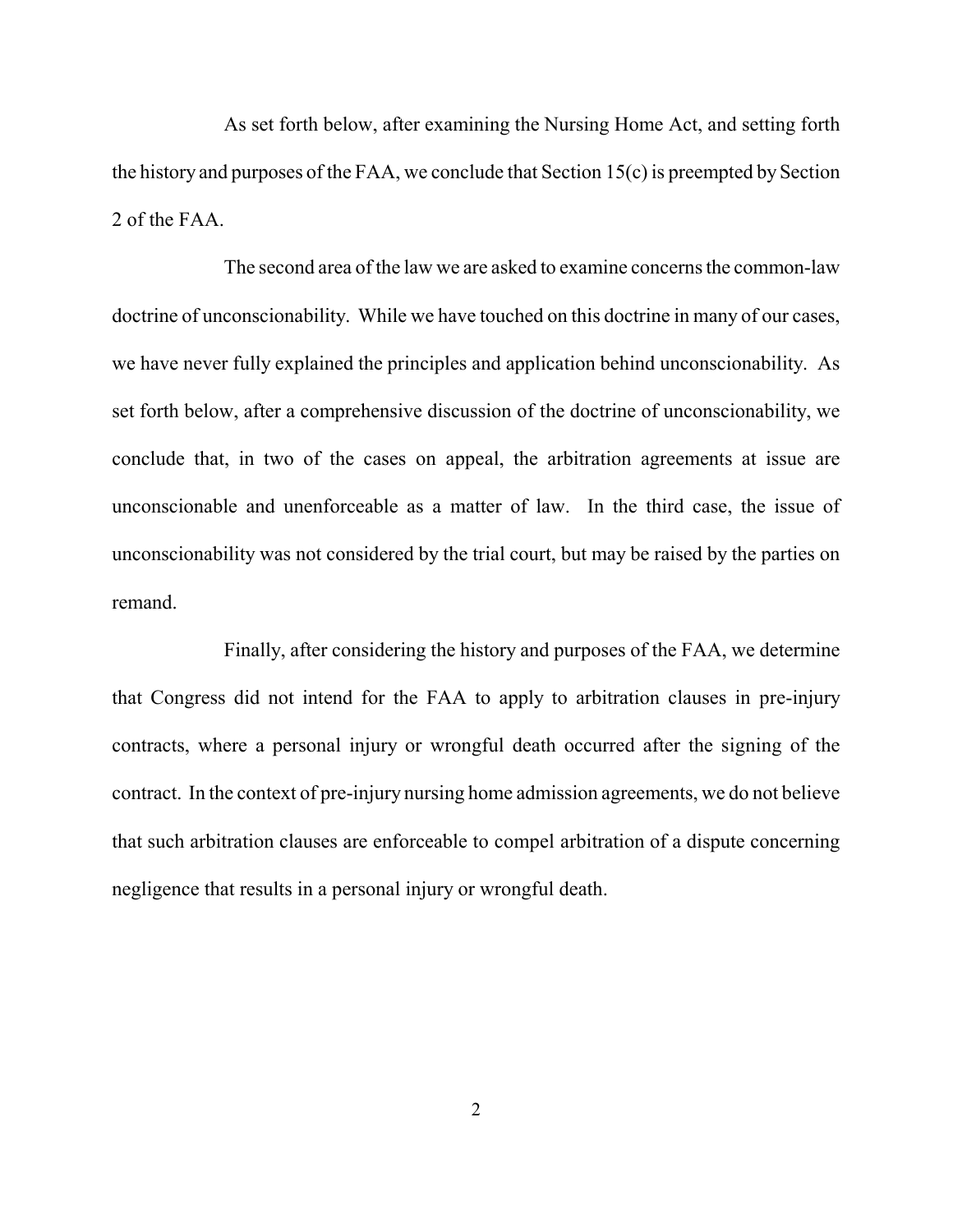As set forth below, after examining the Nursing Home Act, and setting forth the history and purposes of the FAA, we conclude that Section 15(c) is preempted by Section 2 of the FAA.

The second area of the law we are asked to examine concerns the common-law doctrine of unconscionability. While we have touched on this doctrine in many of our cases, we have never fully explained the principles and application behind unconscionability. As set forth below, after a comprehensive discussion of the doctrine of unconscionability, we conclude that, in two of the cases on appeal, the arbitration agreements at issue are unconscionable and unenforceable as a matter of law. In the third case, the issue of unconscionability was not considered by the trial court, but may be raised by the parties on remand.

Finally, after considering the history and purposes of the FAA, we determine that Congress did not intend for the FAA to apply to arbitration clauses in pre-injury contracts, where a personal injury or wrongful death occurred after the signing of the contract. In the context of pre-injury nursing home admission agreements, we do not believe that such arbitration clauses are enforceable to compel arbitration of a dispute concerning negligence that results in a personal injury or wrongful death.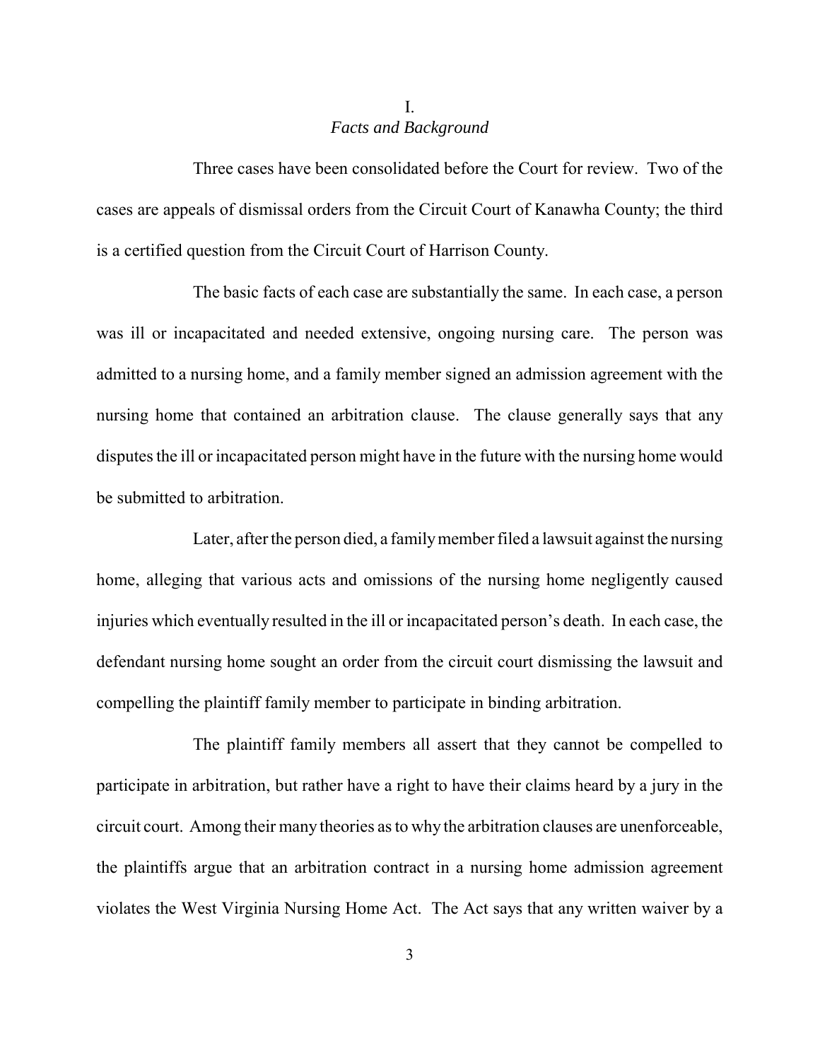## I.
### *Facts and Background*

Three cases have been consolidated before the Court for review. Two of the cases are appeals of dismissal orders from the Circuit Court of Kanawha County; the third is a certified question from the Circuit Court of Harrison County.

The basic facts of each case are substantially the same. In each case, a person was ill or incapacitated and needed extensive, ongoing nursing care. The person was admitted to a nursing home, and a family member signed an admission agreement with the nursing home that contained an arbitration clause. The clause generally says that any disputes the ill or incapacitated person might have in the future with the nursing home would be submitted to arbitration.

Later, after the person died, a family member filed a lawsuit against the nursing home, alleging that various acts and omissions of the nursing home negligently caused injuries which eventually resulted in the ill or incapacitated person's death. In each case, the defendant nursing home sought an order from the circuit court dismissing the lawsuit and compelling the plaintiff family member to participate in binding arbitration.

The plaintiff family members all assert that they cannot be compelled to participate in arbitration, but rather have a right to have their claims heard by a jury in the circuit court. Among their many theories as to why the arbitration clauses are unenforceable, the plaintiffs argue that an arbitration contract in a nursing home admission agreement violates the West Virginia Nursing Home Act. The Act says that any written waiver by a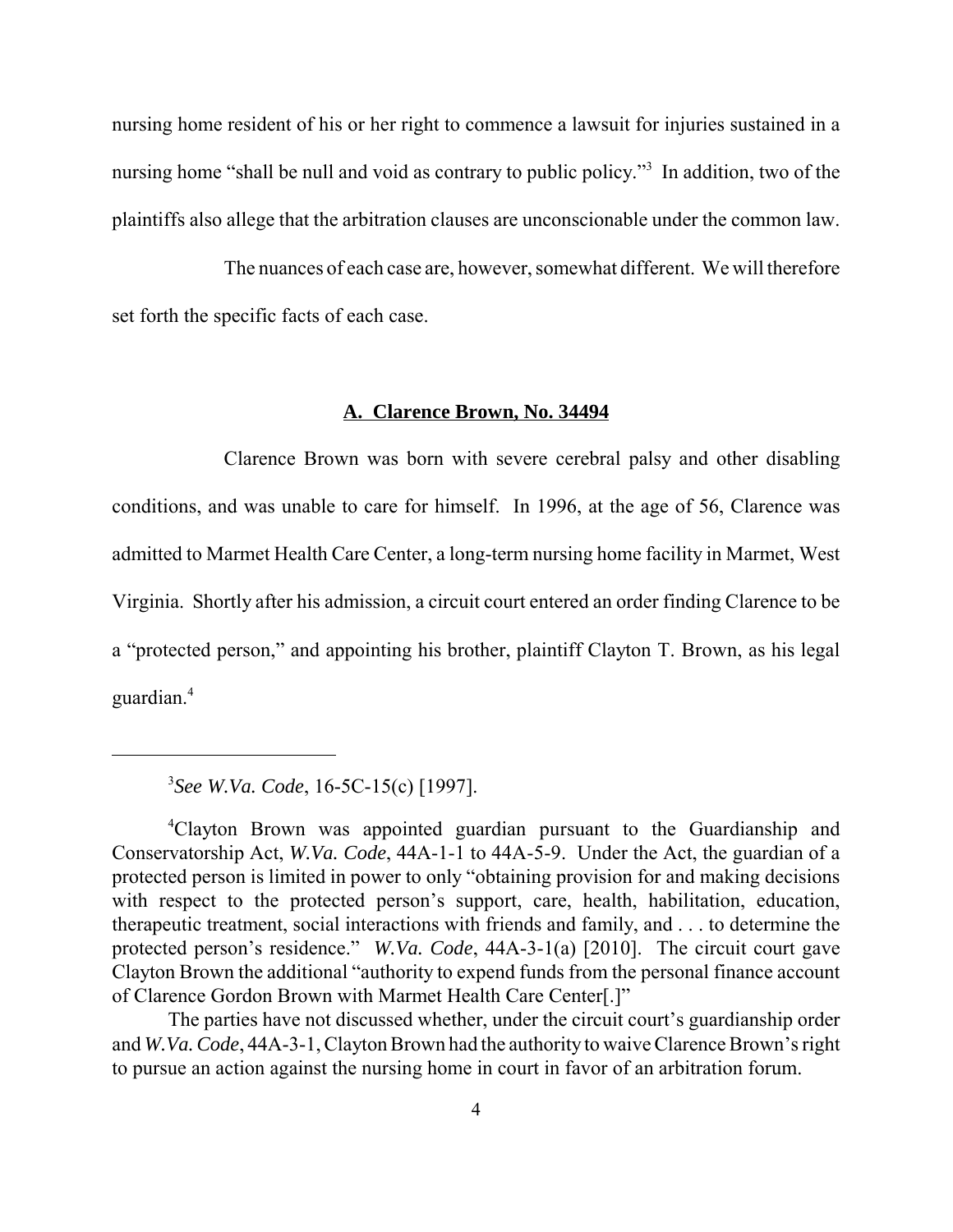nursing home resident of his or her right to commence a lawsuit for injuries sustained in a nursing home "shall be null and void as contrary to public policy."[3] In addition, two of the plaintiffs also allege that the arbitration clauses are unconscionable under the common law.

The nuances of each case are, however, somewhat different. We will therefore set forth the specific facts of each case.

## **A. Clarence Brown, No. 34494**

Clarence Brown was born with severe cerebral palsy and other disabling conditions, and was unable to care for himself. In 1996, at the age of 56, Clarence was admitted to Marmet Health Care Center, a long-term nursing home facility in Marmet, West Virginia. Shortly after his admission, a circuit court entered an order finding Clarence to be a "protected person," and appointing his brother, plaintiff Clayton T. Brown, as his legal guardian.[4]

---

[3]*See W.Va. Code*, 16-5C-15(c) [1997].

[4]Clayton Brown was appointed guardian pursuant to the Guardianship and Conservatorship Act, *W.Va. Code*, 44A-1-1 to 44A-5-9. Under the Act, the guardian of a protected person is limited in power to only "obtaining provision for and making decisions with respect to the protected person's support, care, health, habilitation, education, therapeutic treatment, social interactions with friends and family, and . . . to determine the protected person's residence." *W.Va. Code*, 44A-3-1(a) [2010]. The circuit court gave Clayton Brown the additional "authority to expend funds from the personal finance account of Clarence Gordon Brown with Marmet Health Care Center[.]"

The parties have not discussed whether, under the circuit court's guardianship order and *W.Va. Code*, 44A-3-1, Clayton Brown had the authority to waive Clarence Brown's right to pursue an action against the nursing home in court in favor of an arbitration forum.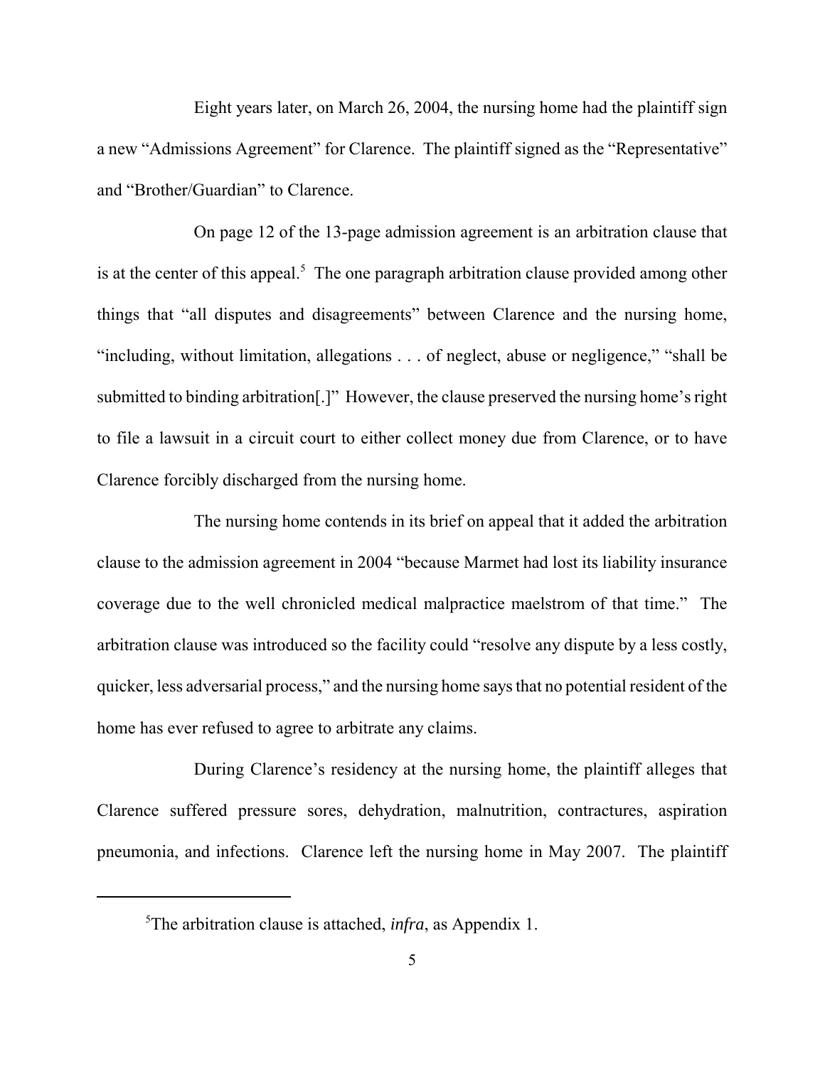Eight years later, on March 26, 2004, the nursing home had the plaintiff sign a new "Admissions Agreement" for Clarence. The plaintiff signed as the "Representative" and "Brother/Guardian" to Clarence.

On page 12 of the 13-page admission agreement is an arbitration clause that is at the center of this appeal.[5] The one paragraph arbitration clause provided among other things that "all disputes and disagreements" between Clarence and the nursing home, "including, without limitation, allegations . . . of neglect, abuse or negligence," "shall be submitted to binding arbitration[.]" However, the clause preserved the nursing home's right to file a lawsuit in a circuit court to either collect money due from Clarence, or to have Clarence forcibly discharged from the nursing home.

The nursing home contends in its brief on appeal that it added the arbitration clause to the admission agreement in 2004 "because Marmet had lost its liability insurance coverage due to the well chronicled medical malpractice maelstrom of that time." The arbitration clause was introduced so the facility could "resolve any dispute by a less costly, quicker, less adversarial process," and the nursing home says that no potential resident of the home has ever refused to agree to arbitrate any claims.

During Clarence's residency at the nursing home, the plaintiff alleges that Clarence suffered pressure sores, dehydration, malnutrition, contractures, aspiration pneumonia, and infections. Clarence left the nursing home in May 2007. The plaintiff

[5]The arbitration clause is attached, *infra*, as Appendix 1.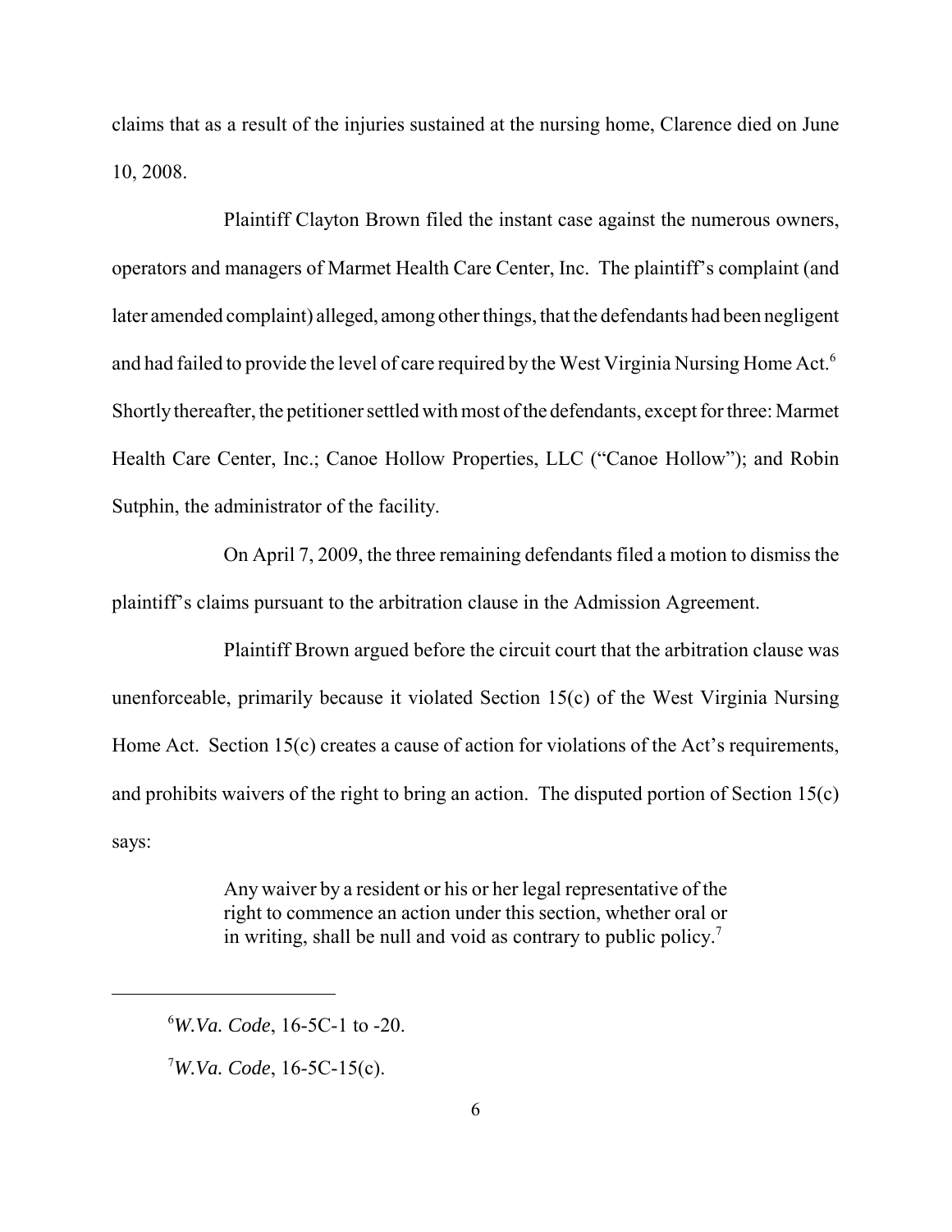claims that as a result of the injuries sustained at the nursing home, Clarence died on June 10, 2008.

Plaintiff Clayton Brown filed the instant case against the numerous owners, operators and managers of Marmet Health Care Center, Inc. The plaintiff's complaint (and later amended complaint) alleged, among other things, that the defendants had been negligent and had failed to provide the level of care required by the West Virginia Nursing Home Act.[6] Shortly thereafter, the petitioner settled with most of the defendants, except for three: Marmet Health Care Center, Inc.; Canoe Hollow Properties, LLC ("Canoe Hollow"); and Robin Sutphin, the administrator of the facility.

On April 7, 2009, the three remaining defendants filed a motion to dismiss the plaintiff's claims pursuant to the arbitration clause in the Admission Agreement.

Plaintiff Brown argued before the circuit court that the arbitration clause was unenforceable, primarily because it violated Section 15(c) of the West Virginia Nursing Home Act. Section 15(c) creates a cause of action for violations of the Act's requirements, and prohibits waivers of the right to bring an action. The disputed portion of Section 15(c) says:

> Any waiver by a resident or his or her legal representative of the right to commence an action under this section, whether oral or in writing, shall be null and void as contrary to public policy.[7]

---

[6] *W.Va. Code*, 16-5C-1 to -20.

[7] *W.Va. Code*, 16-5C-15(c).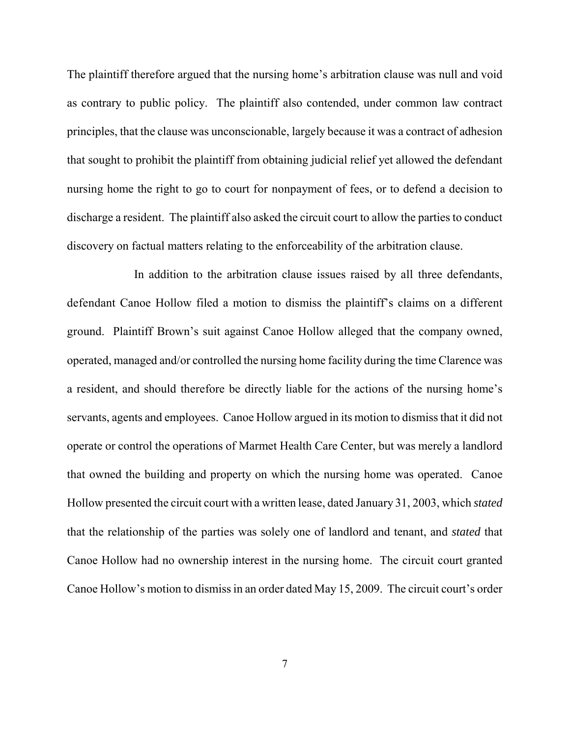The plaintiff therefore argued that the nursing home's arbitration clause was null and void as contrary to public policy. The plaintiff also contended, under common law contract principles, that the clause was unconscionable, largely because it was a contract of adhesion that sought to prohibit the plaintiff from obtaining judicial relief yet allowed the defendant nursing home the right to go to court for nonpayment of fees, or to defend a decision to discharge a resident. The plaintiff also asked the circuit court to allow the parties to conduct discovery on factual matters relating to the enforceability of the arbitration clause.

In addition to the arbitration clause issues raised by all three defendants, defendant Canoe Hollow filed a motion to dismiss the plaintiff's claims on a different ground. Plaintiff Brown's suit against Canoe Hollow alleged that the company owned, operated, managed and/or controlled the nursing home facility during the time Clarence was a resident, and should therefore be directly liable for the actions of the nursing home's servants, agents and employees. Canoe Hollow argued in its motion to dismiss that it did not operate or control the operations of Marmet Health Care Center, but was merely a landlord that owned the building and property on which the nursing home was operated. Canoe Hollow presented the circuit court with a written lease, dated January 31, 2003, which *stated* that the relationship of the parties was solely one of landlord and tenant, and *stated* that Canoe Hollow had no ownership interest in the nursing home. The circuit court granted Canoe Hollow's motion to dismiss in an order dated May 15, 2009. The circuit court's order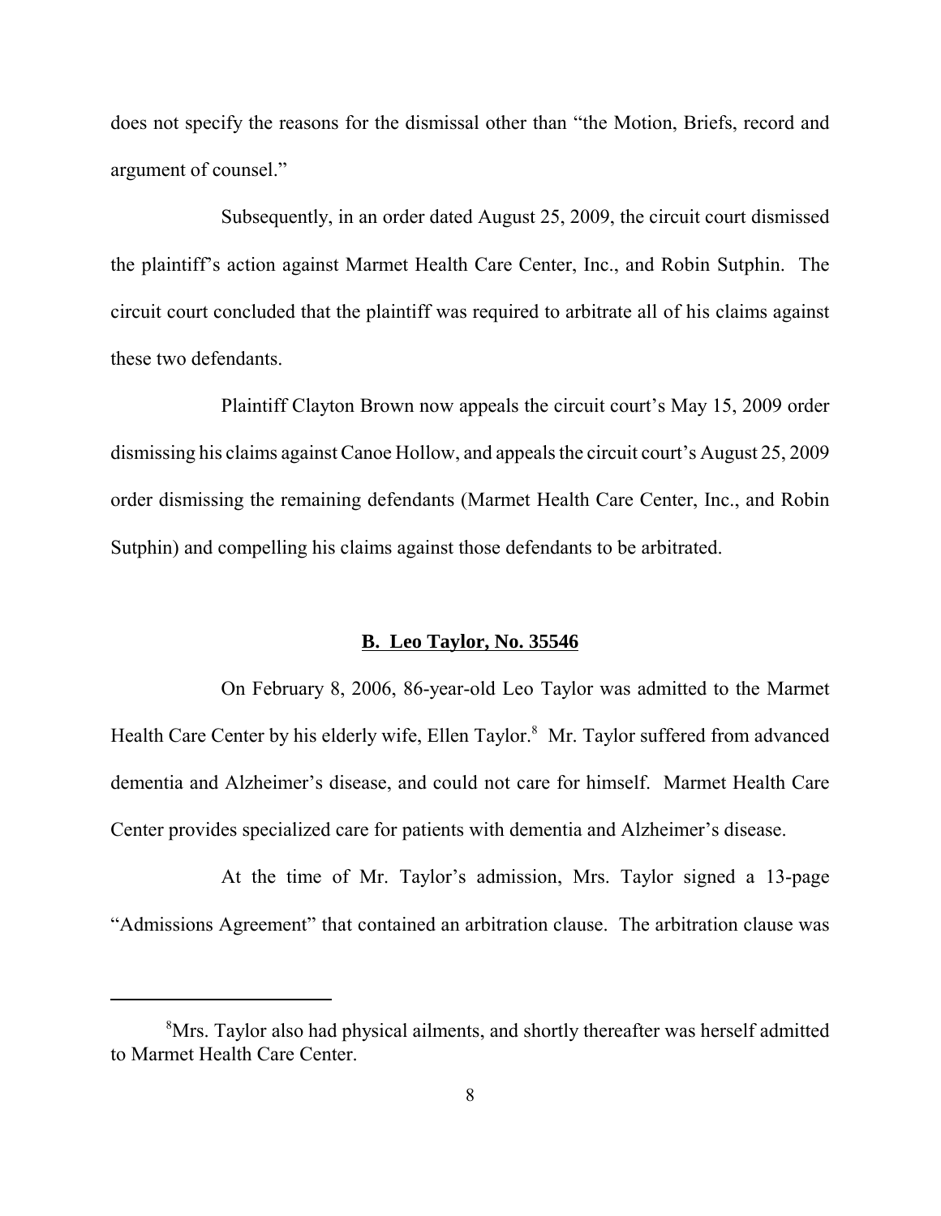does not specify the reasons for the dismissal other than "the Motion, Briefs, record and argument of counsel."

Subsequently, in an order dated August 25, 2009, the circuit court dismissed the plaintiff's action against Marmet Health Care Center, Inc., and Robin Sutphin. The circuit court concluded that the plaintiff was required to arbitrate all of his claims against these two defendants.

Plaintiff Clayton Brown now appeals the circuit court's May 15, 2009 order dismissing his claims against Canoe Hollow, and appeals the circuit court's August 25, 2009 order dismissing the remaining defendants (Marmet Health Care Center, Inc., and Robin Sutphin) and compelling his claims against those defendants to be arbitrated.

## B. Leo Taylor, No. 35546

On February 8, 2006, 86-year-old Leo Taylor was admitted to the Marmet Health Care Center by his elderly wife, Ellen Taylor.[8] Mr. Taylor suffered from advanced dementia and Alzheimer's disease, and could not care for himself. Marmet Health Care Center provides specialized care for patients with dementia and Alzheimer's disease.

At the time of Mr. Taylor's admission, Mrs. Taylor signed a 13-page "Admissions Agreement" that contained an arbitration clause. The arbitration clause was

---

[8] Mrs. Taylor also had physical ailments, and shortly thereafter was herself admitted to Marmet Health Care Center.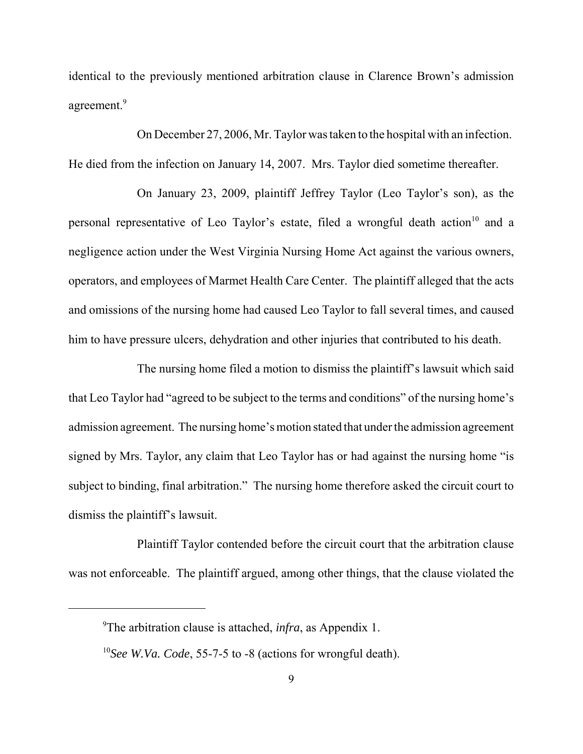identical to the previously mentioned arbitration clause in Clarence Brown's admission agreement.[9]

On December 27, 2006, Mr. Taylor was taken to the hospital with an infection. He died from the infection on January 14, 2007. Mrs. Taylor died sometime thereafter.

On January 23, 2009, plaintiff Jeffrey Taylor (Leo Taylor's son), as the personal representative of Leo Taylor's estate, filed a wrongful death action[10] and a negligence action under the West Virginia Nursing Home Act against the various owners, operators, and employees of Marmet Health Care Center. The plaintiff alleged that the acts and omissions of the nursing home had caused Leo Taylor to fall several times, and caused him to have pressure ulcers, dehydration and other injuries that contributed to his death.

The nursing home filed a motion to dismiss the plaintiff's lawsuit which said that Leo Taylor had "agreed to be subject to the terms and conditions" of the nursing home's admission agreement. The nursing home's motion stated that under the admission agreement signed by Mrs. Taylor, any claim that Leo Taylor has or had against the nursing home "is subject to binding, final arbitration." The nursing home therefore asked the circuit court to dismiss the plaintiff's lawsuit.

Plaintiff Taylor contended before the circuit court that the arbitration clause was not enforceable. The plaintiff argued, among other things, that the clause violated the

---

[9]The arbitration clause is attached, *infra*, as Appendix 1.

[10]*See W.Va. Code*, 55-7-5 to -8 (actions for wrongful death).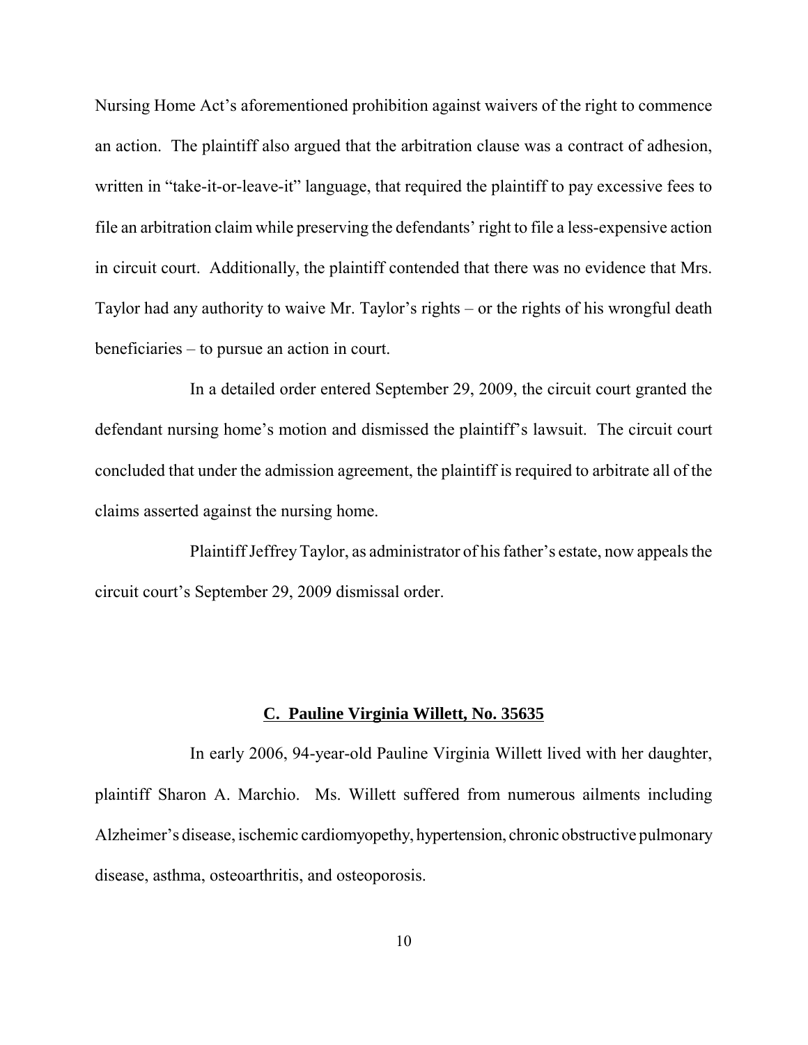Nursing Home Act's aforementioned prohibition against waivers of the right to commence an action. The plaintiff also argued that the arbitration clause was a contract of adhesion, written in "take-it-or-leave-it" language, that required the plaintiff to pay excessive fees to file an arbitration claim while preserving the defendants' right to file a less-expensive action in circuit court. Additionally, the plaintiff contended that there was no evidence that Mrs. Taylor had any authority to waive Mr. Taylor's rights – or the rights of his wrongful death beneficiaries – to pursue an action in court.

In a detailed order entered September 29, 2009, the circuit court granted the defendant nursing home's motion and dismissed the plaintiff's lawsuit. The circuit court concluded that under the admission agreement, the plaintiff is required to arbitrate all of the claims asserted against the nursing home.

Plaintiff Jeffrey Taylor, as administrator of his father's estate, now appeals the circuit court's September 29, 2009 dismissal order.

### C. Pauline Virginia Willett, No. 35635

In early 2006, 94-year-old Pauline Virginia Willett lived with her daughter, plaintiff Sharon A. Marchio. Ms. Willett suffered from numerous ailments including Alzheimer's disease, ischemic cardiomyopethy, hypertension, chronic obstructive pulmonary disease, asthma, osteoarthritis, and osteoporosis.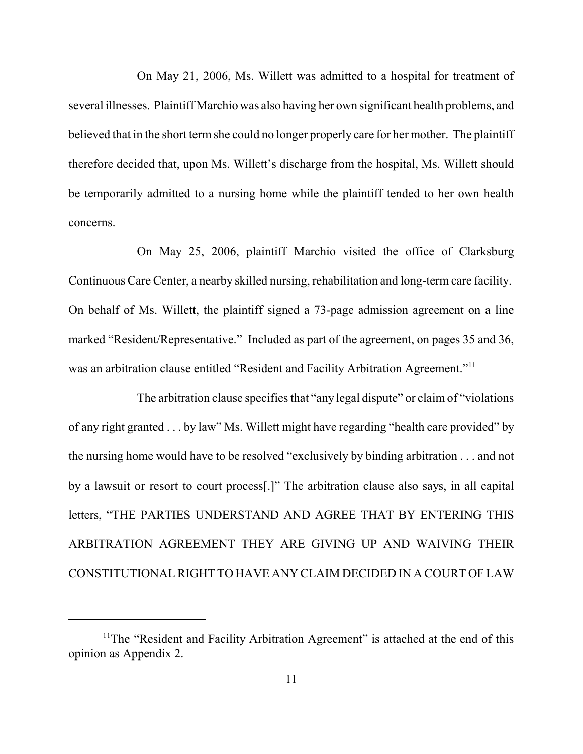On May 21, 2006, Ms. Willett was admitted to a hospital for treatment of several illnesses. Plaintiff Marchio was also having her own significant health problems, and believed that in the short term she could no longer properly care for her mother. The plaintiff therefore decided that, upon Ms. Willett's discharge from the hospital, Ms. Willett should be temporarily admitted to a nursing home while the plaintiff tended to her own health concerns.

On May 25, 2006, plaintiff Marchio visited the office of Clarksburg Continuous Care Center, a nearby skilled nursing, rehabilitation and long-term care facility. On behalf of Ms. Willett, the plaintiff signed a 73-page admission agreement on a line marked "Resident/Representative." Included as part of the agreement, on pages 35 and 36, was an arbitration clause entitled "Resident and Facility Arbitration Agreement."[11]

The arbitration clause specifies that "any legal dispute" or claim of "violations of any right granted . . . by law" Ms. Willett might have regarding "health care provided" by the nursing home would have to be resolved "exclusively by binding arbitration . . . and not by a lawsuit or resort to court process[.]" The arbitration clause also says, in all capital letters, "THE PARTIES UNDERSTAND AND AGREE THAT BY ENTERING THIS ARBITRATION AGREEMENT THEY ARE GIVING UP AND WAIVING THEIR CONSTITUTIONAL RIGHT TO HAVE ANY CLAIM DECIDED IN A COURT OF LAW

[11]The "Resident and Facility Arbitration Agreement" is attached at the end of this opinion as Appendix 2.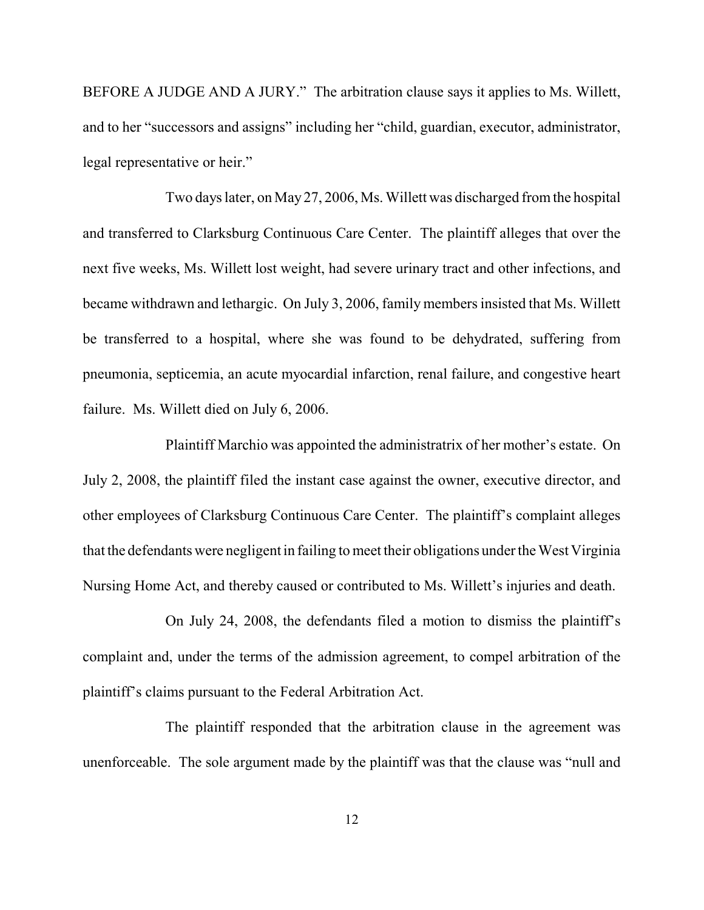BEFORE A JUDGE AND A JURY." The arbitration clause says it applies to Ms. Willett, and to her "successors and assigns" including her "child, guardian, executor, administrator, legal representative or heir."

Two days later, on May 27, 2006, Ms. Willett was discharged from the hospital and transferred to Clarksburg Continuous Care Center. The plaintiff alleges that over the next five weeks, Ms. Willett lost weight, had severe urinary tract and other infections, and became withdrawn and lethargic. On July 3, 2006, family members insisted that Ms. Willett be transferred to a hospital, where she was found to be dehydrated, suffering from pneumonia, septicemia, an acute myocardial infarction, renal failure, and congestive heart failure. Ms. Willett died on July 6, 2006.

Plaintiff Marchio was appointed the administratrix of her mother's estate. On July 2, 2008, the plaintiff filed the instant case against the owner, executive director, and other employees of Clarksburg Continuous Care Center. The plaintiff's complaint alleges that the defendants were negligent in failing to meet their obligations under the West Virginia Nursing Home Act, and thereby caused or contributed to Ms. Willett's injuries and death.

On July 24, 2008, the defendants filed a motion to dismiss the plaintiff's complaint and, under the terms of the admission agreement, to compel arbitration of the plaintiff's claims pursuant to the Federal Arbitration Act.

The plaintiff responded that the arbitration clause in the agreement was unenforceable. The sole argument made by the plaintiff was that the clause was "null and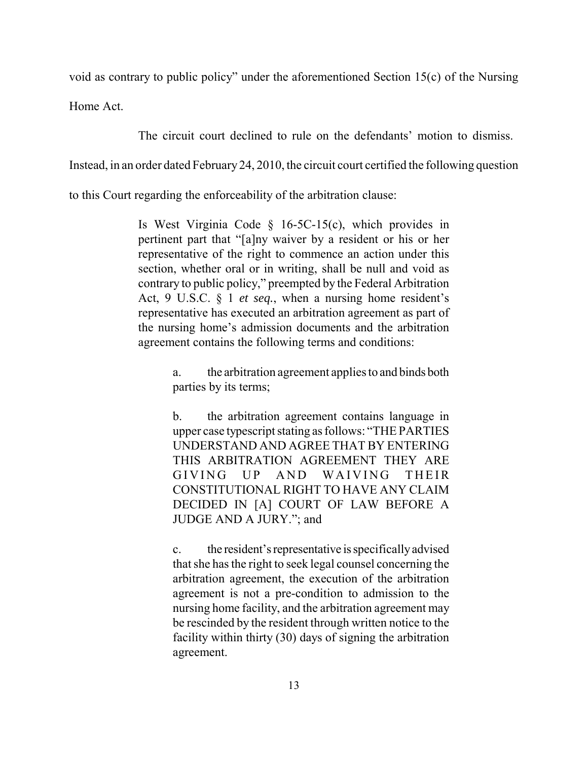void as contrary to public policy" under the aforementioned Section 15(c) of the Nursing Home Act.

The circuit court declined to rule on the defendants' motion to dismiss. Instead, in an order dated February 24, 2010, the circuit court certified the following question to this Court regarding the enforceability of the arbitration clause:

> Is West Virginia Code § 16-5C-15(c), which provides in pertinent part that "[a]ny waiver by a resident or his or her representative of the right to commence an action under this section, whether oral or in writing, shall be null and void as contrary to public policy," preempted by the Federal Arbitration Act, 9 U.S.C. § 1 *et seq.*, when a nursing home resident's representative has executed an arbitration agreement as part of the nursing home's admission documents and the arbitration agreement contains the following terms and conditions:
>
> a. the arbitration agreement applies to and binds both parties by its terms;
>
> b. the arbitration agreement contains language in upper case typescript stating as follows: "THE PARTIES UNDERSTAND AND AGREE THAT BY ENTERING THIS ARBITRATION AGREEMENT THEY ARE GIVING UP AND WAIVING THEIR CONSTITUTIONAL RIGHT TO HAVE ANY CLAIM DECIDED IN [A] COURT OF LAW BEFORE A JUDGE AND A JURY."; and
>
> c. the resident's representative is specifically advised that she has the right to seek legal counsel concerning the arbitration agreement, the execution of the arbitration agreement is not a pre-condition to admission to the nursing home facility, and the arbitration agreement may be rescinded by the resident through written notice to the facility within thirty (30) days of signing the arbitration agreement.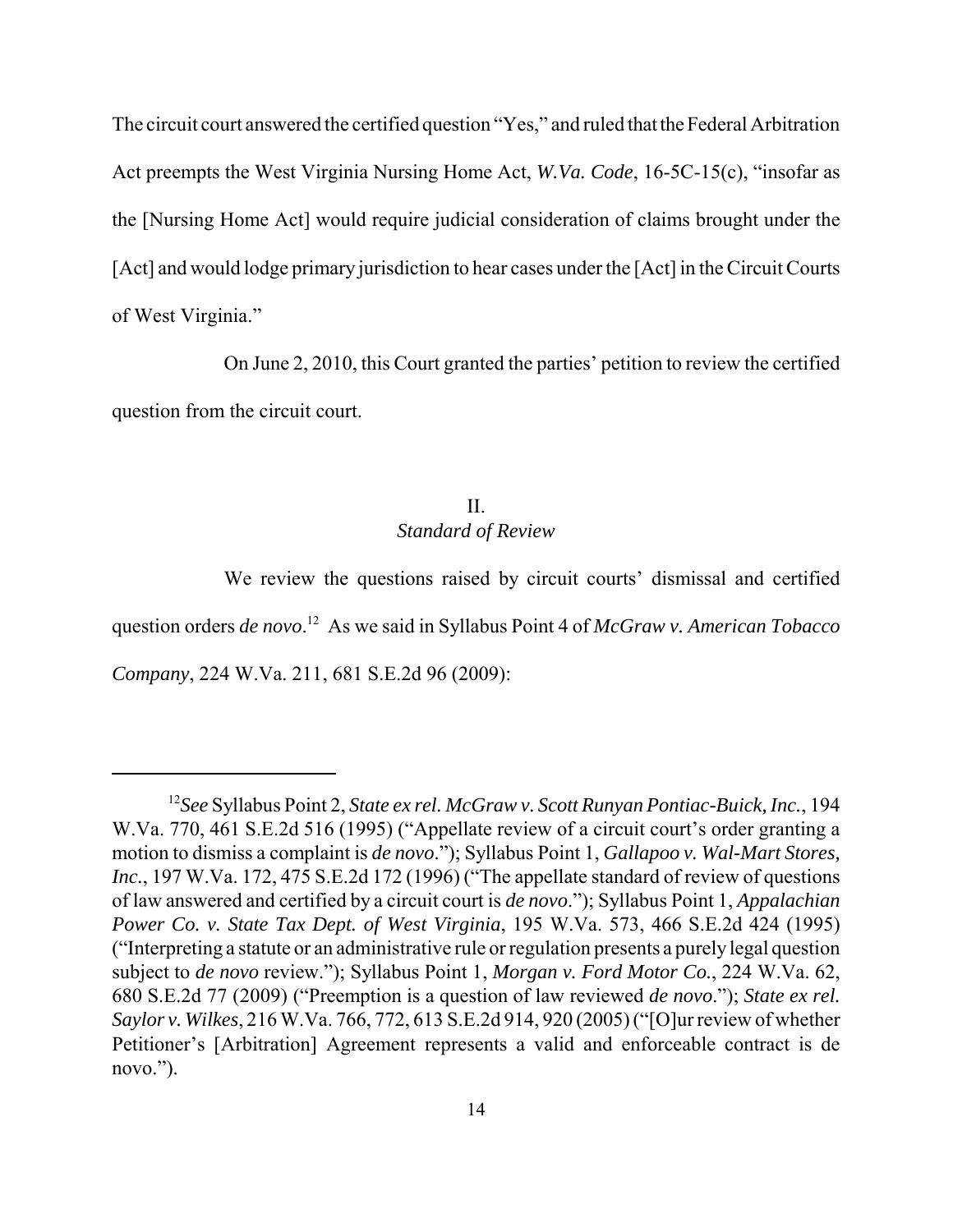The circuit court answered the certified question "Yes," and ruled that the Federal Arbitration Act preempts the West Virginia Nursing Home Act, *W.Va. Code*, 16-5C-15(c), "insofar as the [Nursing Home Act] would require judicial consideration of claims brought under the [Act] and would lodge primary jurisdiction to hear cases under the [Act] in the Circuit Courts of West Virginia."

On June 2, 2010, this Court granted the parties' petition to review the certified question from the circuit court.

## II.
## *Standard of Review*

We review the questions raised by circuit courts' dismissal and certified question orders *de novo*.[12] As we said in Syllabus Point 4 of *McGraw v. American Tobacco Company*, 224 W.Va. 211, 681 S.E.2d 96 (2009):

---

[12]*See* Syllabus Point 2, *State ex rel. McGraw v. Scott Runyan Pontiac-Buick, Inc.*, 194 W.Va. 770, 461 S.E.2d 516 (1995) ("Appellate review of a circuit court's order granting a motion to dismiss a complaint is *de novo*."); Syllabus Point 1, *Gallapoo v. Wal-Mart Stores, Inc.*, 197 W.Va. 172, 475 S.E.2d 172 (1996) ("The appellate standard of review of questions of law answered and certified by a circuit court is *de novo*."); Syllabus Point 1, *Appalachian Power Co. v. State Tax Dept. of West Virginia*, 195 W.Va. 573, 466 S.E.2d 424 (1995) ("Interpreting a statute or an administrative rule or regulation presents a purely legal question subject to *de novo* review."); Syllabus Point 1, *Morgan v. Ford Motor Co.*, 224 W.Va. 62, 680 S.E.2d 77 (2009) ("Preemption is a question of law reviewed *de novo*."); *State ex rel. Saylor v. Wilkes*, 216 W.Va. 766, 772, 613 S.E.2d 914, 920 (2005) ("[O]ur review of whether Petitioner's [Arbitration] Agreement represents a valid and enforceable contract is de novo.").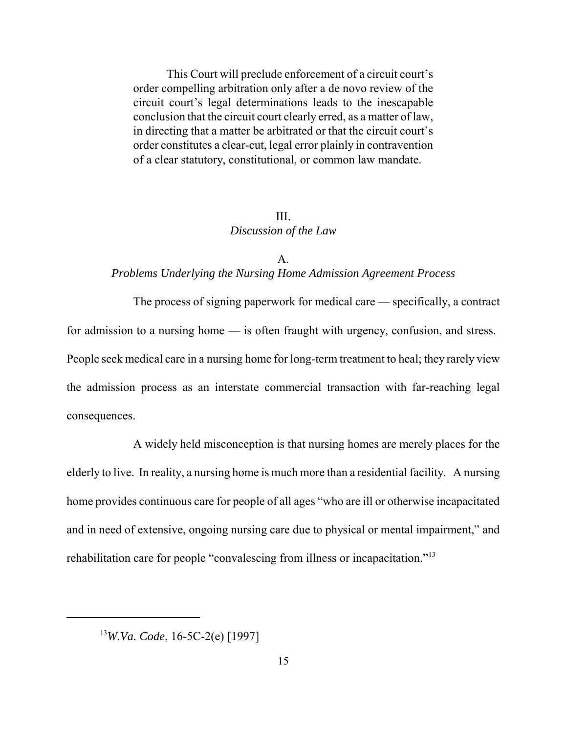> This Court will preclude enforcement of a circuit court's order compelling arbitration only after a de novo review of the circuit court's legal determinations leads to the inescapable conclusion that the circuit court clearly erred, as a matter of law, in directing that a matter be arbitrated or that the circuit court's order constitutes a clear-cut, legal error plainly in contravention of a clear statutory, constitutional, or common law mandate.

## III.
## *Discussion of the Law*

### A.
### *Problems Underlying the Nursing Home Admission Agreement Process*

The process of signing paperwork for medical care — specifically, a contract for admission to a nursing home — is often fraught with urgency, confusion, and stress. People seek medical care in a nursing home for long-term treatment to heal; they rarely view the admission process as an interstate commercial transaction with far-reaching legal consequences.

A widely held misconception is that nursing homes are merely places for the elderly to live. In reality, a nursing home is much more than a residential facility. A nursing home provides continuous care for people of all ages "who are ill or otherwise incapacitated and in need of extensive, ongoing nursing care due to physical or mental impairment," and rehabilitation care for people "convalescing from illness or incapacitation."[13]

---

[13] *W.Va. Code*, 16-5C-2(e) [1997]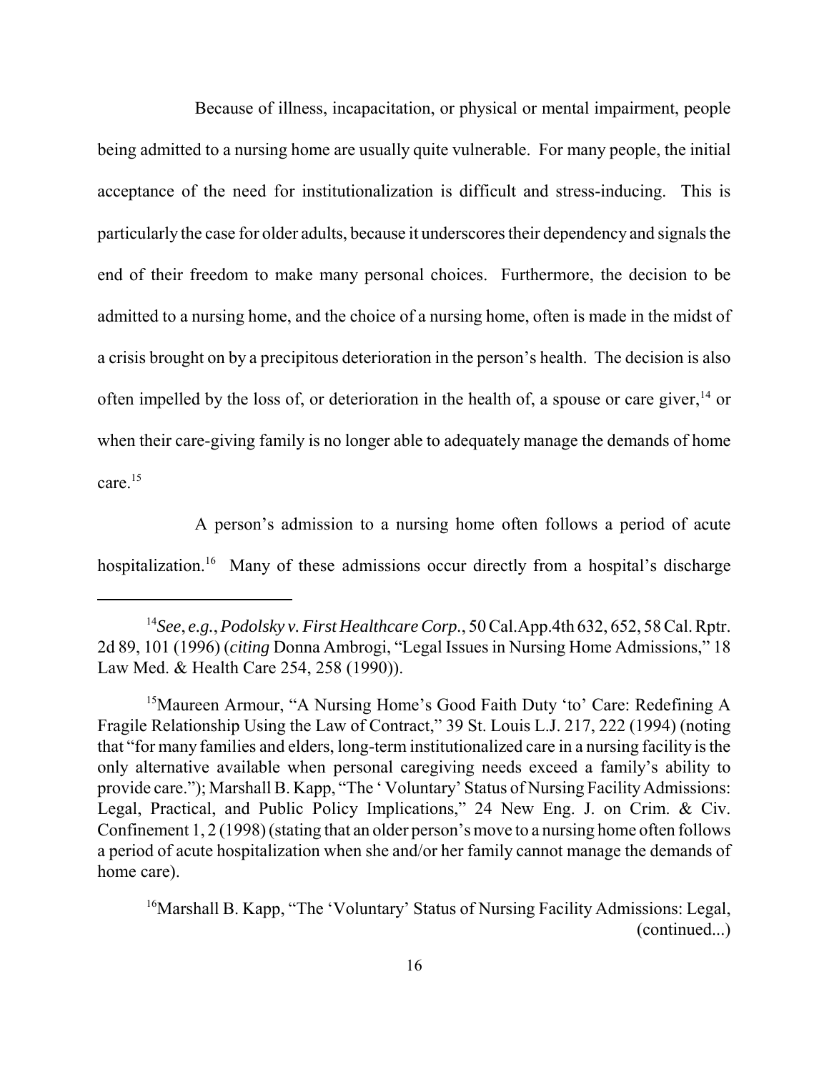Because of illness, incapacitation, or physical or mental impairment, people being admitted to a nursing home are usually quite vulnerable. For many people, the initial acceptance of the need for institutionalization is difficult and stress-inducing. This is particularly the case for older adults, because it underscores their dependency and signals the end of their freedom to make many personal choices. Furthermore, the decision to be admitted to a nursing home, and the choice of a nursing home, often is made in the midst of a crisis brought on by a precipitous deterioration in the person's health. The decision is also often impelled by the loss of, or deterioration in the health of, a spouse or care giver,[14] or when their care-giving family is no longer able to adequately manage the demands of home care.[15]

A person's admission to a nursing home often follows a period of acute hospitalization.[16] Many of these admissions occur directly from a hospital's discharge

---

[14]*See*, *e.g.*, *Podolsky v. First Healthcare Corp.*, 50 Cal.App.4th 632, 652, 58 Cal. Rptr. 2d 89, 101 (1996) (*citing* Donna Ambrogi, "Legal Issues in Nursing Home Admissions," 18 Law Med. & Health Care 254, 258 (1990)).

[15]Maureen Armour, "A Nursing Home's Good Faith Duty 'to' Care: Redefining A Fragile Relationship Using the Law of Contract," 39 St. Louis L.J. 217, 222 (1994) (noting that "for many families and elders, long-term institutionalized care in a nursing facility is the only alternative available when personal caregiving needs exceed a family's ability to provide care."); Marshall B. Kapp, "The ' Voluntary' Status of Nursing Facility Admissions: Legal, Practical, and Public Policy Implications," 24 New Eng. J. on Crim. & Civ. Confinement 1, 2 (1998) (stating that an older person's move to a nursing home often follows a period of acute hospitalization when she and/or her family cannot manage the demands of home care).

[16]Marshall B. Kapp, "The 'Voluntary' Status of Nursing Facility Admissions: Legal, (continued...)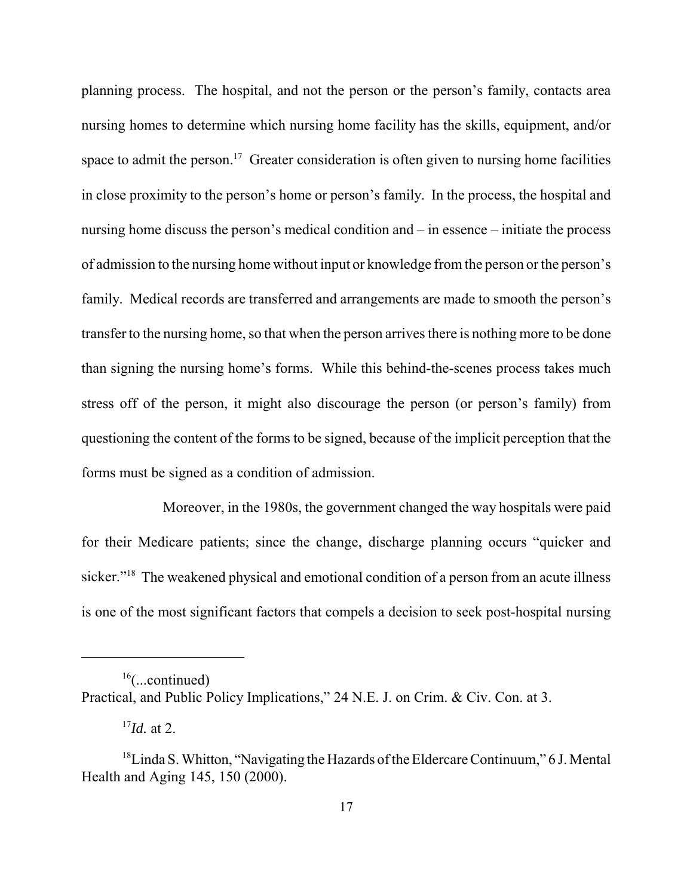planning process. The hospital, and not the person or the person's family, contacts area nursing homes to determine which nursing home facility has the skills, equipment, and/or space to admit the person.[17] Greater consideration is often given to nursing home facilities in close proximity to the person's home or person's family. In the process, the hospital and nursing home discuss the person's medical condition and – in essence – initiate the process of admission to the nursing home without input or knowledge from the person or the person's family. Medical records are transferred and arrangements are made to smooth the person's transfer to the nursing home, so that when the person arrives there is nothing more to be done than signing the nursing home's forms. While this behind-the-scenes process takes much stress off of the person, it might also discourage the person (or person's family) from questioning the content of the forms to be signed, because of the implicit perception that the forms must be signed as a condition of admission.

Moreover, in the 1980s, the government changed the way hospitals were paid for their Medicare patients; since the change, discharge planning occurs "quicker and sicker."[18] The weakened physical and emotional condition of a person from an acute illness is one of the most significant factors that compels a decision to seek post-hospital nursing

---

[16](...continued)
Practical, and Public Policy Implications," 24 N.E. J. on Crim. & Civ. Con. at 3.

[17]*Id.* at 2.

[18]Linda S. Whitton, "Navigating the Hazards of the Eldercare Continuum," 6 J. Mental Health and Aging 145, 150 (2000).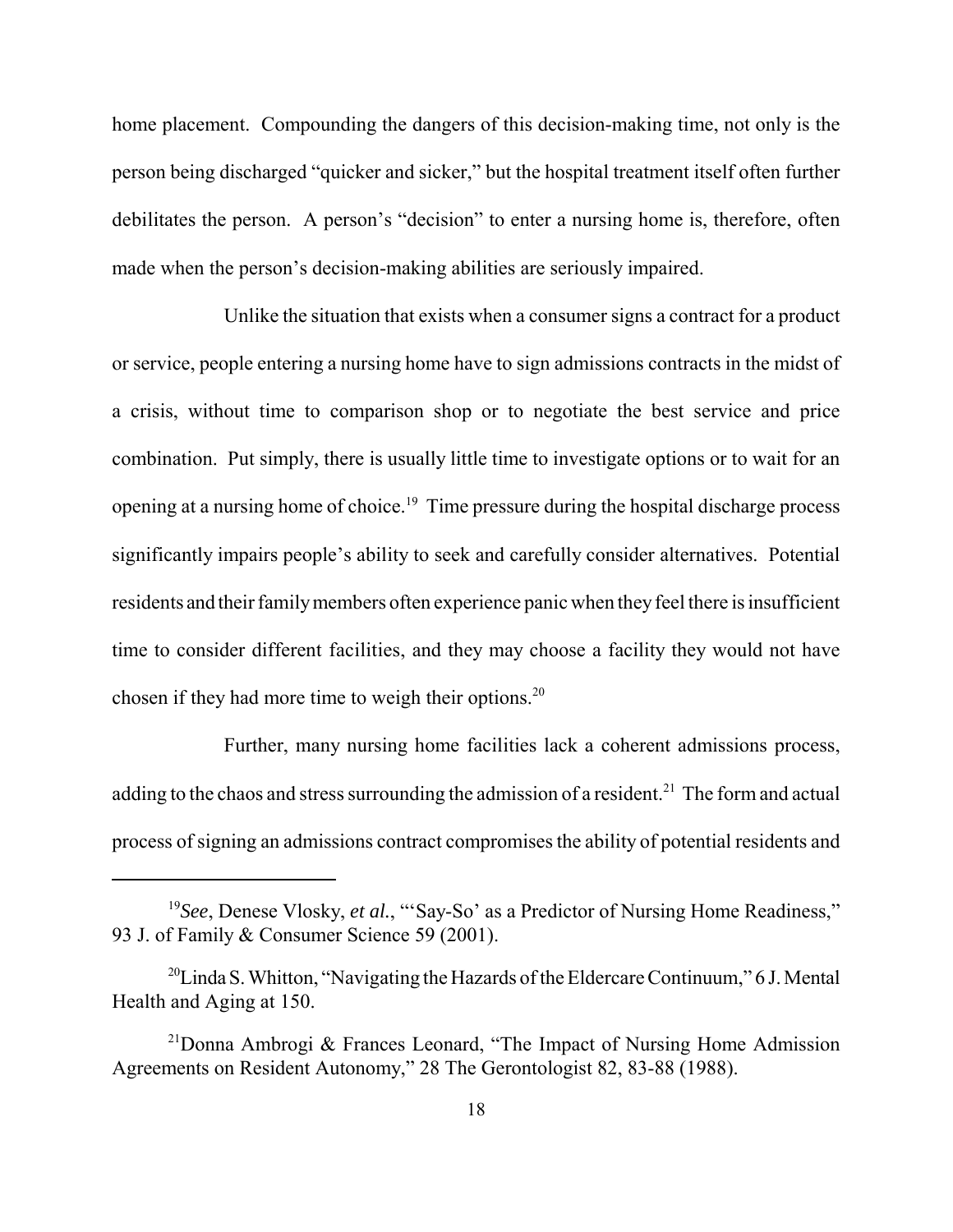home placement. Compounding the dangers of this decision-making time, not only is the person being discharged "quicker and sicker," but the hospital treatment itself often further debilitates the person. A person's "decision" to enter a nursing home is, therefore, often made when the person's decision-making abilities are seriously impaired.

Unlike the situation that exists when a consumer signs a contract for a product or service, people entering a nursing home have to sign admissions contracts in the midst of a crisis, without time to comparison shop or to negotiate the best service and price combination. Put simply, there is usually little time to investigate options or to wait for an opening at a nursing home of choice.[19] Time pressure during the hospital discharge process significantly impairs people's ability to seek and carefully consider alternatives. Potential residents and their family members often experience panic when they feel there is insufficient time to consider different facilities, and they may choose a facility they would not have chosen if they had more time to weigh their options.[20]

Further, many nursing home facilities lack a coherent admissions process, adding to the chaos and stress surrounding the admission of a resident.[21] The form and actual process of signing an admissions contract compromises the ability of potential residents and

---

[19]*See*, Denese Vlosky, *et al.*, "'Say-So' as a Predictor of Nursing Home Readiness," 93 J. of Family & Consumer Science 59 (2001).

[20]Linda S. Whitton, "Navigating the Hazards of the Eldercare Continuum," 6 J. Mental Health and Aging at 150.

[21]Donna Ambrogi & Frances Leonard, "The Impact of Nursing Home Admission Agreements on Resident Autonomy," 28 The Gerontologist 82, 83-88 (1988).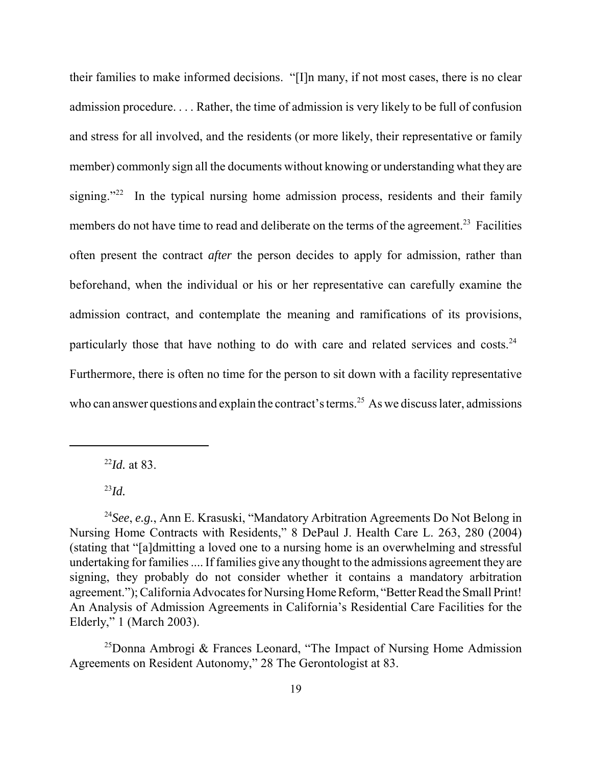their families to make informed decisions. "[I]n many, if not most cases, there is no clear admission procedure. . . . Rather, the time of admission is very likely to be full of confusion and stress for all involved, and the residents (or more likely, their representative or family member) commonly sign all the documents without knowing or understanding what they are signing."[22] In the typical nursing home admission process, residents and their family members do not have time to read and deliberate on the terms of the agreement.[23] Facilities often present the contract *after* the person decides to apply for admission, rather than beforehand, when the individual or his or her representative can carefully examine the admission contract, and contemplate the meaning and ramifications of its provisions, particularly those that have nothing to do with care and related services and costs.[24] Furthermore, there is often no time for the person to sit down with a facility representative who can answer questions and explain the contract's terms.[25] As we discuss later, admissions

---

[22] *Id.* at 83.

[23] *Id.*

[24] *See*, *e.g.*, Ann E. Krasuski, "Mandatory Arbitration Agreements Do Not Belong in Nursing Home Contracts with Residents," 8 DePaul J. Health Care L. 263, 280 (2004) (stating that "[a]dmitting a loved one to a nursing home is an overwhelming and stressful undertaking for families .... If families give any thought to the admissions agreement they are signing, they probably do not consider whether it contains a mandatory arbitration agreement."); California Advocates for Nursing Home Reform, "Better Read the Small Print! An Analysis of Admission Agreements in California's Residential Care Facilities for the Elderly," 1 (March 2003).

[25] Donna Ambrogi & Frances Leonard, "The Impact of Nursing Home Admission Agreements on Resident Autonomy," 28 The Gerontologist at 83.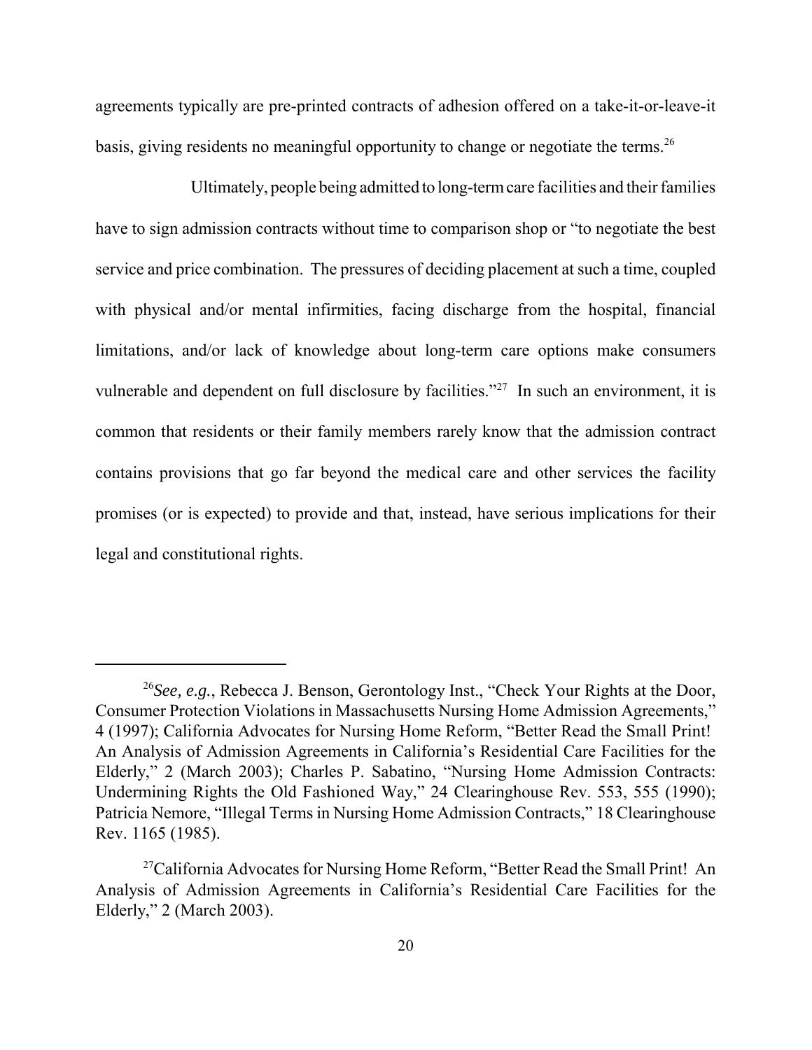agreements typically are pre-printed contracts of adhesion offered on a take-it-or-leave-it basis, giving residents no meaningful opportunity to change or negotiate the terms.[26]

Ultimately, people being admitted to long-term care facilities and their families have to sign admission contracts without time to comparison shop or "to negotiate the best service and price combination. The pressures of deciding placement at such a time, coupled with physical and/or mental infirmities, facing discharge from the hospital, financial limitations, and/or lack of knowledge about long-term care options make consumers vulnerable and dependent on full disclosure by facilities."[27] In such an environment, it is common that residents or their family members rarely know that the admission contract contains provisions that go far beyond the medical care and other services the facility promises (or is expected) to provide and that, instead, have serious implications for their legal and constitutional rights.

---

[26] *See, e.g.*, Rebecca J. Benson, Gerontology Inst., "Check Your Rights at the Door, Consumer Protection Violations in Massachusetts Nursing Home Admission Agreements," 4 (1997); California Advocates for Nursing Home Reform, "Better Read the Small Print! An Analysis of Admission Agreements in California's Residential Care Facilities for the Elderly," 2 (March 2003); Charles P. Sabatino, "Nursing Home Admission Contracts: Undermining Rights the Old Fashioned Way," 24 Clearinghouse Rev. 553, 555 (1990); Patricia Nemore, "Illegal Terms in Nursing Home Admission Contracts," 18 Clearinghouse Rev. 1165 (1985).

[27] California Advocates for Nursing Home Reform, "Better Read the Small Print! An Analysis of Admission Agreements in California's Residential Care Facilities for the Elderly," 2 (March 2003).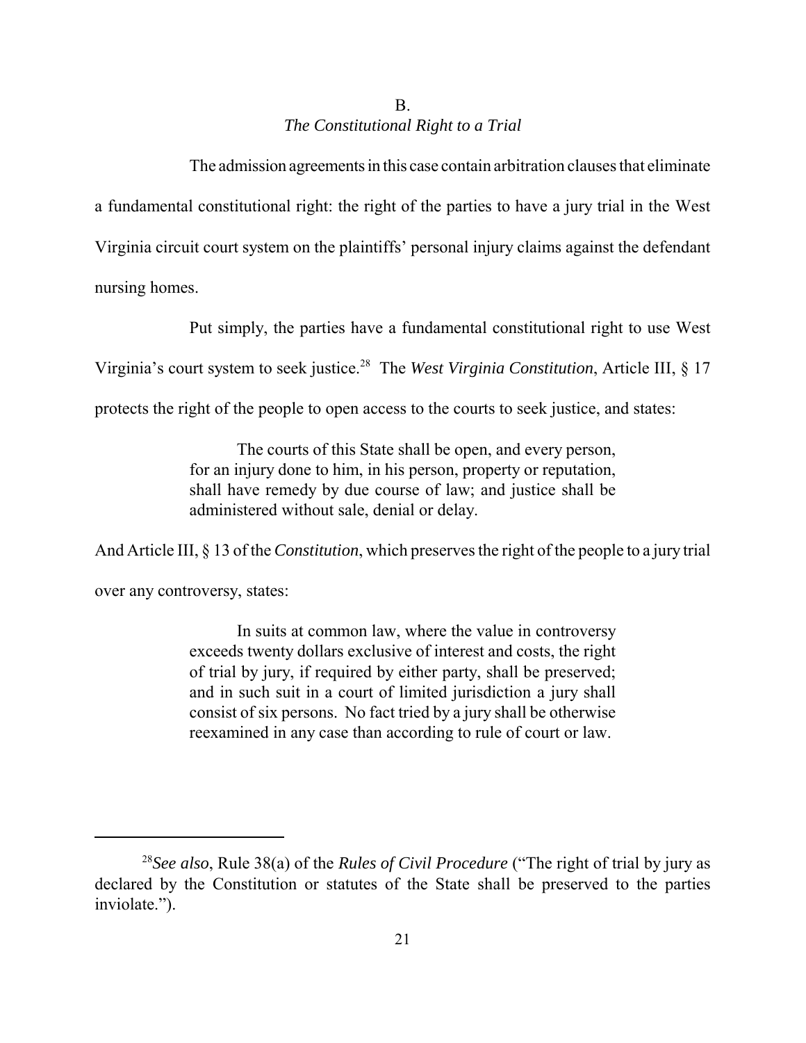## B.
### *The Constitutional Right to a Trial*

The admission agreements in this case contain arbitration clauses that eliminate a fundamental constitutional right: the right of the parties to have a jury trial in the West Virginia circuit court system on the plaintiffs' personal injury claims against the defendant nursing homes.

Put simply, the parties have a fundamental constitutional right to use West Virginia's court system to seek justice.[28] The *West Virginia Constitution*, Article III, § 17 protects the right of the people to open access to the courts to seek justice, and states:

> The courts of this State shall be open, and every person, for an injury done to him, in his person, property or reputation, shall have remedy by due course of law; and justice shall be administered without sale, denial or delay.

And Article III, § 13 of the *Constitution*, which preserves the right of the people to a jury trial over any controversy, states:

> In suits at common law, where the value in controversy exceeds twenty dollars exclusive of interest and costs, the right of trial by jury, if required by either party, shall be preserved; and in such suit in a court of limited jurisdiction a jury shall consist of six persons. No fact tried by a jury shall be otherwise reexamined in any case than according to rule of court or law.

---

[28]*See also*, Rule 38(a) of the *Rules of Civil Procedure* ("The right of trial by jury as declared by the Constitution or statutes of the State shall be preserved to the parties inviolate.").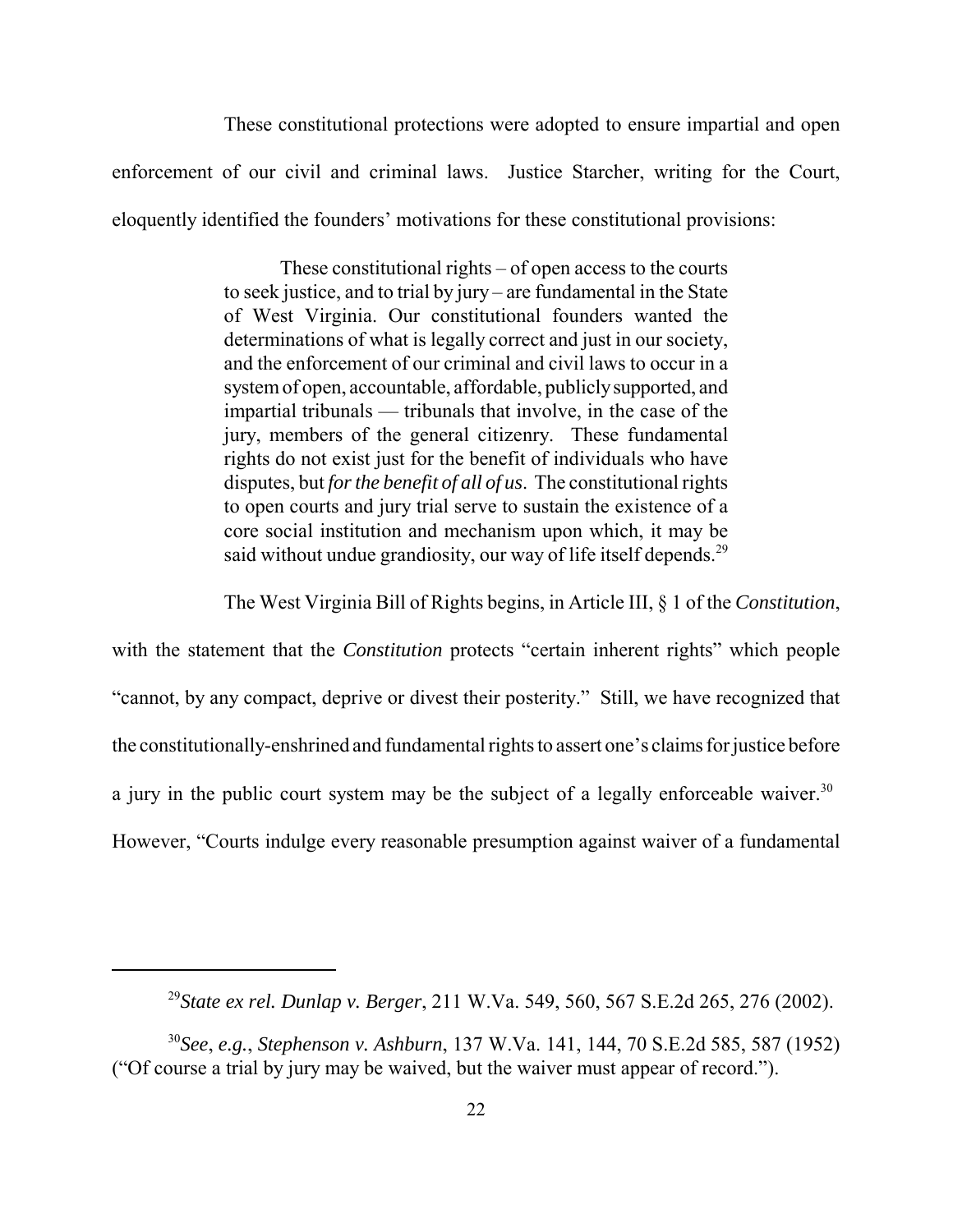These constitutional protections were adopted to ensure impartial and open enforcement of our civil and criminal laws. Justice Starcher, writing for the Court, eloquently identified the founders' motivations for these constitutional provisions:

> These constitutional rights – of open access to the courts to seek justice, and to trial by jury – are fundamental in the State of West Virginia. Our constitutional founders wanted the determinations of what is legally correct and just in our society, and the enforcement of our criminal and civil laws to occur in a system of open, accountable, affordable, publicly supported, and impartial tribunals — tribunals that involve, in the case of the jury, members of the general citizenry. These fundamental rights do not exist just for the benefit of individuals who have disputes, but *for the benefit of all of us*. The constitutional rights to open courts and jury trial serve to sustain the existence of a core social institution and mechanism upon which, it may be said without undue grandiosity, our way of life itself depends.[29]

The West Virginia Bill of Rights begins, in Article III, § 1 of the *Constitution*, with the statement that the *Constitution* protects "certain inherent rights" which people "cannot, by any compact, deprive or divest their posterity." Still, we have recognized that the constitutionally-enshrined and fundamental rights to assert one's claims for justice before a jury in the public court system may be the subject of a legally enforceable waiver.[30] However, "Courts indulge every reasonable presumption against waiver of a fundamental

---

[29] *State ex rel. Dunlap v. Berger*, 211 W.Va. 549, 560, 567 S.E.2d 265, 276 (2002).

[30] *See*, *e.g.*, *Stephenson v. Ashburn*, 137 W.Va. 141, 144, 70 S.E.2d 585, 587 (1952) ("Of course a trial by jury may be waived, but the waiver must appear of record.").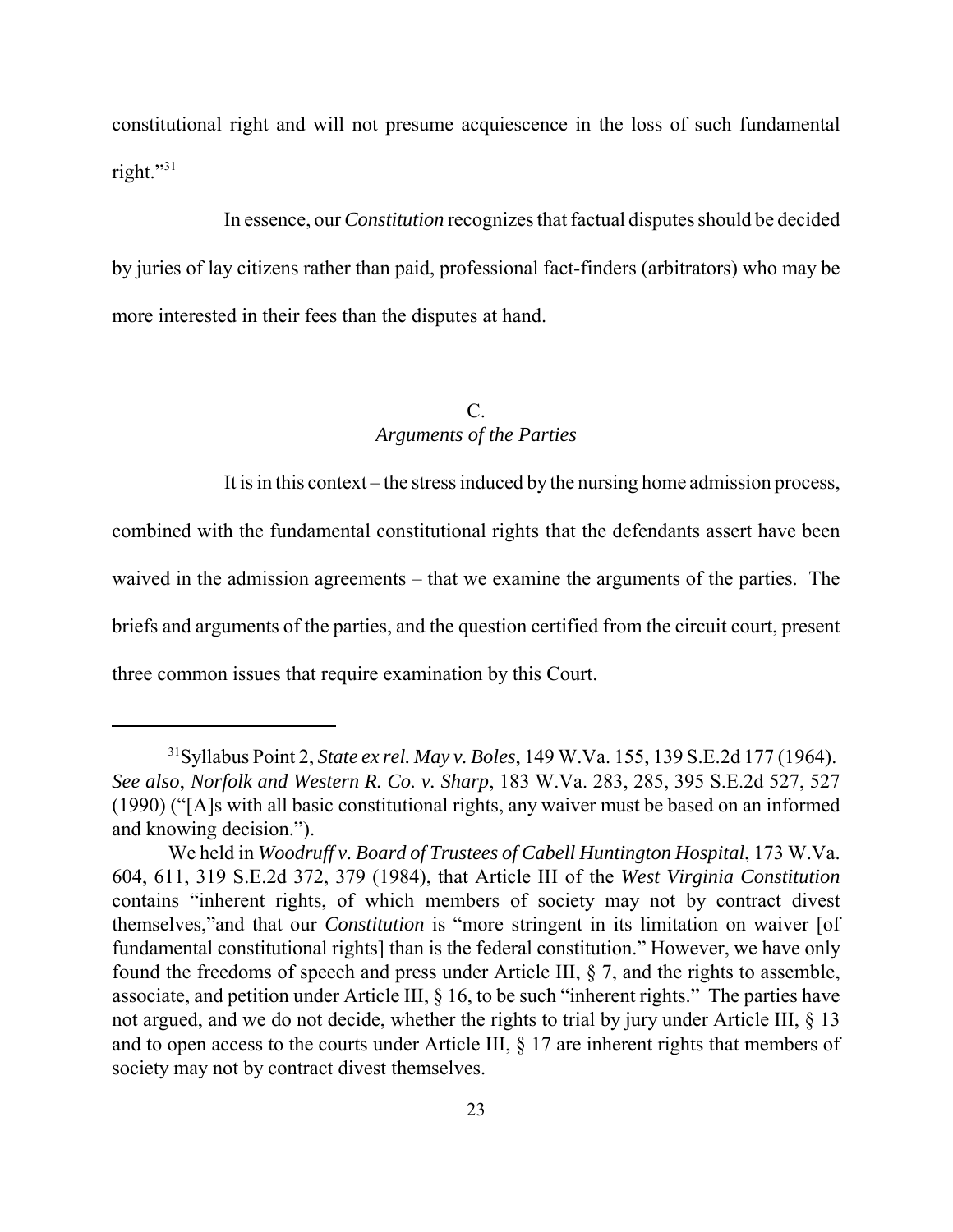constitutional right and will not presume acquiescence in the loss of such fundamental right."[31]

In essence, our *Constitution* recognizes that factual disputes should be decided by juries of lay citizens rather than paid, professional fact-finders (arbitrators) who may be more interested in their fees than the disputes at hand.

### C.
### *Arguments of the Parties*

It is in this context – the stress induced by the nursing home admission process, combined with the fundamental constitutional rights that the defendants assert have been waived in the admission agreements – that we examine the arguments of the parties. The briefs and arguments of the parties, and the question certified from the circuit court, present three common issues that require examination by this Court.

---

[31] Syllabus Point 2, *State ex rel. May v. Boles*, 149 W.Va. 155, 139 S.E.2d 177 (1964). *See also*, *Norfolk and Western R. Co. v. Sharp*, 183 W.Va. 283, 285, 395 S.E.2d 527, 527 (1990) ("[A]s with all basic constitutional rights, any waiver must be based on an informed and knowing decision.").

We held in *Woodruff v. Board of Trustees of Cabell Huntington Hospital*, 173 W.Va. 604, 611, 319 S.E.2d 372, 379 (1984), that Article III of the *West Virginia Constitution* contains "inherent rights, of which members of society may not by contract divest themselves,"and that our *Constitution* is "more stringent in its limitation on waiver [of fundamental constitutional rights] than is the federal constitution." However, we have only found the freedoms of speech and press under Article III, § 7, and the rights to assemble, associate, and petition under Article III, § 16, to be such "inherent rights." The parties have not argued, and we do not decide, whether the rights to trial by jury under Article III, § 13 and to open access to the courts under Article III, § 17 are inherent rights that members of society may not by contract divest themselves.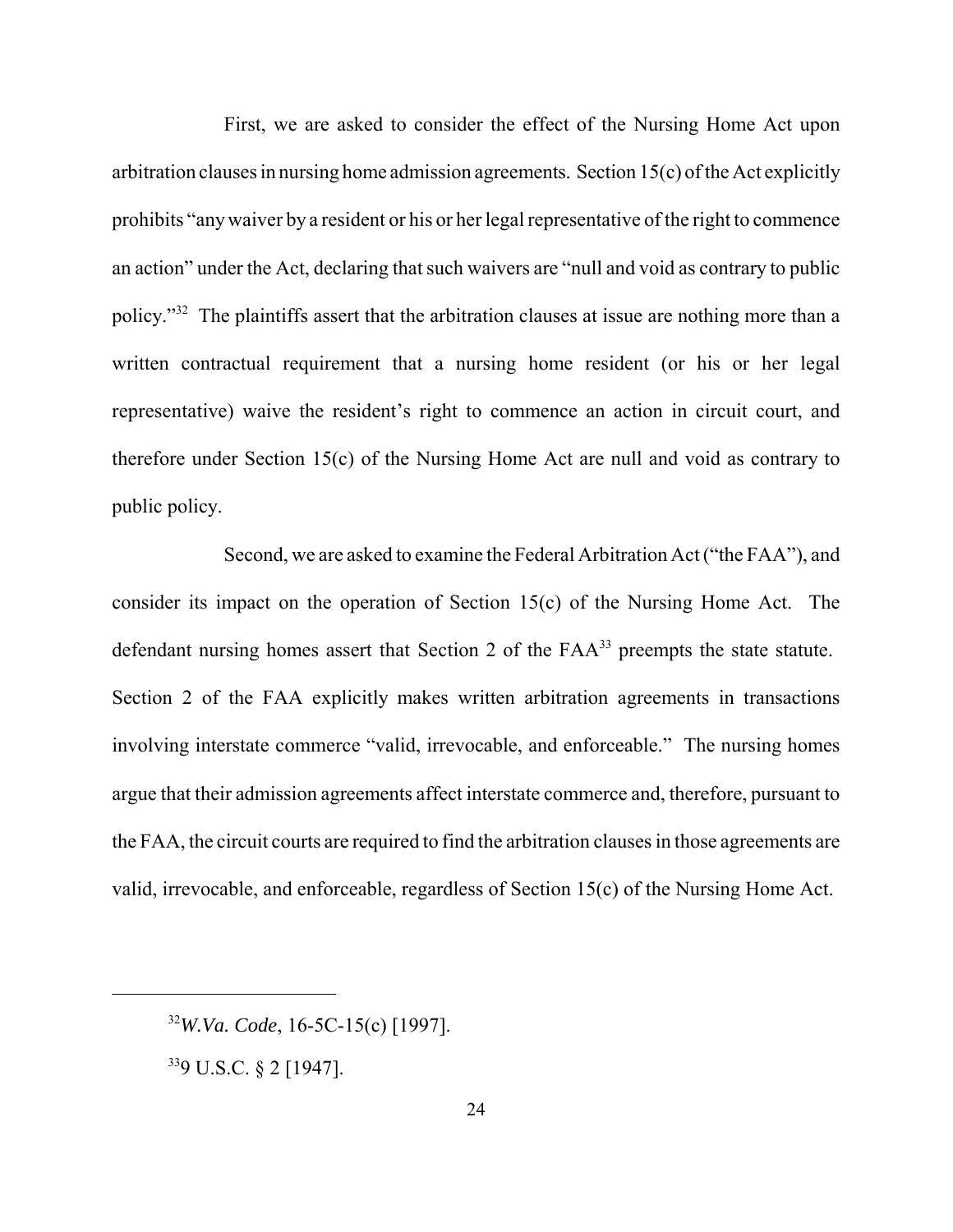First, we are asked to consider the effect of the Nursing Home Act upon arbitration clauses in nursing home admission agreements. Section 15(c) of the Act explicitly prohibits "any waiver by a resident or his or her legal representative of the right to commence an action" under the Act, declaring that such waivers are "null and void as contrary to public policy."[32] The plaintiffs assert that the arbitration clauses at issue are nothing more than a written contractual requirement that a nursing home resident (or his or her legal representative) waive the resident's right to commence an action in circuit court, and therefore under Section 15(c) of the Nursing Home Act are null and void as contrary to public policy.

Second, we are asked to examine the Federal Arbitration Act ("the FAA"), and consider its impact on the operation of Section 15(c) of the Nursing Home Act. The defendant nursing homes assert that Section 2 of the FAA[33] preempts the state statute. Section 2 of the FAA explicitly makes written arbitration agreements in transactions involving interstate commerce "valid, irrevocable, and enforceable." The nursing homes argue that their admission agreements affect interstate commerce and, therefore, pursuant to the FAA, the circuit courts are required to find the arbitration clauses in those agreements are valid, irrevocable, and enforceable, regardless of Section 15(c) of the Nursing Home Act.

---

[32] *W.Va. Code*, 16-5C-15(c) [1997].

[33] 9 U.S.C. § 2 [1947].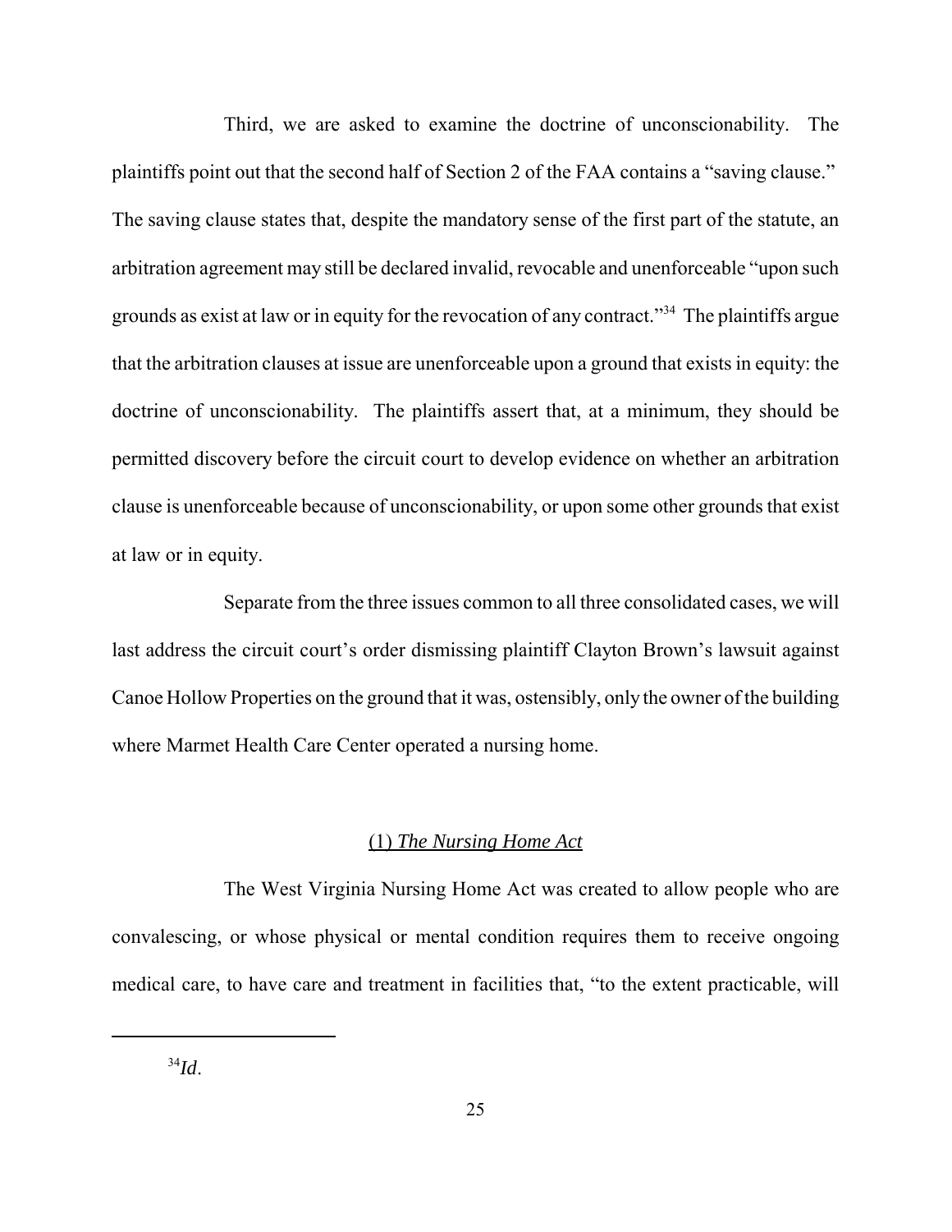Third, we are asked to examine the doctrine of unconscionability. The plaintiffs point out that the second half of Section 2 of the FAA contains a "saving clause." The saving clause states that, despite the mandatory sense of the first part of the statute, an arbitration agreement may still be declared invalid, revocable and unenforceable "upon such grounds as exist at law or in equity for the revocation of any contract."[34] The plaintiffs argue that the arbitration clauses at issue are unenforceable upon a ground that exists in equity: the doctrine of unconscionability. The plaintiffs assert that, at a minimum, they should be permitted discovery before the circuit court to develop evidence on whether an arbitration clause is unenforceable because of unconscionability, or upon some other grounds that exist at law or in equity.

Separate from the three issues common to all three consolidated cases, we will last address the circuit court's order dismissing plaintiff Clayton Brown's lawsuit against Canoe Hollow Properties on the ground that it was, ostensibly, only the owner of the building where Marmet Health Care Center operated a nursing home.

### (1) *The Nursing Home Act*

The West Virginia Nursing Home Act was created to allow people who are convalescing, or whose physical or mental condition requires them to receive ongoing medical care, to have care and treatment in facilities that, "to the extent practicable, will

---

[34] *Id*.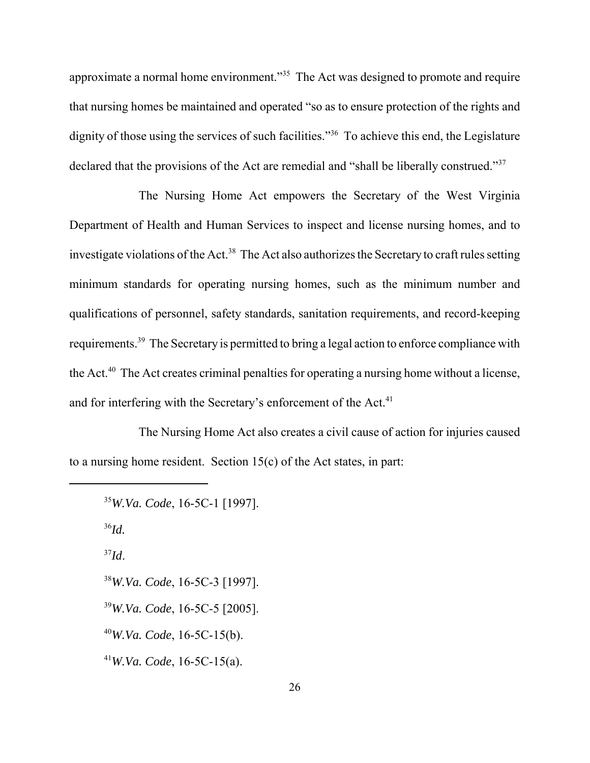approximate a normal home environment."[35] The Act was designed to promote and require that nursing homes be maintained and operated "so as to ensure protection of the rights and dignity of those using the services of such facilities."[36] To achieve this end, the Legislature declared that the provisions of the Act are remedial and "shall be liberally construed."[37]

The Nursing Home Act empowers the Secretary of the West Virginia Department of Health and Human Services to inspect and license nursing homes, and to investigate violations of the Act.[38] The Act also authorizes the Secretary to craft rules setting minimum standards for operating nursing homes, such as the minimum number and qualifications of personnel, safety standards, sanitation requirements, and record-keeping requirements.[39] The Secretary is permitted to bring a legal action to enforce compliance with the Act.[40] The Act creates criminal penalties for operating a nursing home without a license, and for interfering with the Secretary's enforcement of the Act.[41]

The Nursing Home Act also creates a civil cause of action for injuries caused to a nursing home resident. Section 15(c) of the Act states, in part:

---

[35] *W.Va. Code*, 16-5C-1 [1997].

[36] *Id.*

[37] *Id*.

[38] *W.Va. Code*, 16-5C-3 [1997].

[39] *W.Va. Code*, 16-5C-5 [2005].

[40] *W.Va. Code*, 16-5C-15(b).

[41] *W.Va. Code*, 16-5C-15(a).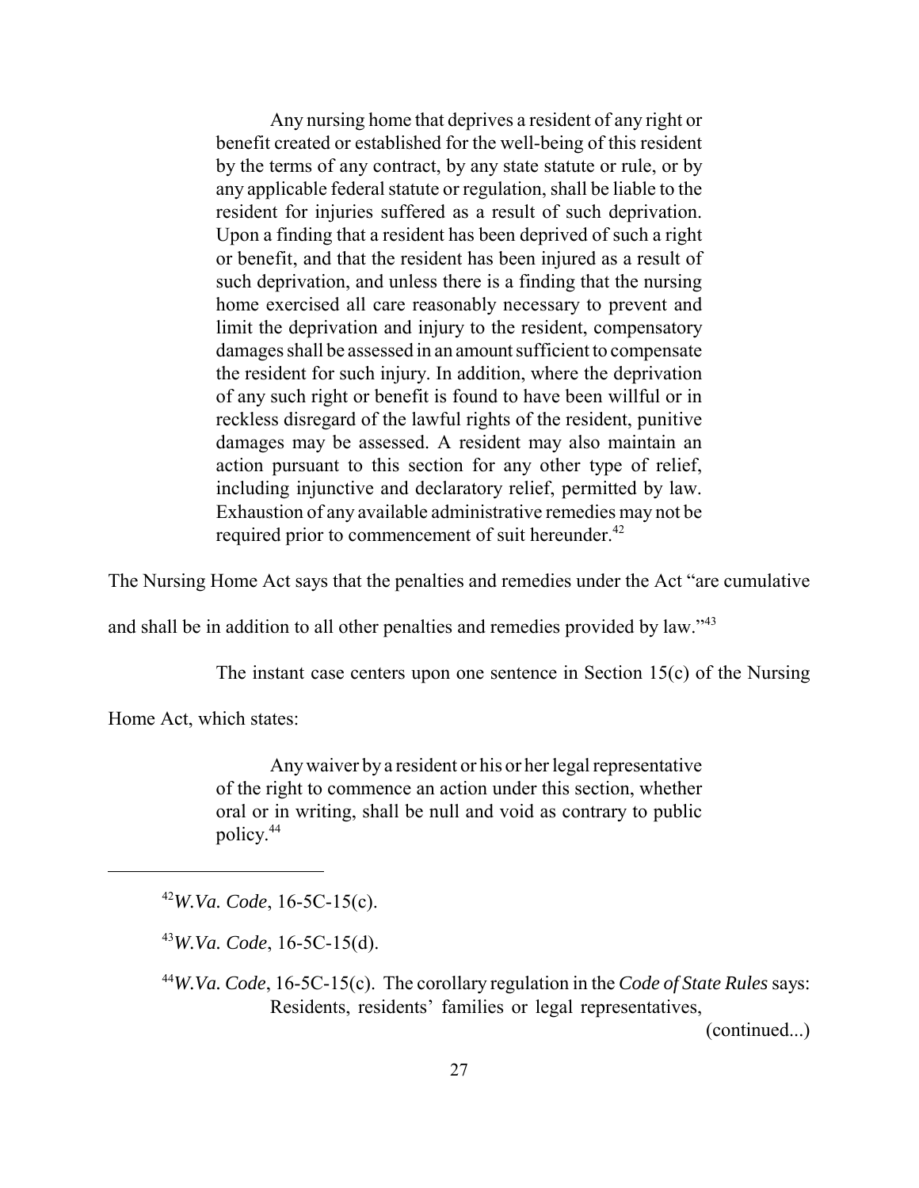> Any nursing home that deprives a resident of any right or benefit created or established for the well-being of this resident by the terms of any contract, by any state statute or rule, or by any applicable federal statute or regulation, shall be liable to the resident for injuries suffered as a result of such deprivation. Upon a finding that a resident has been deprived of such a right or benefit, and that the resident has been injured as a result of such deprivation, and unless there is a finding that the nursing home exercised all care reasonably necessary to prevent and limit the deprivation and injury to the resident, compensatory damages shall be assessed in an amount sufficient to compensate the resident for such injury. In addition, where the deprivation of any such right or benefit is found to have been willful or in reckless disregard of the lawful rights of the resident, punitive damages may be assessed. A resident may also maintain an action pursuant to this section for any other type of relief, including injunctive and declaratory relief, permitted by law. Exhaustion of any available administrative remedies may not be required prior to commencement of suit hereunder.[42]

The Nursing Home Act says that the penalties and remedies under the Act "are cumulative and shall be in addition to all other penalties and remedies provided by law."[43]

The instant case centers upon one sentence in Section 15(c) of the Nursing Home Act, which states:

> Any waiver by a resident or his or her legal representative of the right to commence an action under this section, whether oral or in writing, shall be null and void as contrary to public policy.[44]

---

[42] *W.Va. Code*, 16-5C-15(c).

[43] *W.Va. Code*, 16-5C-15(d).

[44] *W.Va. Code*, 16-5C-15(c). The corollary regulation in the *Code of State Rules* says:

> Residents, residents' families or legal representatives,

(continued...)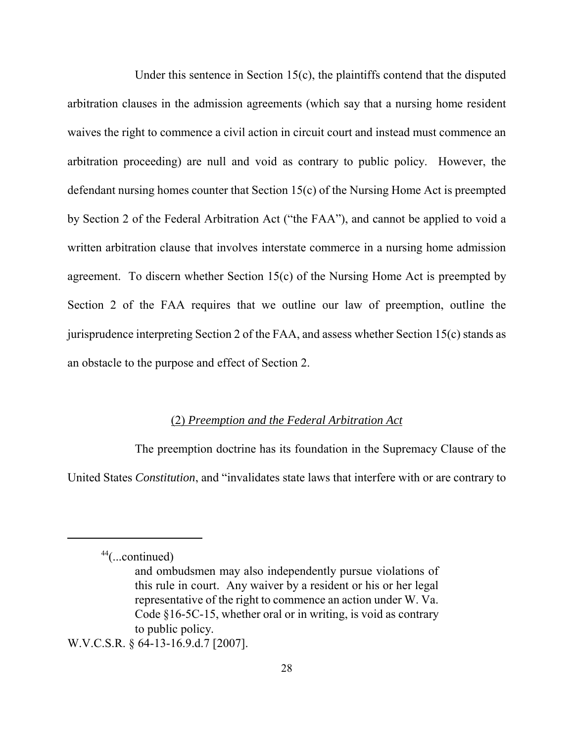Under this sentence in Section 15(c), the plaintiffs contend that the disputed arbitration clauses in the admission agreements (which say that a nursing home resident waives the right to commence a civil action in circuit court and instead must commence an arbitration proceeding) are null and void as contrary to public policy. However, the defendant nursing homes counter that Section 15(c) of the Nursing Home Act is preempted by Section 2 of the Federal Arbitration Act ("the FAA"), and cannot be applied to void a written arbitration clause that involves interstate commerce in a nursing home admission agreement. To discern whether Section 15(c) of the Nursing Home Act is preempted by Section 2 of the FAA requires that we outline our law of preemption, outline the jurisprudence interpreting Section 2 of the FAA, and assess whether Section 15(c) stands as an obstacle to the purpose and effect of Section 2.

### (2) *Preemption and the Federal Arbitration Act*

The preemption doctrine has its foundation in the Supremacy Clause of the United States *Constitution*, and "invalidates state laws that interfere with or are contrary to

---

[44](...continued)

> and ombudsmen may also independently pursue violations of this rule in court. Any waiver by a resident or his or her legal representative of the right to commence an action under W. Va. Code §16-5C-15, whether oral or in writing, is void as contrary to public policy.

W.V.C.S.R. § 64-13-16.9.d.7 [2007].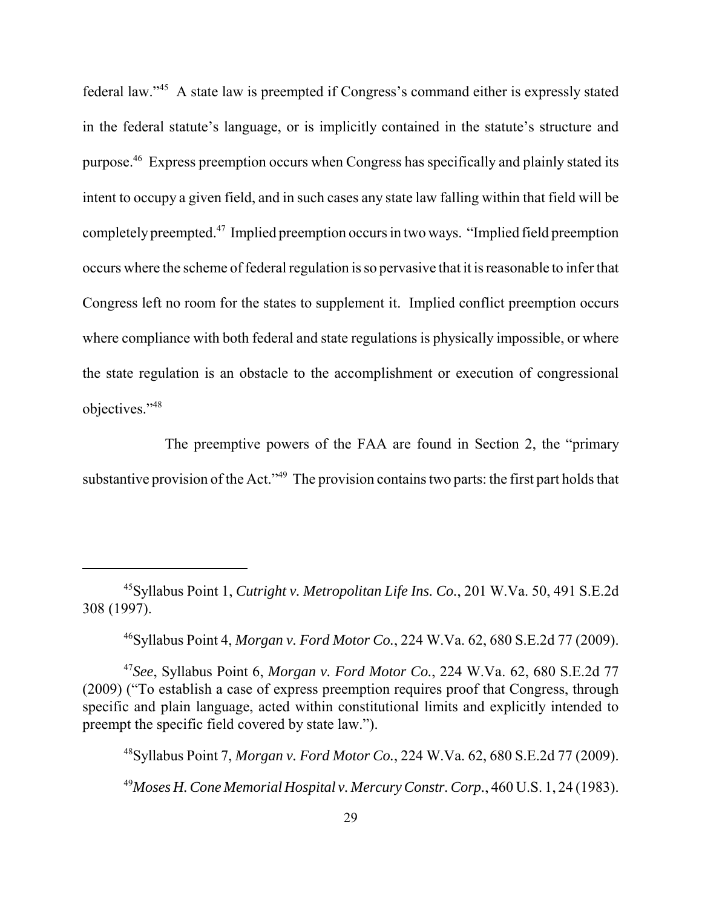federal law."[45] A state law is preempted if Congress's command either is expressly stated in the federal statute's language, or is implicitly contained in the statute's structure and purpose.[46] Express preemption occurs when Congress has specifically and plainly stated its intent to occupy a given field, and in such cases any state law falling within that field will be completely preempted.[47] Implied preemption occurs in two ways. "Implied field preemption occurs where the scheme of federal regulation is so pervasive that it is reasonable to infer that Congress left no room for the states to supplement it. Implied conflict preemption occurs where compliance with both federal and state regulations is physically impossible, or where the state regulation is an obstacle to the accomplishment or execution of congressional objectives."[48]

The preemptive powers of the FAA are found in Section 2, the "primary substantive provision of the Act."[49] The provision contains two parts: the first part holds that

---

[45]Syllabus Point 1, *Cutright v. Metropolitan Life Ins. Co.*, 201 W.Va. 50, 491 S.E.2d 308 (1997).

[46]Syllabus Point 4, *Morgan v. Ford Motor Co.*, 224 W.Va. 62, 680 S.E.2d 77 (2009).

[47]*See*, Syllabus Point 6, *Morgan v. Ford Motor Co.*, 224 W.Va. 62, 680 S.E.2d 77 (2009) ("To establish a case of express preemption requires proof that Congress, through specific and plain language, acted within constitutional limits and explicitly intended to preempt the specific field covered by state law.").

[48]Syllabus Point 7, *Morgan v. Ford Motor Co.*, 224 W.Va. 62, 680 S.E.2d 77 (2009).

[49]*Moses H. Cone Memorial Hospital v. Mercury Constr. Corp.*, 460 U.S. 1, 24 (1983).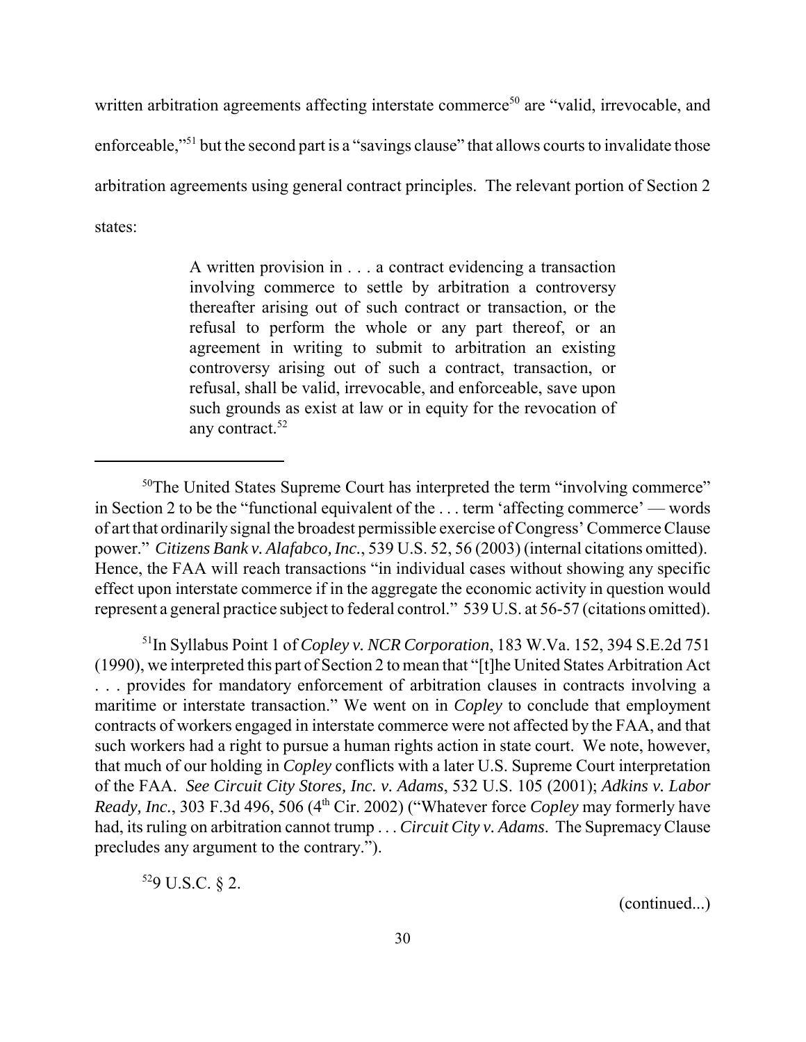written arbitration agreements affecting interstate commerce[50] are "valid, irrevocable, and enforceable,"[51] but the second part is a "savings clause" that allows courts to invalidate those arbitration agreements using general contract principles. The relevant portion of Section 2 states:

> A written provision in . . . a contract evidencing a transaction involving commerce to settle by arbitration a controversy thereafter arising out of such contract or transaction, or the refusal to perform the whole or any part thereof, or an agreement in writing to submit to arbitration an existing controversy arising out of such a contract, transaction, or refusal, shall be valid, irrevocable, and enforceable, save upon such grounds as exist at law or in equity for the revocation of any contract.[52]

---

[50]The United States Supreme Court has interpreted the term "involving commerce" in Section 2 to be the "functional equivalent of the . . . term 'affecting commerce' — words of art that ordinarily signal the broadest permissible exercise of Congress' Commerce Clause power." *Citizens Bank v. Alafabco, Inc.*, 539 U.S. 52, 56 (2003) (internal citations omitted). Hence, the FAA will reach transactions "in individual cases without showing any specific effect upon interstate commerce if in the aggregate the economic activity in question would represent a general practice subject to federal control." 539 U.S. at 56-57 (citations omitted).

[51]In Syllabus Point 1 of *Copley v. NCR Corporation*, 183 W.Va. 152, 394 S.E.2d 751 (1990), we interpreted this part of Section 2 to mean that "[t]he United States Arbitration Act . . . provides for mandatory enforcement of arbitration clauses in contracts involving a maritime or interstate transaction." We went on in *Copley* to conclude that employment contracts of workers engaged in interstate commerce were not affected by the FAA, and that such workers had a right to pursue a human rights action in state court. We note, however, that much of our holding in *Copley* conflicts with a later U.S. Supreme Court interpretation of the FAA. *See Circuit City Stores, Inc. v. Adams*, 532 U.S. 105 (2001); *Adkins v. Labor Ready, Inc.*, 303 F.3d 496, 506 (4th Cir. 2002) ("Whatever force *Copley* may formerly have had, its ruling on arbitration cannot trump . . . *Circuit City v. Adams*. The Supremacy Clause precludes any argument to the contrary.").

[52]9 U.S.C. § 2.

(continued...)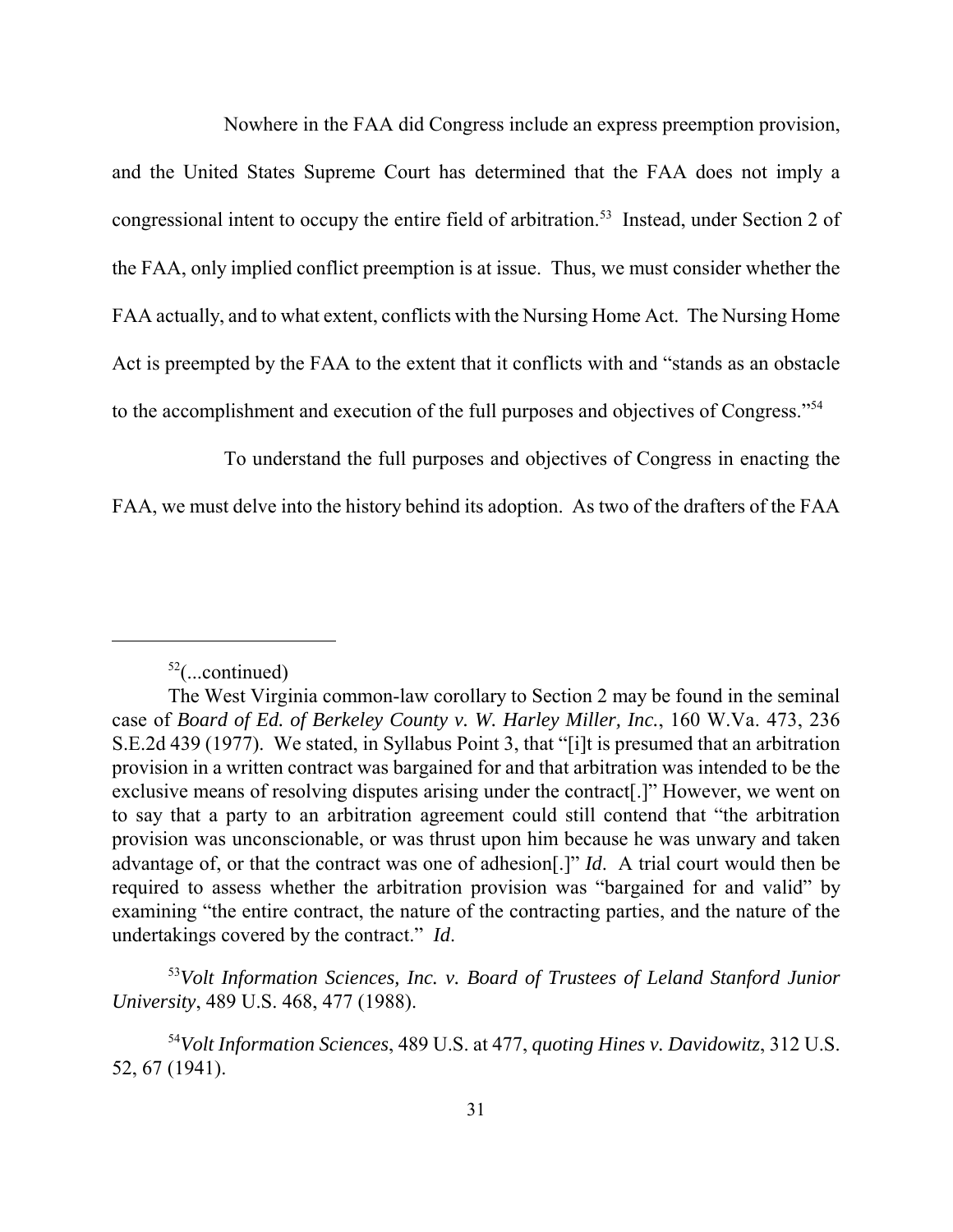Nowhere in the FAA did Congress include an express preemption provision, and the United States Supreme Court has determined that the FAA does not imply a congressional intent to occupy the entire field of arbitration.[53] Instead, under Section 2 of the FAA, only implied conflict preemption is at issue. Thus, we must consider whether the FAA actually, and to what extent, conflicts with the Nursing Home Act. The Nursing Home Act is preempted by the FAA to the extent that it conflicts with and "stands as an obstacle to the accomplishment and execution of the full purposes and objectives of Congress."[54]

To understand the full purposes and objectives of Congress in enacting the FAA, we must delve into the history behind its adoption. As two of the drafters of the FAA

---

[52](...continued)

The West Virginia common-law corollary to Section 2 may be found in the seminal case of *Board of Ed. of Berkeley County v. W. Harley Miller, Inc.*, 160 W.Va. 473, 236 S.E.2d 439 (1977). We stated, in Syllabus Point 3, that "[i]t is presumed that an arbitration provision in a written contract was bargained for and that arbitration was intended to be the exclusive means of resolving disputes arising under the contract[.]" However, we went on to say that a party to an arbitration agreement could still contend that "the arbitration provision was unconscionable, or was thrust upon him because he was unwary and taken advantage of, or that the contract was one of adhesion[.]" *Id*. A trial court would then be required to assess whether the arbitration provision was "bargained for and valid" by examining "the entire contract, the nature of the contracting parties, and the nature of the undertakings covered by the contract." *Id*.

[53]*Volt Information Sciences, Inc. v. Board of Trustees of Leland Stanford Junior University*, 489 U.S. 468, 477 (1988).

[54]*Volt Information Sciences*, 489 U.S. at 477, *quoting Hines v. Davidowitz*, 312 U.S. 52, 67 (1941).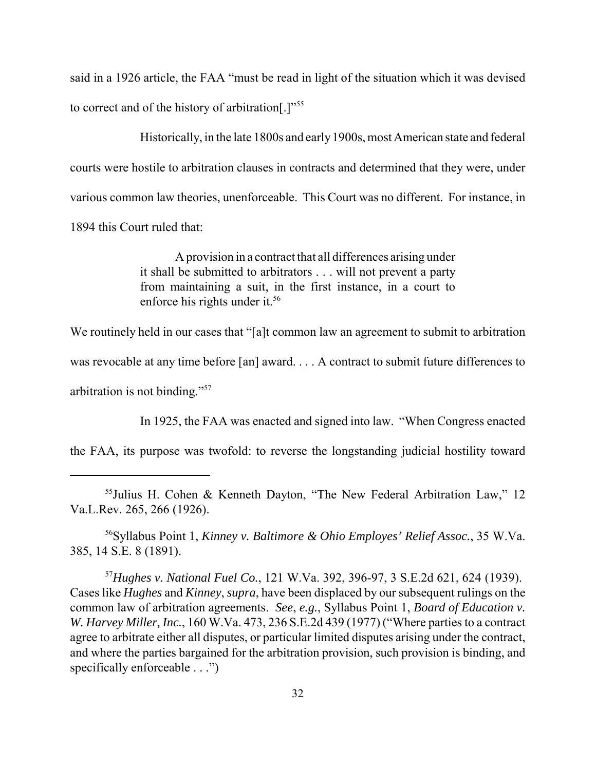said in a 1926 article, the FAA "must be read in light of the situation which it was devised to correct and of the history of arbitration[.]"[55]

Historically, in the late 1800s and early 1900s, most American state and federal courts were hostile to arbitration clauses in contracts and determined that they were, under various common law theories, unenforceable. This Court was no different. For instance, in 1894 this Court ruled that:

> A provision in a contract that all differences arising under it shall be submitted to arbitrators . . . will not prevent a party from maintaining a suit, in the first instance, in a court to enforce his rights under it.[56]

We routinely held in our cases that "[a]t common law an agreement to submit to arbitration was revocable at any time before [an] award. . . . A contract to submit future differences to arbitration is not binding."[57]

In 1925, the FAA was enacted and signed into law. "When Congress enacted the FAA, its purpose was twofold: to reverse the longstanding judicial hostility toward

---

[55]Julius H. Cohen & Kenneth Dayton, "The New Federal Arbitration Law," 12 Va.L.Rev. 265, 266 (1926).

[56]Syllabus Point 1, *Kinney v. Baltimore & Ohio Employes' Relief Assoc.*, 35 W.Va. 385, 14 S.E. 8 (1891).

[57]*Hughes v. National Fuel Co.*, 121 W.Va. 392, 396-97, 3 S.E.2d 621, 624 (1939). Cases like *Hughes* and *Kinney*, *supra*, have been displaced by our subsequent rulings on the common law of arbitration agreements. *See*, *e.g.*, Syllabus Point 1, *Board of Education v. W. Harvey Miller, Inc.*, 160 W.Va. 473, 236 S.E.2d 439 (1977) ("Where parties to a contract agree to arbitrate either all disputes, or particular limited disputes arising under the contract, and where the parties bargained for the arbitration provision, such provision is binding, and specifically enforceable . . .")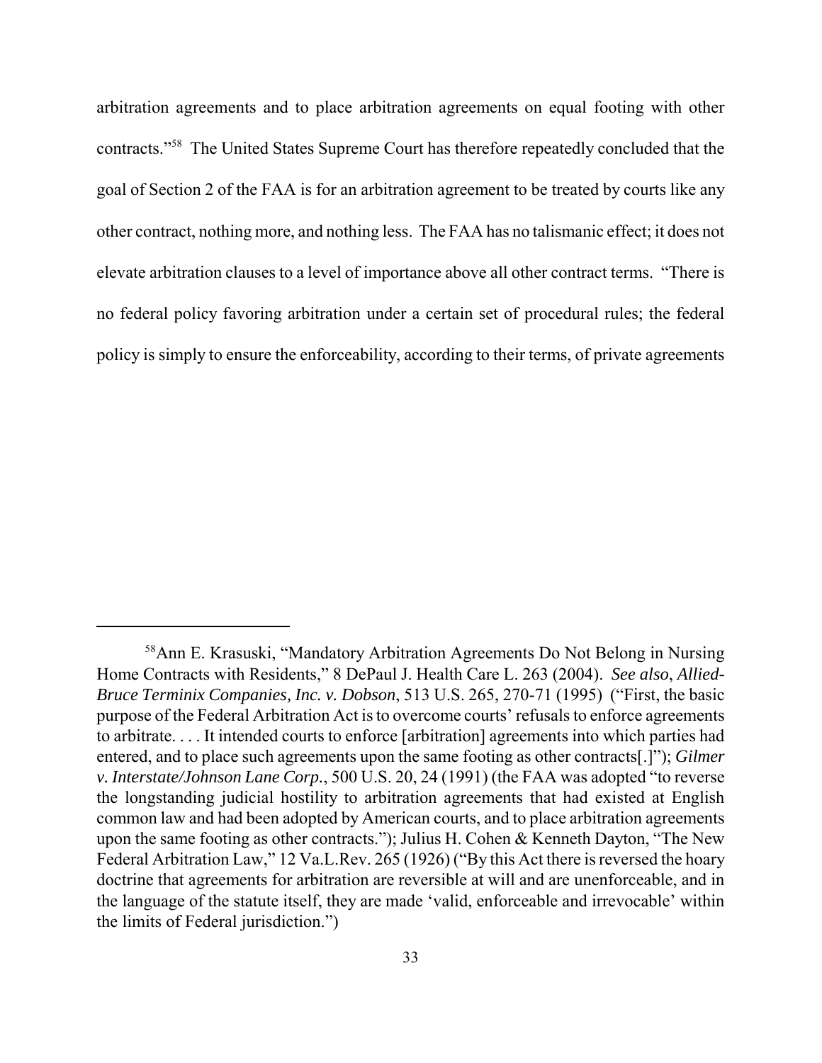arbitration agreements and to place arbitration agreements on equal footing with other contracts."[58] The United States Supreme Court has therefore repeatedly concluded that the goal of Section 2 of the FAA is for an arbitration agreement to be treated by courts like any other contract, nothing more, and nothing less. The FAA has no talismanic effect; it does not elevate arbitration clauses to a level of importance above all other contract terms. "There is no federal policy favoring arbitration under a certain set of procedural rules; the federal policy is simply to ensure the enforceability, according to their terms, of private agreements

---

[58] Ann E. Krasuski, "Mandatory Arbitration Agreements Do Not Belong in Nursing Home Contracts with Residents," 8 DePaul J. Health Care L. 263 (2004). *See also*, *Allied-Bruce Terminix Companies, Inc. v. Dobson*, 513 U.S. 265, 270-71 (1995) ("First, the basic purpose of the Federal Arbitration Act is to overcome courts' refusals to enforce agreements to arbitrate. . . . It intended courts to enforce [arbitration] agreements into which parties had entered, and to place such agreements upon the same footing as other contracts[.]"); *Gilmer v. Interstate/Johnson Lane Corp.*, 500 U.S. 20, 24 (1991) (the FAA was adopted "to reverse the longstanding judicial hostility to arbitration agreements that had existed at English common law and had been adopted by American courts, and to place arbitration agreements upon the same footing as other contracts."); Julius H. Cohen & Kenneth Dayton, "The New Federal Arbitration Law," 12 Va.L.Rev. 265 (1926) ("By this Act there is reversed the hoary doctrine that agreements for arbitration are reversible at will and are unenforceable, and in the language of the statute itself, they are made 'valid, enforceable and irrevocable' within the limits of Federal jurisdiction.")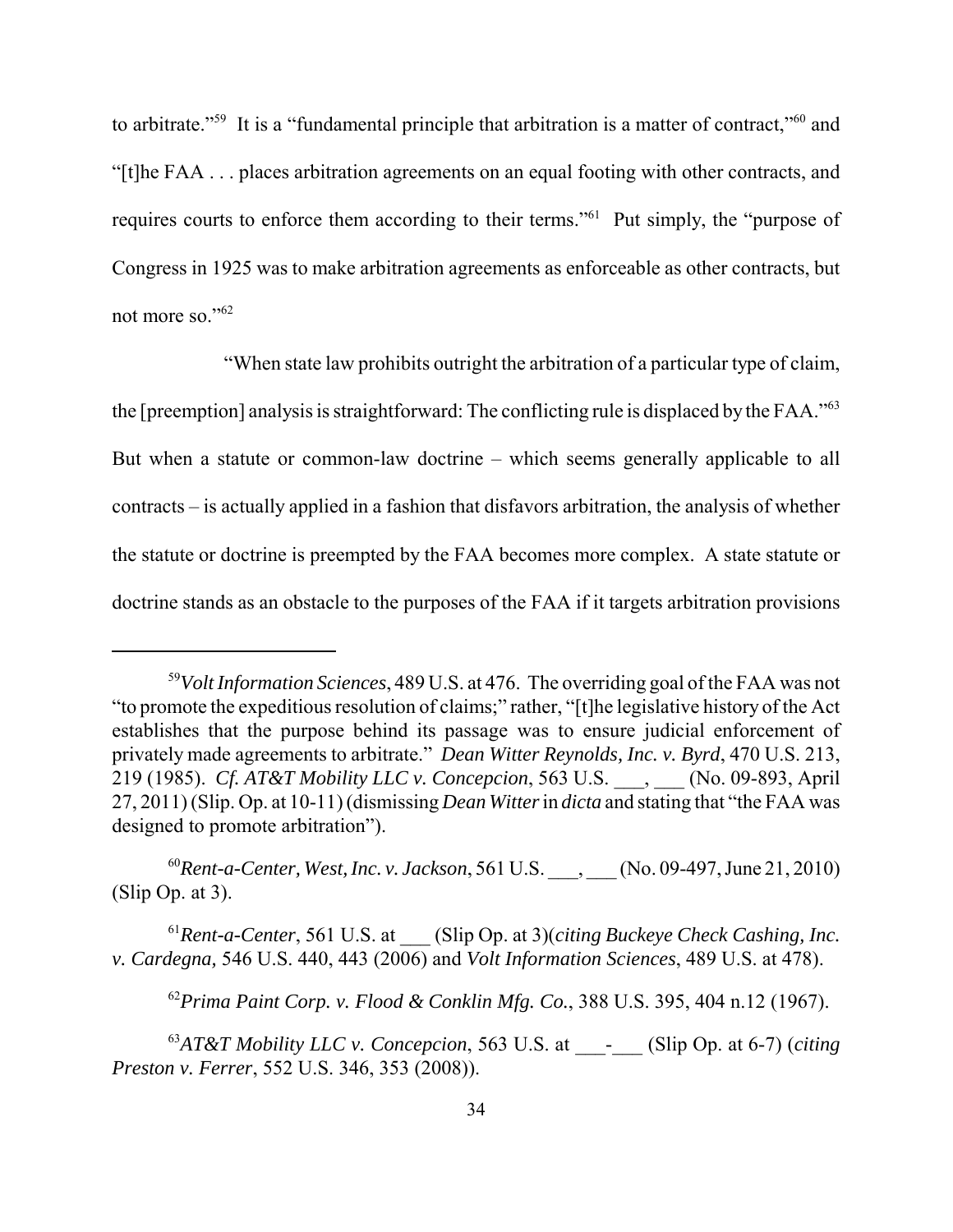to arbitrate."[59] It is a "fundamental principle that arbitration is a matter of contract,"[60] and "[t]he FAA . . . places arbitration agreements on an equal footing with other contracts, and requires courts to enforce them according to their terms."[61] Put simply, the "purpose of Congress in 1925 was to make arbitration agreements as enforceable as other contracts, but not more so."[62]

"When state law prohibits outright the arbitration of a particular type of claim, the [preemption] analysis is straightforward: The conflicting rule is displaced by the FAA."[63] But when a statute or common-law doctrine – which seems generally applicable to all contracts – is actually applied in a fashion that disfavors arbitration, the analysis of whether the statute or doctrine is preempted by the FAA becomes more complex. A state statute or doctrine stands as an obstacle to the purposes of the FAA if it targets arbitration provisions

---

[59] *Volt Information Sciences*, 489 U.S. at 476. The overriding goal of the FAA was not "to promote the expeditious resolution of claims;" rather, "[t]he legislative history of the Act establishes that the purpose behind its passage was to ensure judicial enforcement of privately made agreements to arbitrate." *Dean Witter Reynolds, Inc. v. Byrd*, 470 U.S. 213, 219 (1985). *Cf. AT&T Mobility LLC v. Concepcion*, 563 U.S. ___, ___ (No. 09-893, April 27, 2011) (Slip. Op. at 10-11) (dismissing *Dean Witter* in *dicta* and stating that "the FAA was designed to promote arbitration").

[60] *Rent-a-Center, West, Inc. v. Jackson*, 561 U.S. ___, ___ (No. 09-497, June 21, 2010) (Slip Op. at 3).

[61] *Rent-a-Center*, 561 U.S. at ___ (Slip Op. at 3)(*citing Buckeye Check Cashing, Inc. v. Cardegna,* 546 U.S. 440, 443 (2006) and *Volt Information Sciences*, 489 U.S. at 478).

[62] *Prima Paint Corp. v. Flood & Conklin Mfg. Co.*, 388 U.S. 395, 404 n.12 (1967).

[63] *AT&T Mobility LLC v. Concepcion*, 563 U.S. at ___-___ (Slip Op. at 6-7) (*citing Preston v. Ferrer*, 552 U.S. 346, 353 (2008)).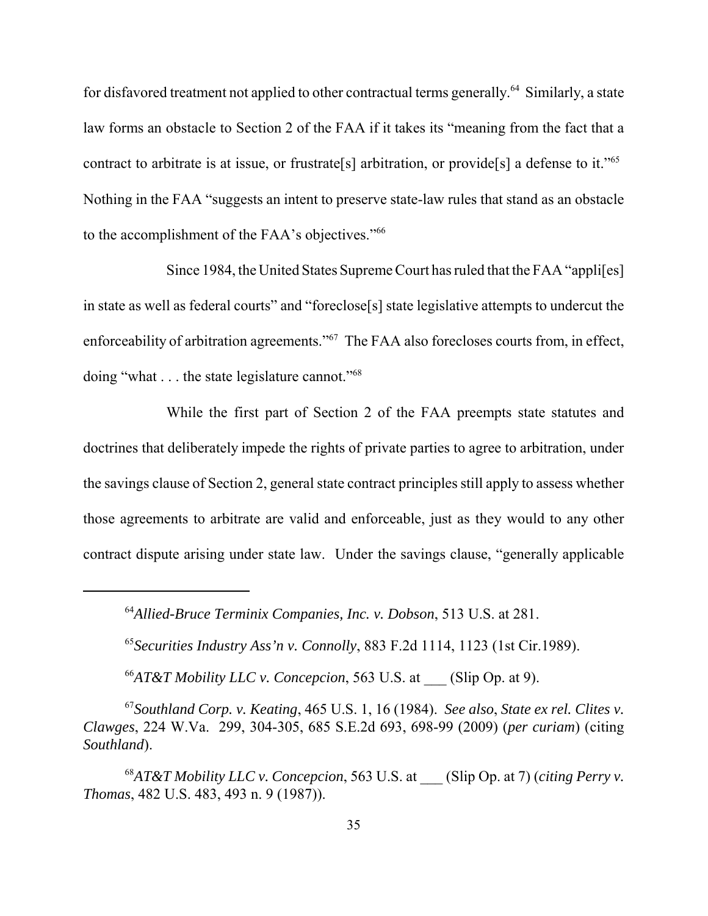for disfavored treatment not applied to other contractual terms generally.[64] Similarly, a state law forms an obstacle to Section 2 of the FAA if it takes its "meaning from the fact that a contract to arbitrate is at issue, or frustrate[s] arbitration, or provide[s] a defense to it."[65] Nothing in the FAA "suggests an intent to preserve state-law rules that stand as an obstacle to the accomplishment of the FAA's objectives."[66]

Since 1984, the United States Supreme Court has ruled that the FAA "appli[es] in state as well as federal courts" and "foreclose[s] state legislative attempts to undercut the enforceability of arbitration agreements."[67] The FAA also forecloses courts from, in effect, doing "what . . . the state legislature cannot."[68]

While the first part of Section 2 of the FAA preempts state statutes and doctrines that deliberately impede the rights of private parties to agree to arbitration, under the savings clause of Section 2, general state contract principles still apply to assess whether those agreements to arbitrate are valid and enforceable, just as they would to any other contract dispute arising under state law. Under the savings clause, "generally applicable

---

[64] *Allied-Bruce Terminix Companies, Inc. v. Dobson*, 513 U.S. at 281.

[65] *Securities Industry Ass'n v. Connolly*, 883 F.2d 1114, 1123 (1st Cir.1989).

[66] *AT&T Mobility LLC v. Concepcion*, 563 U.S. at ___ (Slip Op. at 9).

[67] *Southland Corp. v. Keating*, 465 U.S. 1, 16 (1984). *See also*, *State ex rel. Clites v. Clawges*, 224 W.Va. 299, 304-305, 685 S.E.2d 693, 698-99 (2009) (*per curiam*) (citing *Southland*).

[68] *AT&T Mobility LLC v. Concepcion*, 563 U.S. at ___ (Slip Op. at 7) (*citing Perry v. Thomas*, 482 U.S. 483, 493 n. 9 (1987)).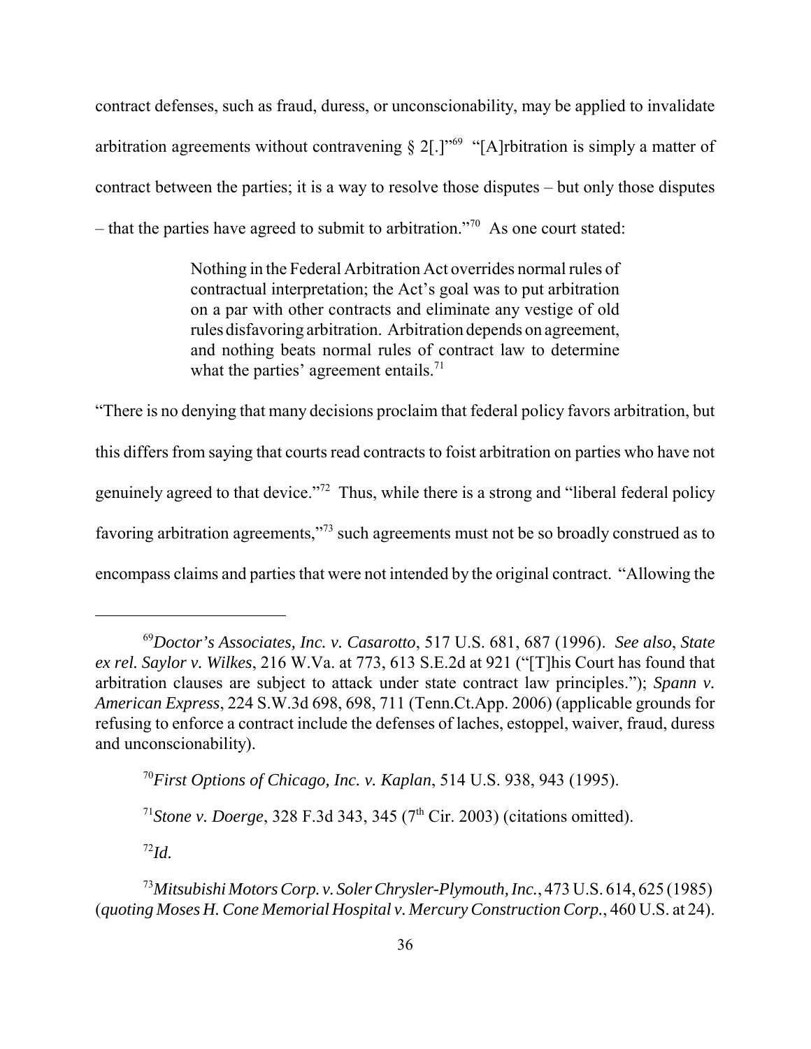contract defenses, such as fraud, duress, or unconscionability, may be applied to invalidate arbitration agreements without contravening § 2[.]"[69] "[A]rbitration is simply a matter of contract between the parties; it is a way to resolve those disputes – but only those disputes – that the parties have agreed to submit to arbitration."[70] As one court stated:

> Nothing in the Federal Arbitration Act overrides normal rules of contractual interpretation; the Act's goal was to put arbitration on a par with other contracts and eliminate any vestige of old rules disfavoring arbitration. Arbitration depends on agreement, and nothing beats normal rules of contract law to determine what the parties' agreement entails.[71]

"There is no denying that many decisions proclaim that federal policy favors arbitration, but this differs from saying that courts read contracts to foist arbitration on parties who have not genuinely agreed to that device."[72] Thus, while there is a strong and "liberal federal policy favoring arbitration agreements,"[73] such agreements must not be so broadly construed as to encompass claims and parties that were not intended by the original contract. "Allowing the

---

[69] *Doctor's Associates, Inc. v. Casarotto*, 517 U.S. 681, 687 (1996). *See also*, *State ex rel. Saylor v. Wilkes*, 216 W.Va. at 773, 613 S.E.2d at 921 ("[T]his Court has found that arbitration clauses are subject to attack under state contract law principles."); *Spann v. American Express*, 224 S.W.3d 698, 698, 711 (Tenn.Ct.App. 2006) (applicable grounds for refusing to enforce a contract include the defenses of laches, estoppel, waiver, fraud, duress and unconscionability).

[70] *First Options of Chicago, Inc. v. Kaplan*, 514 U.S. 938, 943 (1995).

[71] *Stone v. Doerge*, 328 F.3d 343, 345 (7th Cir. 2003) (citations omitted).

[72] *Id.*

[73] *Mitsubishi Motors Corp. v. Soler Chrysler-Plymouth, Inc.*, 473 U.S. 614, 625 (1985) (*quoting Moses H. Cone Memorial Hospital v. Mercury Construction Corp.*, 460 U.S. at 24).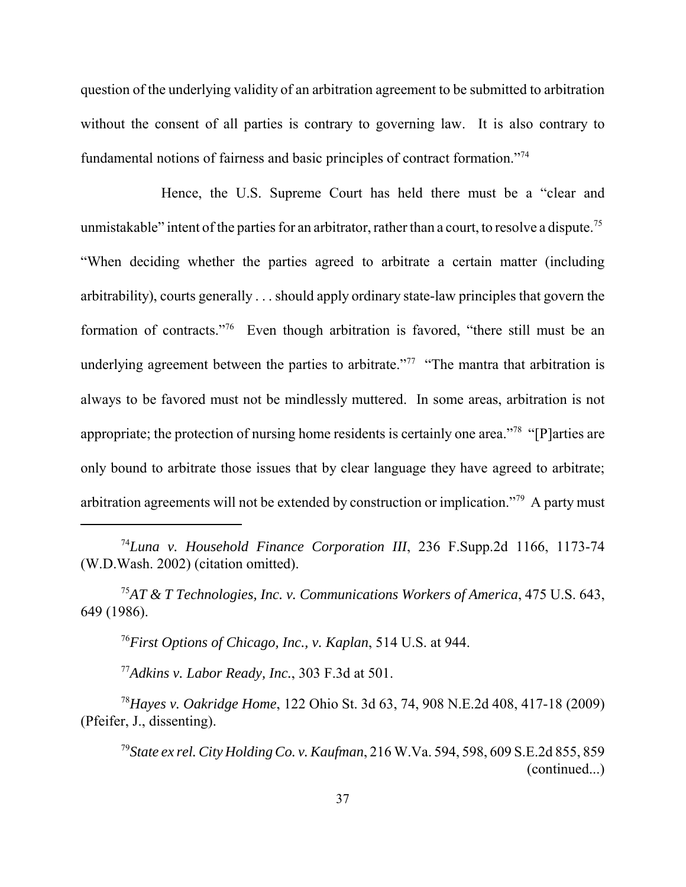question of the underlying validity of an arbitration agreement to be submitted to arbitration without the consent of all parties is contrary to governing law. It is also contrary to fundamental notions of fairness and basic principles of contract formation."[74]

Hence, the U.S. Supreme Court has held there must be a "clear and unmistakable" intent of the parties for an arbitrator, rather than a court, to resolve a dispute.[75] "When deciding whether the parties agreed to arbitrate a certain matter (including arbitrability), courts generally . . . should apply ordinary state-law principles that govern the formation of contracts."[76] Even though arbitration is favored, "there still must be an underlying agreement between the parties to arbitrate."[77] "The mantra that arbitration is always to be favored must not be mindlessly muttered. In some areas, arbitration is not appropriate; the protection of nursing home residents is certainly one area."[78] "[P]arties are only bound to arbitrate those issues that by clear language they have agreed to arbitrate; arbitration agreements will not be extended by construction or implication."[79] A party must

---

[74]*Luna v. Household Finance Corporation III*, 236 F.Supp.2d 1166, 1173-74 (W.D.Wash. 2002) (citation omitted).

[75]*AT & T Technologies, Inc. v. Communications Workers of America*, 475 U.S. 643, 649 (1986).

[76]*First Options of Chicago, Inc., v. Kaplan*, 514 U.S. at 944.

[77]*Adkins v. Labor Ready, Inc.*, 303 F.3d at 501.

[78]*Hayes v. Oakridge Home*, 122 Ohio St. 3d 63, 74, 908 N.E.2d 408, 417-18 (2009) (Pfeifer, J., dissenting).

[79]*State ex rel. City Holding Co. v. Kaufman*, 216 W.Va. 594, 598, 609 S.E.2d 855, 859 (continued...)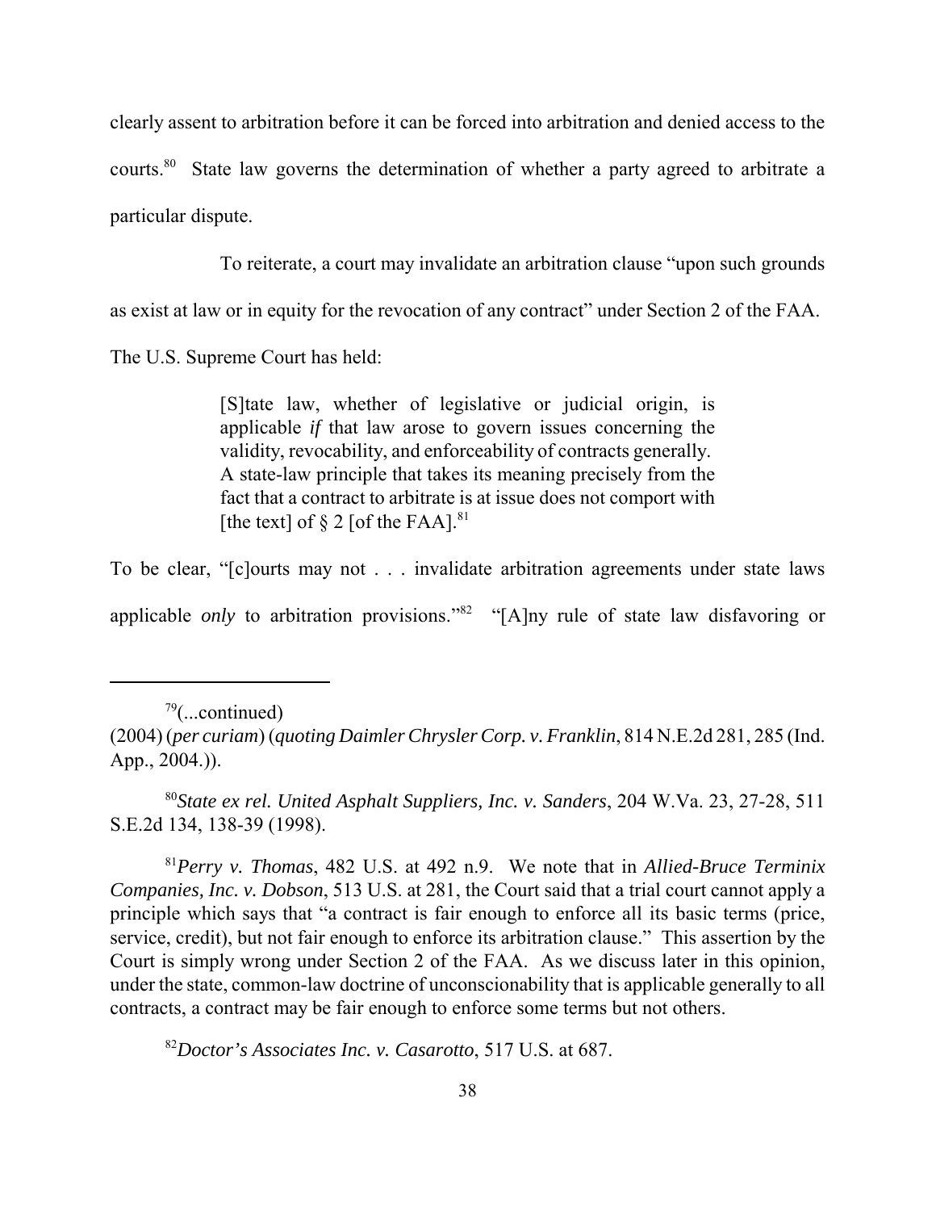clearly assent to arbitration before it can be forced into arbitration and denied access to the courts.[80] State law governs the determination of whether a party agreed to arbitrate a particular dispute.

To reiterate, a court may invalidate an arbitration clause "upon such grounds as exist at law or in equity for the revocation of any contract" under Section 2 of the FAA. The U.S. Supreme Court has held:

> [S]tate law, whether of legislative or judicial origin, is applicable *if* that law arose to govern issues concerning the validity, revocability, and enforceability of contracts generally. A state-law principle that takes its meaning precisely from the fact that a contract to arbitrate is at issue does not comport with [the text] of § 2 [of the FAA].[81]

To be clear, "[c]ourts may not . . . invalidate arbitration agreements under state laws applicable *only* to arbitration provisions."[82] "[A]ny rule of state law disfavoring or

---

[79](...continued)
(2004) (*per curiam*) (*quoting DaimlerChrysler Corp. v. Franklin*, 814 N.E.2d 281, 285 (Ind. App., 2004.)).

[80]*State ex rel. United Asphalt Suppliers, Inc. v. Sanders*, 204 W.Va. 23, 27-28, 511 S.E.2d 134, 138-39 (1998).

[81]*Perry v. Thomas*, 482 U.S. at 492 n.9. We note that in *Allied-Bruce Terminix Companies, Inc. v. Dobson*, 513 U.S. at 281, the Court said that a trial court cannot apply a principle which says that "a contract is fair enough to enforce all its basic terms (price, service, credit), but not fair enough to enforce its arbitration clause." This assertion by the Court is simply wrong under Section 2 of the FAA. As we discuss later in this opinion, under the state, common-law doctrine of unconscionability that is applicable generally to all contracts, a contract may be fair enough to enforce some terms but not others.

[82]*Doctor's Associates Inc. v. Casarotto*, 517 U.S. at 687.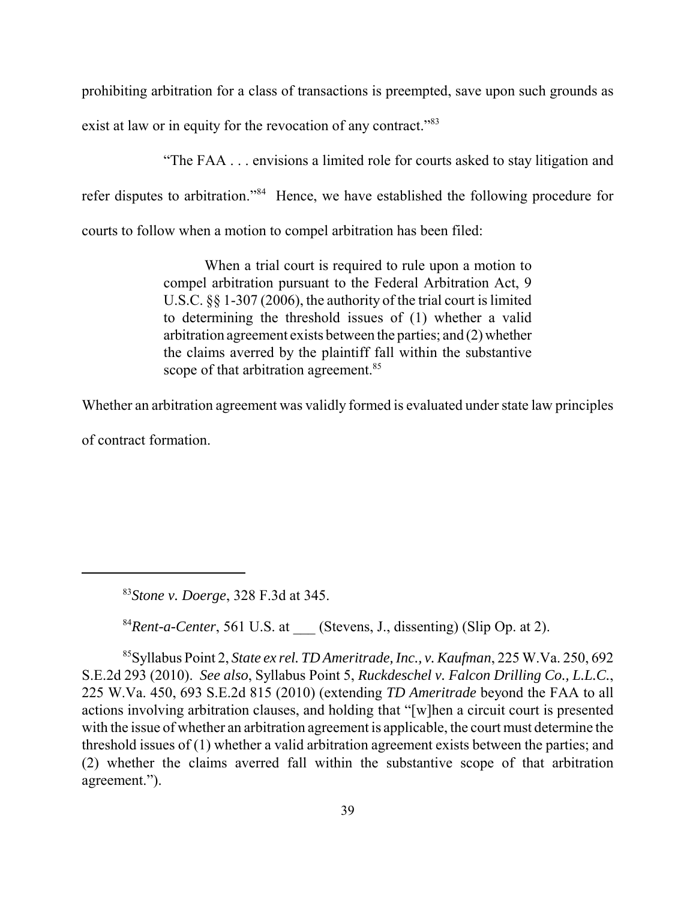prohibiting arbitration for a class of transactions is preempted, save upon such grounds as exist at law or in equity for the revocation of any contract."[83]

"The FAA . . . envisions a limited role for courts asked to stay litigation and refer disputes to arbitration."[84] Hence, we have established the following procedure for courts to follow when a motion to compel arbitration has been filed:

> When a trial court is required to rule upon a motion to compel arbitration pursuant to the Federal Arbitration Act, 9 U.S.C. §§ 1-307 (2006), the authority of the trial court is limited to determining the threshold issues of (1) whether a valid arbitration agreement exists between the parties; and (2) whether the claims averred by the plaintiff fall within the substantive scope of that arbitration agreement.[85]

Whether an arbitration agreement was validly formed is evaluated under state law principles of contract formation.

---

[83] *Stone v. Doerge*, 328 F.3d at 345.

[84] *Rent-a-Center*, 561 U.S. at ___ (Stevens, J., dissenting) (Slip Op. at 2).

[85] Syllabus Point 2, *State ex rel. TD Ameritrade, Inc., v. Kaufman*, 225 W.Va. 250, 692 S.E.2d 293 (2010). *See also*, Syllabus Point 5, *Ruckdeschel v. Falcon Drilling Co., L.L.C.*, 225 W.Va. 450, 693 S.E.2d 815 (2010) (extending *TD Ameritrade* beyond the FAA to all actions involving arbitration clauses, and holding that "[w]hen a circuit court is presented with the issue of whether an arbitration agreement is applicable, the court must determine the threshold issues of (1) whether a valid arbitration agreement exists between the parties; and (2) whether the claims averred fall within the substantive scope of that arbitration agreement.").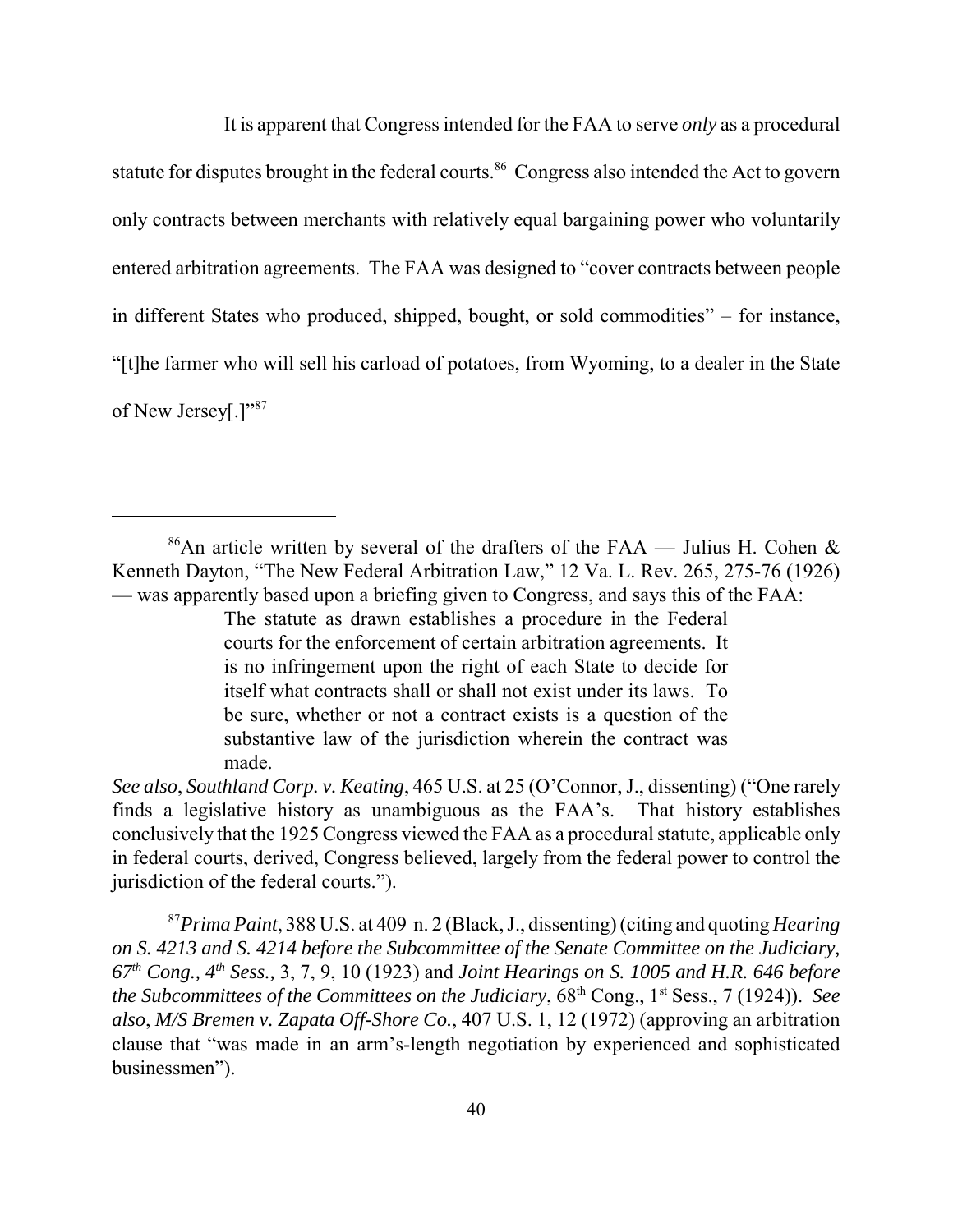It is apparent that Congress intended for the FAA to serve *only* as a procedural statute for disputes brought in the federal courts.[86] Congress also intended the Act to govern only contracts between merchants with relatively equal bargaining power who voluntarily entered arbitration agreements. The FAA was designed to "cover contracts between people in different States who produced, shipped, bought, or sold commodities" – for instance, "[t]he farmer who will sell his carload of potatoes, from Wyoming, to a dealer in the State of New Jersey[.]"[87]

---

[86]An article written by several of the drafters of the FAA — Julius H. Cohen & Kenneth Dayton, "The New Federal Arbitration Law," 12 Va. L. Rev. 265, 275-76 (1926) — was apparently based upon a briefing given to Congress, and says this of the FAA:

> The statute as drawn establishes a procedure in the Federal courts for the enforcement of certain arbitration agreements. It is no infringement upon the right of each State to decide for itself what contracts shall or shall not exist under its laws. To be sure, whether or not a contract exists is a question of the substantive law of the jurisdiction wherein the contract was made.

*See also*, *Southland Corp. v. Keating*, 465 U.S. at 25 (O'Connor, J., dissenting) ("One rarely finds a legislative history as unambiguous as the FAA's. That history establishes conclusively that the 1925 Congress viewed the FAA as a procedural statute, applicable only in federal courts, derived, Congress believed, largely from the federal power to control the jurisdiction of the federal courts.").

[87]*Prima Paint*, 388 U.S. at 409 n. 2 (Black, J., dissenting) (citing and quoting *Hearing on S. 4213 and S. 4214 before the Subcommittee of the Senate Committee on the Judiciary, 67th Cong., 4th Sess.,* 3, 7, 9, 10 (1923) and *Joint Hearings on S. 1005 and H.R. 646 before the Subcommittees of the Committees on the Judiciary*, 68th Cong., 1st Sess., 7 (1924)). *See also*, *M/S Bremen v. Zapata Off-Shore Co.*, 407 U.S. 1, 12 (1972) (approving an arbitration clause that "was made in an arm's-length negotiation by experienced and sophisticated businessmen").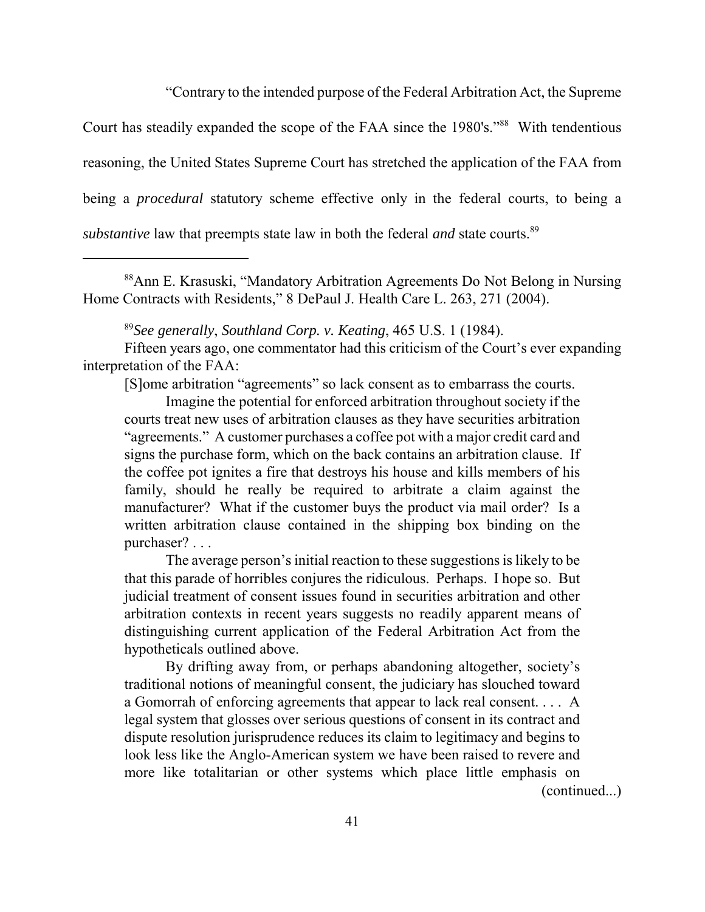"Contrary to the intended purpose of the Federal Arbitration Act, the Supreme Court has steadily expanded the scope of the FAA since the 1980's."[88] With tendentious reasoning, the United States Supreme Court has stretched the application of the FAA from being a *procedural* statutory scheme effective only in the federal courts, to being a *substantive* law that preempts state law in both the federal *and* state courts.[89]

---

[88] Ann E. Krasuski, "Mandatory Arbitration Agreements Do Not Belong in Nursing Home Contracts with Residents," 8 DePaul J. Health Care L. 263, 271 (2004).

[89] *See generally*, *Southland Corp. v. Keating*, 465 U.S. 1 (1984).

Fifteen years ago, one commentator had this criticism of the Court's ever expanding interpretation of the FAA:

> [S]ome arbitration "agreements" so lack consent as to embarrass the courts.
>
> Imagine the potential for enforced arbitration throughout society if the courts treat new uses of arbitration clauses as they have securities arbitration "agreements." A customer purchases a coffee pot with a major credit card and signs the purchase form, which on the back contains an arbitration clause. If the coffee pot ignites a fire that destroys his house and kills members of his family, should he really be required to arbitrate a claim against the manufacturer? What if the customer buys the product via mail order? Is a written arbitration clause contained in the shipping box binding on the purchaser? . . .
>
> The average person's initial reaction to these suggestions is likely to be that this parade of horribles conjures the ridiculous. Perhaps. I hope so. But judicial treatment of consent issues found in securities arbitration and other arbitration contexts in recent years suggests no readily apparent means of distinguishing current application of the Federal Arbitration Act from the hypotheticals outlined above.
>
> By drifting away from, or perhaps abandoning altogether, society's traditional notions of meaningful consent, the judiciary has slouched toward a Gomorrah of enforcing agreements that appear to lack real consent. . . . A legal system that glosses over serious questions of consent in its contract and dispute resolution jurisprudence reduces its claim to legitimacy and begins to look less like the Anglo-American system we have been raised to revere and more like totalitarian or other systems which place little emphasis on

(continued...)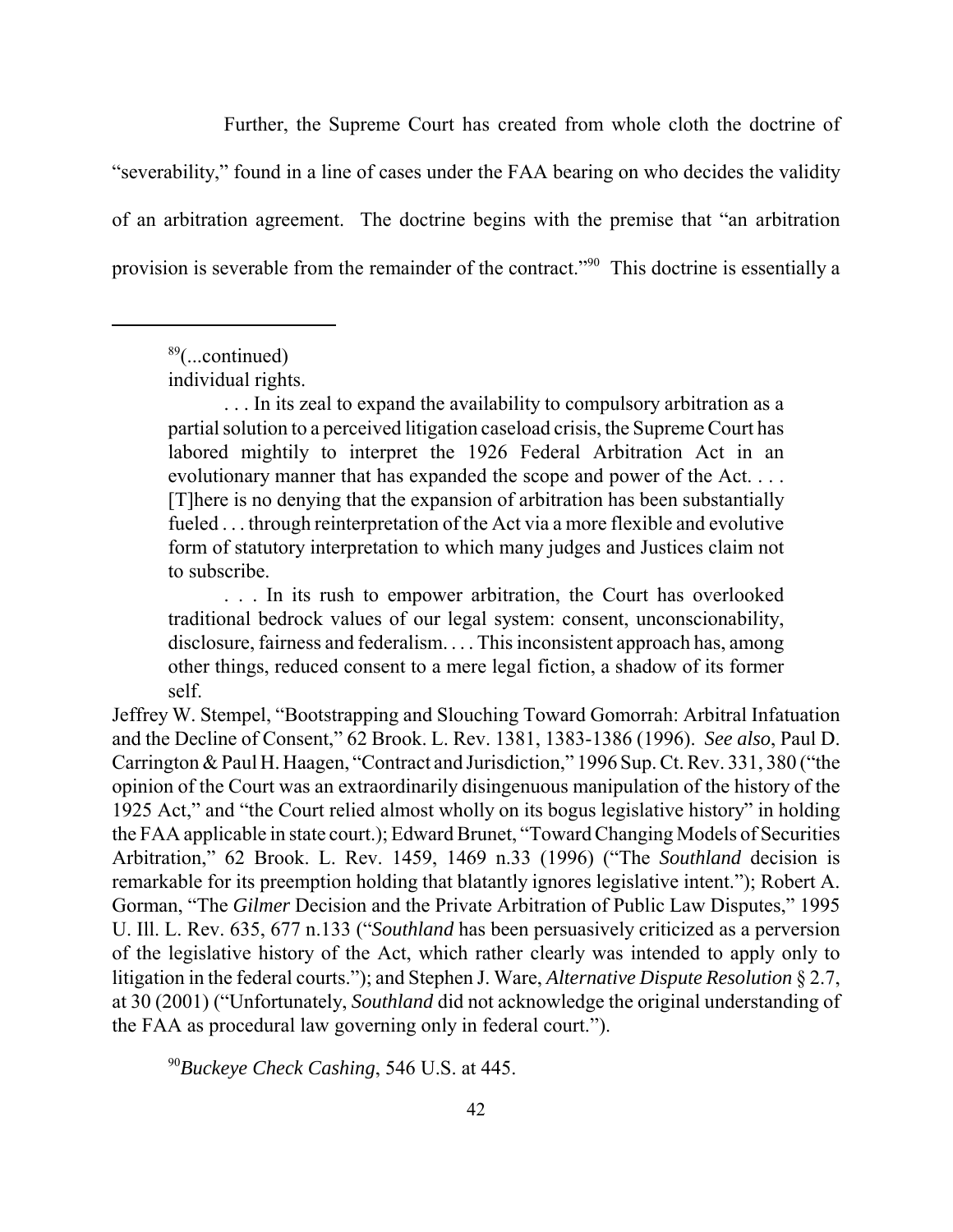Further, the Supreme Court has created from whole cloth the doctrine of "severability," found in a line of cases under the FAA bearing on who decides the validity of an arbitration agreement. The doctrine begins with the premise that "an arbitration provision is severable from the remainder of the contract."[90] This doctrine is essentially a

---

[89](...continued)
individual rights.

> . . . In its zeal to expand the availability to compulsory arbitration as a partial solution to a perceived litigation caseload crisis, the Supreme Court has labored mightily to interpret the 1926 Federal Arbitration Act in an evolutionary manner that has expanded the scope and power of the Act. . . . [T]here is no denying that the expansion of arbitration has been substantially fueled . . . through reinterpretation of the Act via a more flexible and evolutive form of statutory interpretation to which many judges and Justices claim not to subscribe.
>
> . . . In its rush to empower arbitration, the Court has overlooked traditional bedrock values of our legal system: consent, unconscionability, disclosure, fairness and federalism. . . . This inconsistent approach has, among other things, reduced consent to a mere legal fiction, a shadow of its former self.

Jeffrey W. Stempel, "Bootstrapping and Slouching Toward Gomorrah: Arbitral Infatuation and the Decline of Consent," 62 Brook. L. Rev. 1381, 1383-1386 (1996). *See also*, Paul D. Carrington & Paul H. Haagen, "Contract and Jurisdiction," 1996 Sup. Ct. Rev. 331, 380 ("the opinion of the Court was an extraordinarily disingenuous manipulation of the history of the 1925 Act," and "the Court relied almost wholly on its bogus legislative history" in holding the FAA applicable in state court.); Edward Brunet, "Toward Changing Models of Securities Arbitration," 62 Brook. L. Rev. 1459, 1469 n.33 (1996) ("The *Southland* decision is remarkable for its preemption holding that blatantly ignores legislative intent."); Robert A. Gorman, "The *Gilmer* Decision and the Private Arbitration of Public Law Disputes," 1995 U. Ill. L. Rev. 635, 677 n.133 ("*Southland* has been persuasively criticized as a perversion of the legislative history of the Act, which rather clearly was intended to apply only to litigation in the federal courts."); and Stephen J. Ware, *Alternative Dispute Resolution* § 2.7, at 30 (2001) ("Unfortunately, *Southland* did not acknowledge the original understanding of the FAA as procedural law governing only in federal court.").

[90]*Buckeye Check Cashing*, 546 U.S. at 445.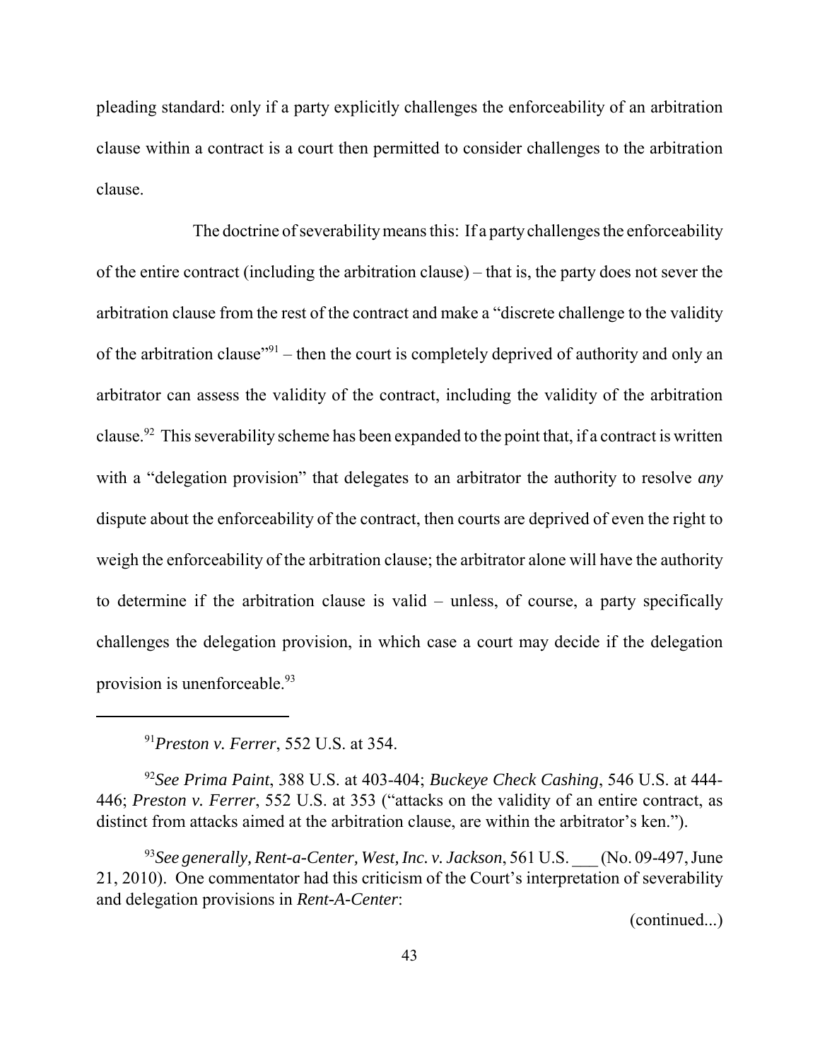pleading standard: only if a party explicitly challenges the enforceability of an arbitration clause within a contract is a court then permitted to consider challenges to the arbitration clause.

The doctrine of severability means this: If a party challenges the enforceability of the entire contract (including the arbitration clause) – that is, the party does not sever the arbitration clause from the rest of the contract and make a "discrete challenge to the validity of the arbitration clause"[91] – then the court is completely deprived of authority and only an arbitrator can assess the validity of the contract, including the validity of the arbitration clause.[92] This severability scheme has been expanded to the point that, if a contract is written with a "delegation provision" that delegates to an arbitrator the authority to resolve *any* dispute about the enforceability of the contract, then courts are deprived of even the right to weigh the enforceability of the arbitration clause; the arbitrator alone will have the authority to determine if the arbitration clause is valid – unless, of course, a party specifically challenges the delegation provision, in which case a court may decide if the delegation provision is unenforceable.[93]

---

[91] *Preston v. Ferrer*, 552 U.S. at 354.

[92] *See Prima Paint*, 388 U.S. at 403-404; *Buckeye Check Cashing*, 546 U.S. at 444-446; *Preston v. Ferrer*, 552 U.S. at 353 ("attacks on the validity of an entire contract, as distinct from attacks aimed at the arbitration clause, are within the arbitrator's ken.").

[93] *See generally, Rent-a-Center, West, Inc. v. Jackson*, 561 U.S. ___ (No. 09-497, June 21, 2010). One commentator had this criticism of the Court's interpretation of severability and delegation provisions in *Rent-A-Center*:

(continued...)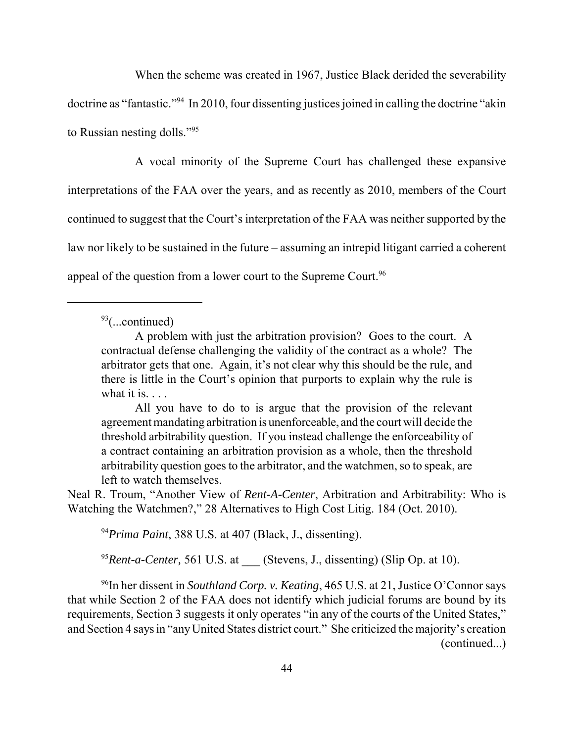When the scheme was created in 1967, Justice Black derided the severability doctrine as "fantastic."[94] In 2010, four dissenting justices joined in calling the doctrine "akin to Russian nesting dolls."[95]

A vocal minority of the Supreme Court has challenged these expansive interpretations of the FAA over the years, and as recently as 2010, members of the Court continued to suggest that the Court's interpretation of the FAA was neither supported by the law nor likely to be sustained in the future – assuming an intrepid litigant carried a coherent appeal of the question from a lower court to the Supreme Court.[96]

---

[93](...continued)

> A problem with just the arbitration provision? Goes to the court. A contractual defense challenging the validity of the contract as a whole? The arbitrator gets that one. Again, it's not clear why this should be the rule, and there is little in the Court's opinion that purports to explain why the rule is what it is. . . .
>
> All you have to do to is argue that the provision of the relevant agreement mandating arbitration is unenforceable, and the court will decide the threshold arbitrability question. If you instead challenge the enforceability of a contract containing an arbitration provision as a whole, then the threshold arbitrability question goes to the arbitrator, and the watchmen, so to speak, are left to watch themselves.

Neal R. Troum, "Another View of *Rent-A-Center*, Arbitration and Arbitrability: Who is Watching the Watchmen?," 28 Alternatives to High Cost Litig. 184 (Oct. 2010).

[94]*Prima Paint*, 388 U.S. at 407 (Black, J., dissenting).

[95]*Rent-a-Center,* 561 U.S. at ___ (Stevens, J., dissenting) (Slip Op. at 10).

[96]In her dissent in *Southland Corp. v. Keating*, 465 U.S. at 21, Justice O'Connor says that while Section 2 of the FAA does not identify which judicial forums are bound by its requirements, Section 3 suggests it only operates "in any of the courts of the United States," and Section 4 says in "any United States district court." She criticized the majority's creation (continued...)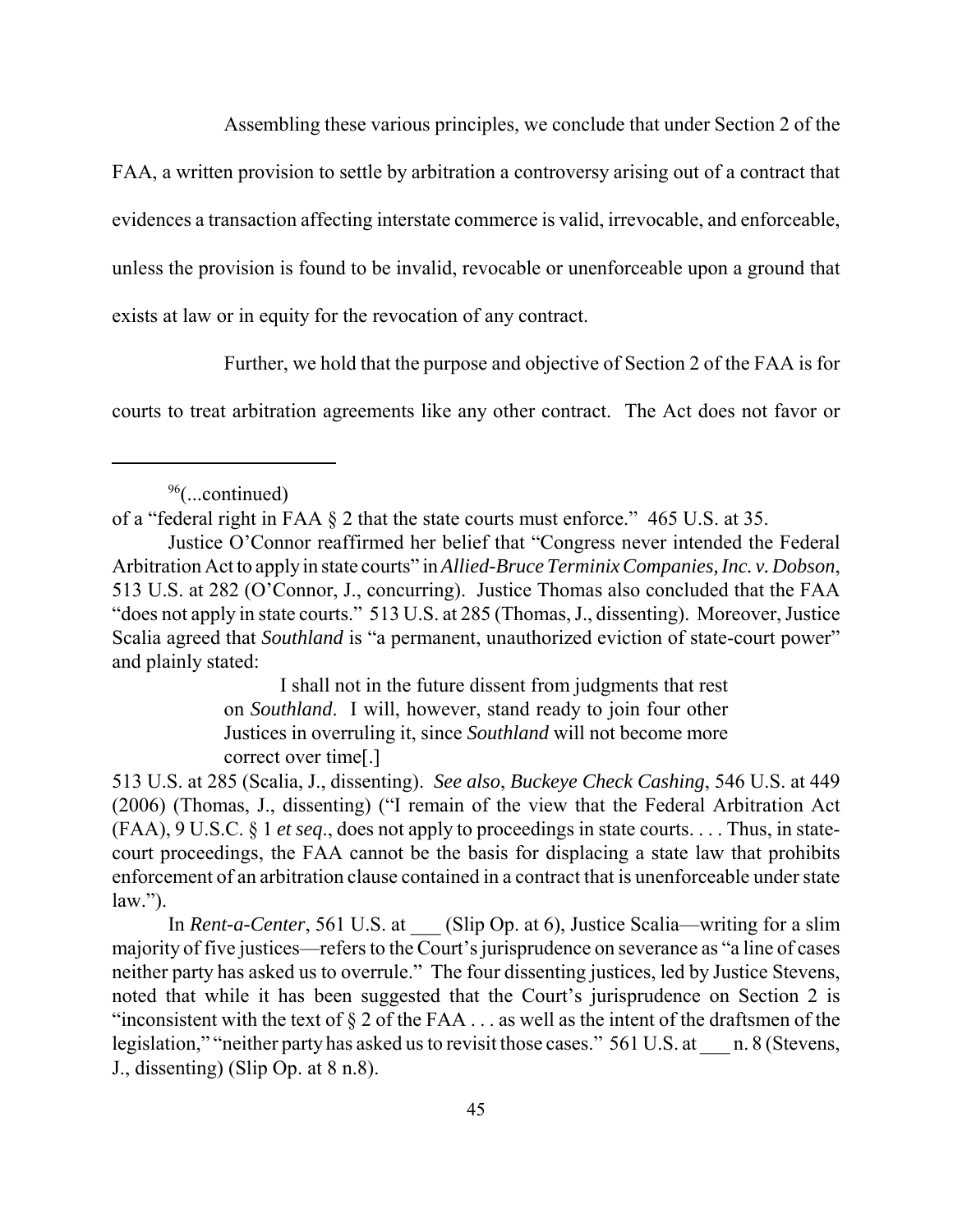Assembling these various principles, we conclude that under Section 2 of the FAA, a written provision to settle by arbitration a controversy arising out of a contract that evidences a transaction affecting interstate commerce is valid, irrevocable, and enforceable, unless the provision is found to be invalid, revocable or unenforceable upon a ground that exists at law or in equity for the revocation of any contract.

Further, we hold that the purpose and objective of Section 2 of the FAA is for courts to treat arbitration agreements like any other contract. The Act does not favor or

---

[96](...continued)

of a "federal right in FAA § 2 that the state courts must enforce." 465 U.S. at 35.

Justice O'Connor reaffirmed her belief that "Congress never intended the Federal Arbitration Act to apply in state courts" in *Allied-Bruce Terminix Companies, Inc. v. Dobson*, 513 U.S. at 282 (O'Connor, J., concurring). Justice Thomas also concluded that the FAA "does not apply in state courts." 513 U.S. at 285 (Thomas, J., dissenting). Moreover, Justice Scalia agreed that *Southland* is "a permanent, unauthorized eviction of state-court power" and plainly stated:

> I shall not in the future dissent from judgments that rest on *Southland*. I will, however, stand ready to join four other Justices in overruling it, since *Southland* will not become more correct over time[.]

513 U.S. at 285 (Scalia, J., dissenting). *See also*, *Buckeye Check Cashing*, 546 U.S. at 449 (2006) (Thomas, J., dissenting) ("I remain of the view that the Federal Arbitration Act (FAA), 9 U.S.C. § 1 *et seq*., does not apply to proceedings in state courts. . . . Thus, in state-court proceedings, the FAA cannot be the basis for displacing a state law that prohibits enforcement of an arbitration clause contained in a contract that is unenforceable under state law.").

In *Rent-a-Center*, 561 U.S. at ___ (Slip Op. at 6), Justice Scalia—writing for a slim majority of five justices—refers to the Court's jurisprudence on severance as "a line of cases neither party has asked us to overrule." The four dissenting justices, led by Justice Stevens, noted that while it has been suggested that the Court's jurisprudence on Section 2 is "inconsistent with the text of § 2 of the FAA . . . as well as the intent of the draftsmen of the legislation," "neither party has asked us to revisit those cases." 561 U.S. at ___ n. 8 (Stevens, J., dissenting) (Slip Op. at 8 n.8).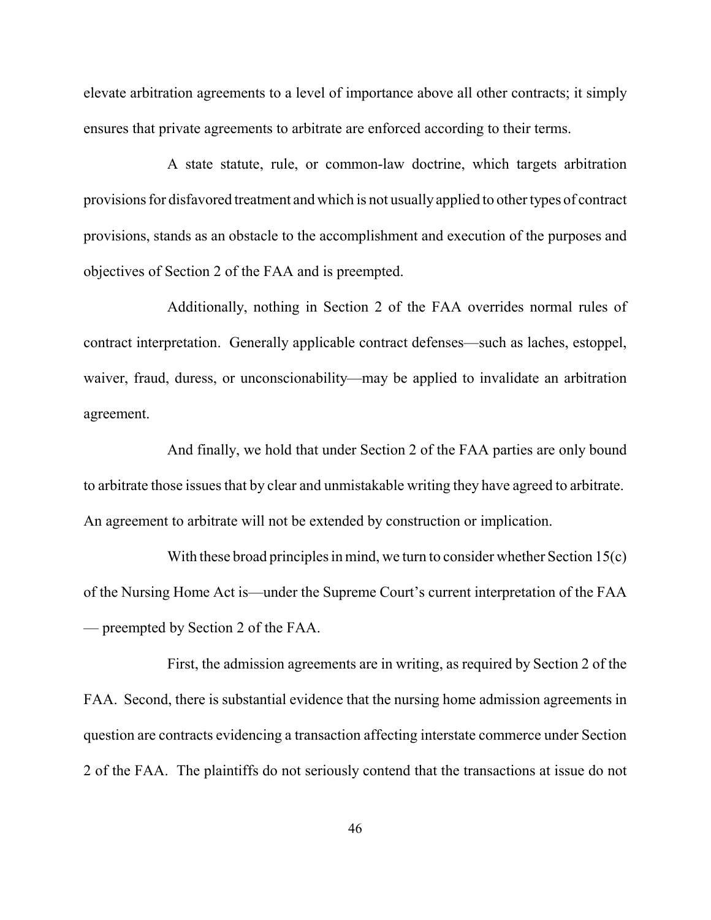elevate arbitration agreements to a level of importance above all other contracts; it simply ensures that private agreements to arbitrate are enforced according to their terms.

A state statute, rule, or common-law doctrine, which targets arbitration provisions for disfavored treatment and which is not usually applied to other types of contract provisions, stands as an obstacle to the accomplishment and execution of the purposes and objectives of Section 2 of the FAA and is preempted.

Additionally, nothing in Section 2 of the FAA overrides normal rules of contract interpretation. Generally applicable contract defenses—such as laches, estoppel, waiver, fraud, duress, or unconscionability—may be applied to invalidate an arbitration agreement.

And finally, we hold that under Section 2 of the FAA parties are only bound to arbitrate those issues that by clear and unmistakable writing they have agreed to arbitrate. An agreement to arbitrate will not be extended by construction or implication.

With these broad principles in mind, we turn to consider whether Section 15(c) of the Nursing Home Act is—under the Supreme Court's current interpretation of the FAA — preempted by Section 2 of the FAA.

First, the admission agreements are in writing, as required by Section 2 of the FAA. Second, there is substantial evidence that the nursing home admission agreements in question are contracts evidencing a transaction affecting interstate commerce under Section 2 of the FAA. The plaintiffs do not seriously contend that the transactions at issue do not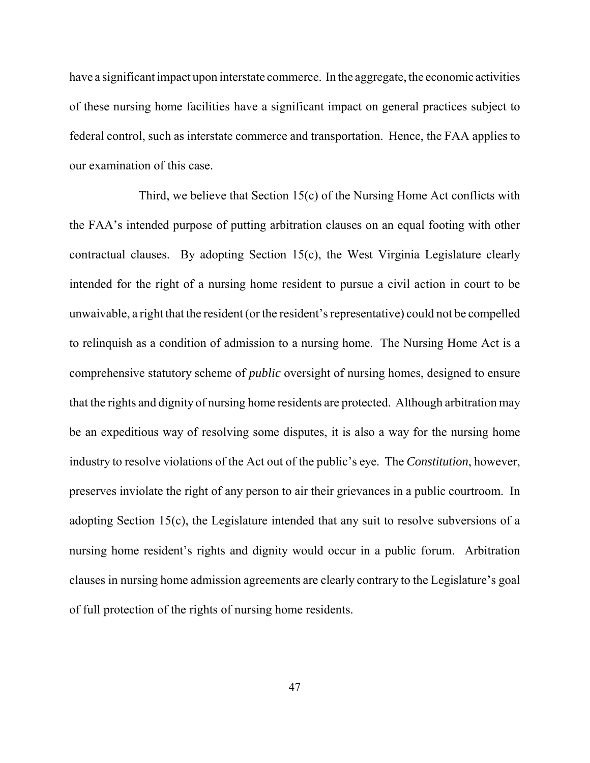have a significant impact upon interstate commerce. In the aggregate, the economic activities of these nursing home facilities have a significant impact on general practices subject to federal control, such as interstate commerce and transportation. Hence, the FAA applies to our examination of this case.

Third, we believe that Section 15(c) of the Nursing Home Act conflicts with the FAA's intended purpose of putting arbitration clauses on an equal footing with other contractual clauses. By adopting Section 15(c), the West Virginia Legislature clearly intended for the right of a nursing home resident to pursue a civil action in court to be unwaivable, a right that the resident (or the resident's representative) could not be compelled to relinquish as a condition of admission to a nursing home. The Nursing Home Act is a comprehensive statutory scheme of *public* oversight of nursing homes, designed to ensure that the rights and dignity of nursing home residents are protected. Although arbitration may be an expeditious way of resolving some disputes, it is also a way for the nursing home industry to resolve violations of the Act out of the public's eye. The *Constitution*, however, preserves inviolate the right of any person to air their grievances in a public courtroom. In adopting Section 15(c), the Legislature intended that any suit to resolve subversions of a nursing home resident's rights and dignity would occur in a public forum. Arbitration clauses in nursing home admission agreements are clearly contrary to the Legislature's goal of full protection of the rights of nursing home residents.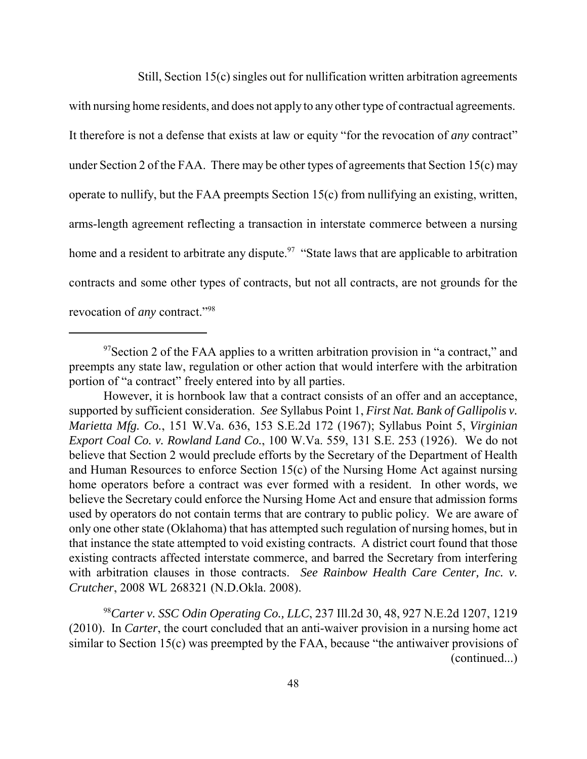Still, Section 15(c) singles out for nullification written arbitration agreements with nursing home residents, and does not apply to any other type of contractual agreements. It therefore is not a defense that exists at law or equity "for the revocation of *any* contract" under Section 2 of the FAA. There may be other types of agreements that Section 15(c) may operate to nullify, but the FAA preempts Section 15(c) from nullifying an existing, written, arms-length agreement reflecting a transaction in interstate commerce between a nursing home and a resident to arbitrate any dispute.[97] "State laws that are applicable to arbitration contracts and some other types of contracts, but not all contracts, are not grounds for the revocation of *any* contract."[98]

---

[97]Section 2 of the FAA applies to a written arbitration provision in "a contract," and preempts any state law, regulation or other action that would interfere with the arbitration portion of "a contract" freely entered into by all parties.

However, it is hornbook law that a contract consists of an offer and an acceptance, supported by sufficient consideration. *See* Syllabus Point 1, *First Nat. Bank of Gallipolis v. Marietta Mfg. Co.*, 151 W.Va. 636, 153 S.E.2d 172 (1967); Syllabus Point 5, *Virginian Export Coal Co. v. Rowland Land Co.*, 100 W.Va. 559, 131 S.E. 253 (1926). We do not believe that Section 2 would preclude efforts by the Secretary of the Department of Health and Human Resources to enforce Section 15(c) of the Nursing Home Act against nursing home operators before a contract was ever formed with a resident. In other words, we believe the Secretary could enforce the Nursing Home Act and ensure that admission forms used by operators do not contain terms that are contrary to public policy. We are aware of only one other state (Oklahoma) that has attempted such regulation of nursing homes, but in that instance the state attempted to void existing contracts. A district court found that those existing contracts affected interstate commerce, and barred the Secretary from interfering with arbitration clauses in those contracts. *See Rainbow Health Care Center, Inc. v. Crutcher*, 2008 WL 268321 (N.D.Okla. 2008).

[98]*Carter v. SSC Odin Operating Co., LLC*, 237 Ill.2d 30, 48, 927 N.E.2d 1207, 1219 (2010). In *Carter*, the court concluded that an anti-waiver provision in a nursing home act similar to Section 15(c) was preempted by the FAA, because "the antiwaiver provisions of (continued...)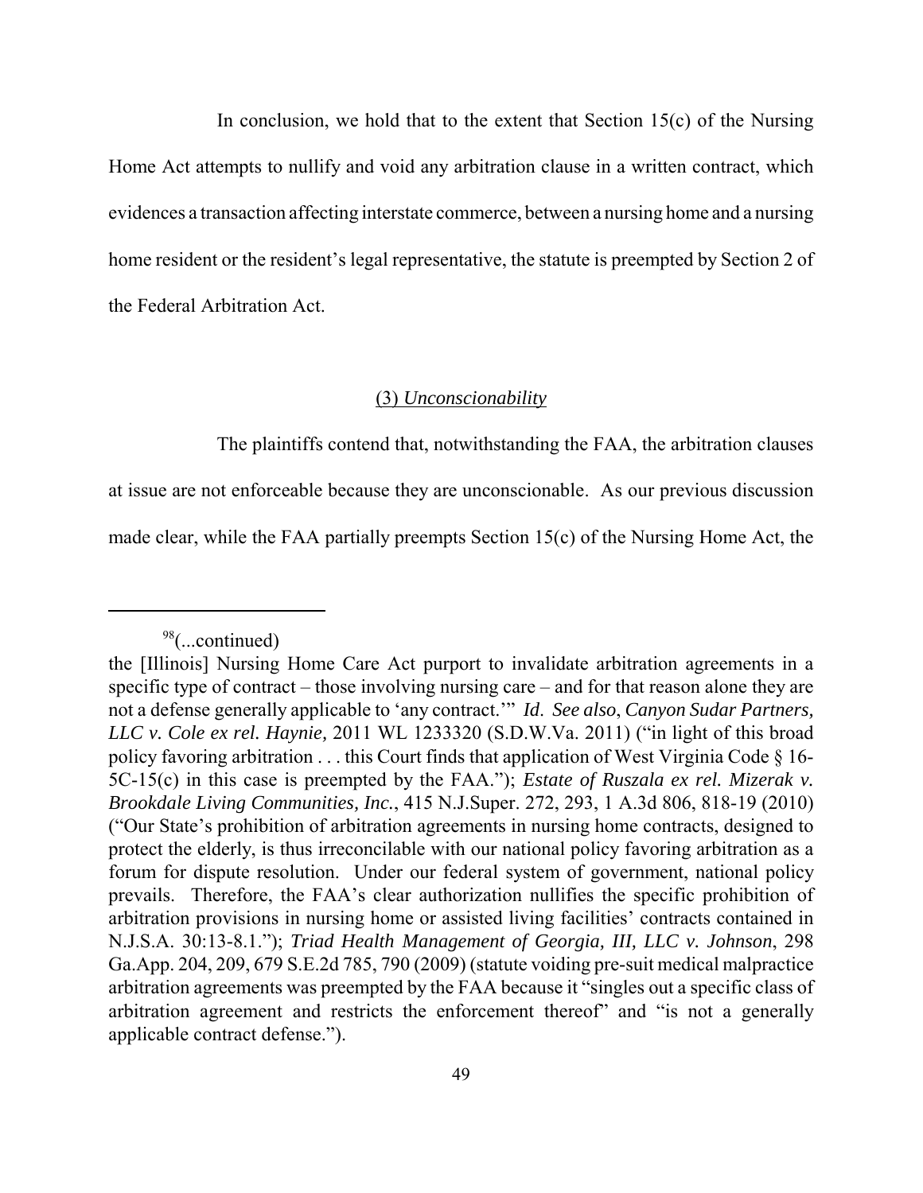In conclusion, we hold that to the extent that Section 15(c) of the Nursing Home Act attempts to nullify and void any arbitration clause in a written contract, which evidences a transaction affecting interstate commerce, between a nursing home and a nursing home resident or the resident's legal representative, the statute is preempted by Section 2 of the Federal Arbitration Act.

(3) *Unconscionability*

The plaintiffs contend that, notwithstanding the FAA, the arbitration clauses at issue are not enforceable because they are unconscionable. As our previous discussion made clear, while the FAA partially preempts Section 15(c) of the Nursing Home Act, the

---

[98](...continued)

the [Illinois] Nursing Home Care Act purport to invalidate arbitration agreements in a specific type of contract – those involving nursing care – and for that reason alone they are not a defense generally applicable to 'any contract.'" *Id*. *See also*, *Canyon Sudar Partners, LLC v. Cole ex rel. Haynie,* 2011 WL 1233320 (S.D.W.Va. 2011) ("in light of this broad policy favoring arbitration . . . this Court finds that application of West Virginia Code § 16-5C-15(c) in this case is preempted by the FAA."); *Estate of Ruszala ex rel. Mizerak v. Brookdale Living Communities, Inc.*, 415 N.J.Super. 272, 293, 1 A.3d 806, 818-19 (2010) ("Our State's prohibition of arbitration agreements in nursing home contracts, designed to protect the elderly, is thus irreconcilable with our national policy favoring arbitration as a forum for dispute resolution. Under our federal system of government, national policy prevails. Therefore, the FAA's clear authorization nullifies the specific prohibition of arbitration provisions in nursing home or assisted living facilities' contracts contained in N.J.S.A. 30:13-8.1."); *Triad Health Management of Georgia, III, LLC v. Johnson*, 298 Ga.App. 204, 209, 679 S.E.2d 785, 790 (2009) (statute voiding pre-suit medical malpractice arbitration agreements was preempted by the FAA because it "singles out a specific class of arbitration agreement and restricts the enforcement thereof" and "is not a generally applicable contract defense.").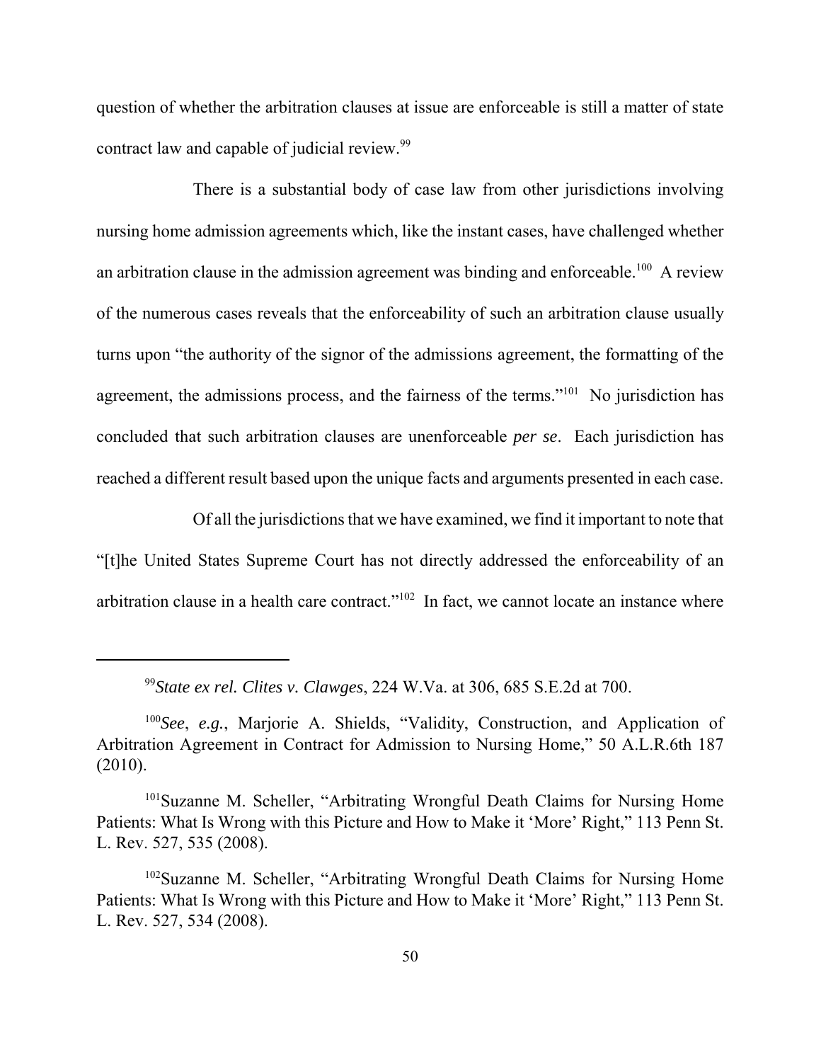question of whether the arbitration clauses at issue are enforceable is still a matter of state contract law and capable of judicial review.[99]

There is a substantial body of case law from other jurisdictions involving nursing home admission agreements which, like the instant cases, have challenged whether an arbitration clause in the admission agreement was binding and enforceable.[100] A review of the numerous cases reveals that the enforceability of such an arbitration clause usually turns upon "the authority of the signor of the admissions agreement, the formatting of the agreement, the admissions process, and the fairness of the terms."[101] No jurisdiction has concluded that such arbitration clauses are unenforceable *per se*. Each jurisdiction has reached a different result based upon the unique facts and arguments presented in each case.

Of all the jurisdictions that we have examined, we find it important to note that "[t]he United States Supreme Court has not directly addressed the enforceability of an arbitration clause in a health care contract."[102] In fact, we cannot locate an instance where

---

[99]*State ex rel. Clites v. Clawges*, 224 W.Va. at 306, 685 S.E.2d at 700.

[100]*See*, *e.g.*, Marjorie A. Shields, "Validity, Construction, and Application of Arbitration Agreement in Contract for Admission to Nursing Home," 50 A.L.R.6th 187 (2010).

[101]Suzanne M. Scheller, "Arbitrating Wrongful Death Claims for Nursing Home Patients: What Is Wrong with this Picture and How to Make it 'More' Right," 113 Penn St. L. Rev. 527, 535 (2008).

[102]Suzanne M. Scheller, "Arbitrating Wrongful Death Claims for Nursing Home Patients: What Is Wrong with this Picture and How to Make it 'More' Right," 113 Penn St. L. Rev. 527, 534 (2008).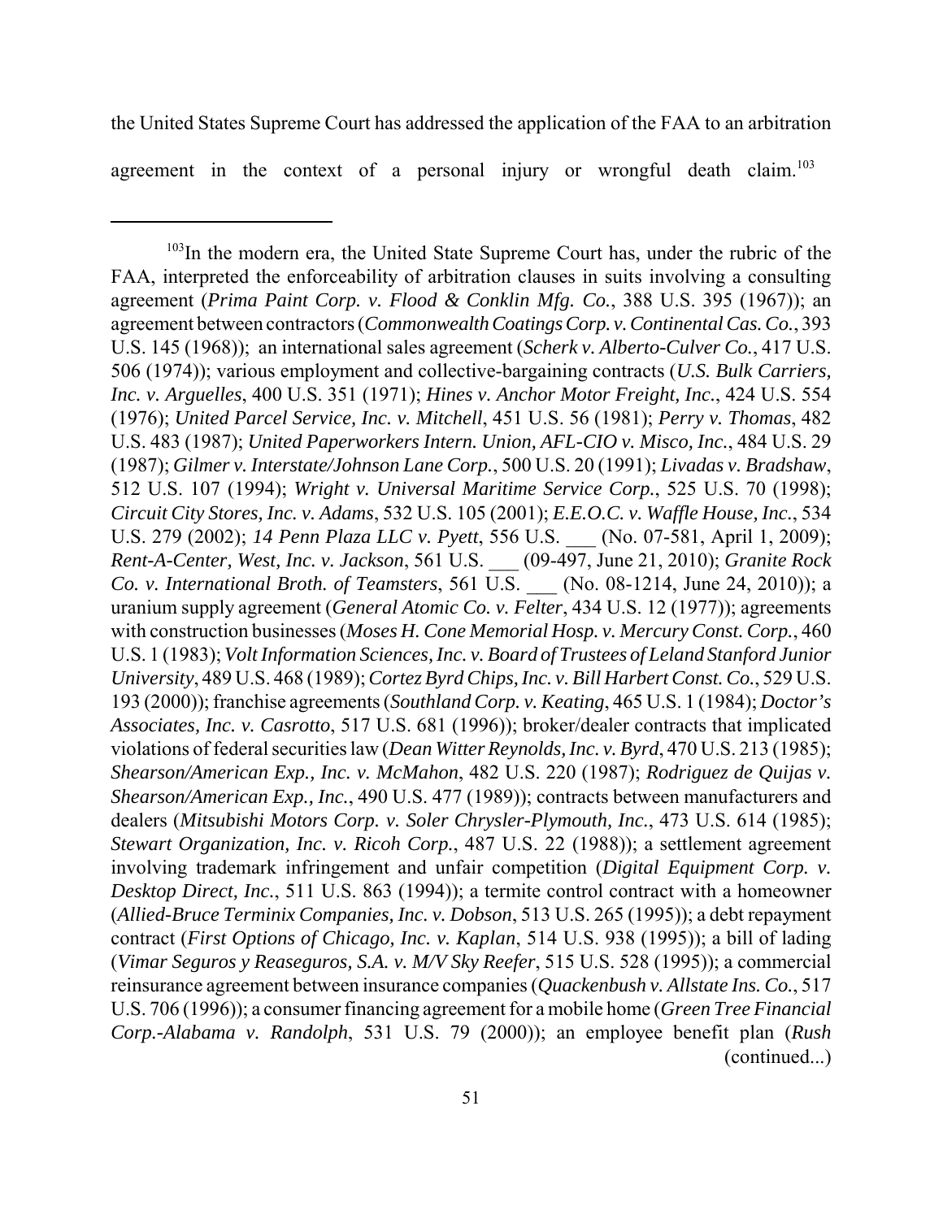the United States Supreme Court has addressed the application of the FAA to an arbitration agreement in the context of a personal injury or wrongful death claim.[103]

---

[103]In the modern era, the United State Supreme Court has, under the rubric of the FAA, interpreted the enforceability of arbitration clauses in suits involving a consulting agreement (*Prima Paint Corp. v. Flood & Conklin Mfg. Co.*, 388 U.S. 395 (1967)); an agreement between contractors (*Commonwealth Coatings Corp. v. Continental Cas. Co.*, 393 U.S. 145 (1968)); an international sales agreement (*Scherk v. Alberto-Culver Co.*, 417 U.S. 506 (1974)); various employment and collective-bargaining contracts (*U.S. Bulk Carriers, Inc. v. Arguelles*, 400 U.S. 351 (1971); *Hines v. Anchor Motor Freight, Inc.*, 424 U.S. 554 (1976); *United Parcel Service, Inc. v. Mitchell*, 451 U.S. 56 (1981); *Perry v. Thomas*, 482 U.S. 483 (1987); *United Paperworkers Intern. Union, AFL-CIO v. Misco, Inc.*, 484 U.S. 29 (1987); *Gilmer v. Interstate/Johnson Lane Corp.*, 500 U.S. 20 (1991); *Livadas v. Bradshaw*, 512 U.S. 107 (1994); *Wright v. Universal Maritime Service Corp.*, 525 U.S. 70 (1998); *Circuit City Stores, Inc. v. Adams*, 532 U.S. 105 (2001); *E.E.O.C. v. Waffle House, Inc.*, 534 U.S. 279 (2002); *14 Penn Plaza LLC v. Pyett*, 556 U.S. ___ (No. 07-581, April 1, 2009); *Rent-A-Center, West, Inc. v. Jackson*, 561 U.S. ___ (09-497, June 21, 2010); *Granite Rock Co. v. International Broth. of Teamsters*, 561 U.S. ___ (No. 08-1214, June 24, 2010)); a uranium supply agreement (*General Atomic Co. v. Felter*, 434 U.S. 12 (1977)); agreements with construction businesses (*Moses H. Cone Memorial Hosp. v. Mercury Const. Corp.*, 460 U.S. 1 (1983); *Volt Information Sciences, Inc. v. Board of Trustees of Leland Stanford Junior University*, 489 U.S. 468 (1989); *Cortez Byrd Chips, Inc. v. Bill Harbert Const. Co.*, 529 U.S. 193 (2000)); franchise agreements (*Southland Corp. v. Keating*, 465 U.S. 1 (1984); *Doctor's Associates, Inc. v. Casrotto*, 517 U.S. 681 (1996)); broker/dealer contracts that implicated violations of federal securities law (*Dean Witter Reynolds, Inc. v. Byrd*, 470 U.S. 213 (1985); *Shearson/American Exp., Inc. v. McMahon*, 482 U.S. 220 (1987); *Rodriguez de Quijas v. Shearson/American Exp., Inc.*, 490 U.S. 477 (1989)); contracts between manufacturers and dealers (*Mitsubishi Motors Corp. v. Soler Chrysler-Plymouth, Inc.*, 473 U.S. 614 (1985); *Stewart Organization, Inc. v. Ricoh Corp.*, 487 U.S. 22 (1988)); a settlement agreement involving trademark infringement and unfair competition (*Digital Equipment Corp. v. Desktop Direct, Inc.*, 511 U.S. 863 (1994)); a termite control contract with a homeowner (*Allied-Bruce Terminix Companies, Inc. v. Dobson*, 513 U.S. 265 (1995)); a debt repayment contract (*First Options of Chicago, Inc. v. Kaplan*, 514 U.S. 938 (1995)); a bill of lading (*Vimar Seguros y Reaseguros, S.A. v. M/V Sky Reefer*, 515 U.S. 528 (1995)); a commercial reinsurance agreement between insurance companies (*Quackenbush v. Allstate Ins. Co.*, 517 U.S. 706 (1996)); a consumer financing agreement for a mobile home (*Green Tree Financial Corp.-Alabama v. Randolph*, 531 U.S. 79 (2000)); an employee benefit plan (*Rush* (continued...)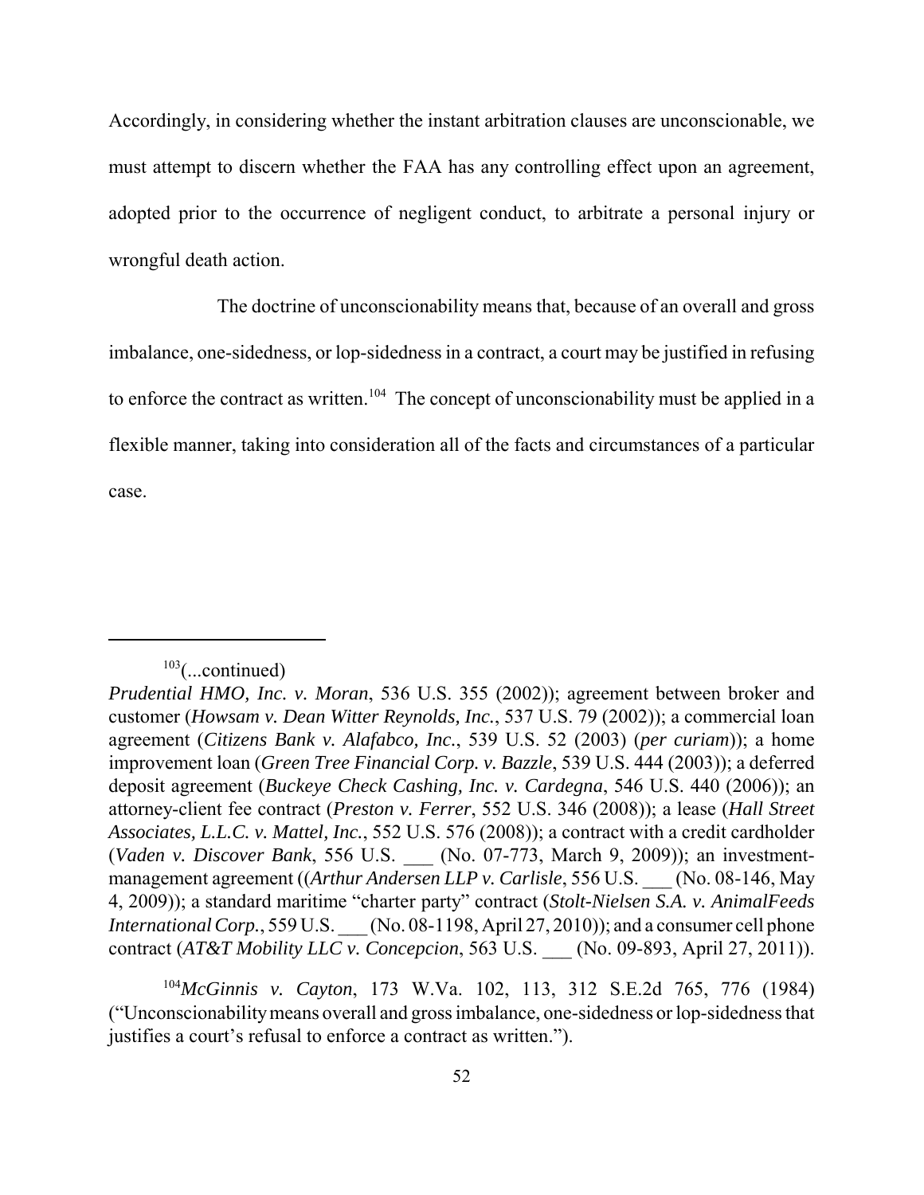Accordingly, in considering whether the instant arbitration clauses are unconscionable, we must attempt to discern whether the FAA has any controlling effect upon an agreement, adopted prior to the occurrence of negligent conduct, to arbitrate a personal injury or wrongful death action.

The doctrine of unconscionability means that, because of an overall and gross imbalance, one-sidedness, or lop-sidedness in a contract, a court may be justified in refusing to enforce the contract as written.[104] The concept of unconscionability must be applied in a flexible manner, taking into consideration all of the facts and circumstances of a particular case.

---

[103](...continued)
*Prudential HMO, Inc. v. Moran*, 536 U.S. 355 (2002)); agreement between broker and customer (*Howsam v. Dean Witter Reynolds, Inc.*, 537 U.S. 79 (2002)); a commercial loan agreement (*Citizens Bank v. Alafabco, Inc.*, 539 U.S. 52 (2003) (*per curiam*)); a home improvement loan (*Green Tree Financial Corp. v. Bazzle*, 539 U.S. 444 (2003)); a deferred deposit agreement (*Buckeye Check Cashing, Inc. v. Cardegna*, 546 U.S. 440 (2006)); an attorney-client fee contract (*Preston v. Ferrer*, 552 U.S. 346 (2008)); a lease (*Hall Street Associates, L.L.C. v. Mattel, Inc.*, 552 U.S. 576 (2008)); a contract with a credit cardholder (*Vaden v. Discover Bank*, 556 U.S. ___ (No. 07-773, March 9, 2009)); an investment-management agreement ((*Arthur Andersen LLP v. Carlisle*, 556 U.S. ___ (No. 08-146, May 4, 2009)); a standard maritime "charter party" contract (*Stolt-Nielsen S.A. v. AnimalFeeds International Corp.*, 559 U.S. ___ (No. 08-1198, April 27, 2010)); and a consumer cell phone contract (*AT&T Mobility LLC v. Concepcion*, 563 U.S. ___ (No. 09-893, April 27, 2011)).

[104]*McGinnis v. Cayton*, 173 W.Va. 102, 113, 312 S.E.2d 765, 776 (1984) ("Unconscionability means overall and gross imbalance, one-sidedness or lop-sidedness that justifies a court's refusal to enforce a contract as written.").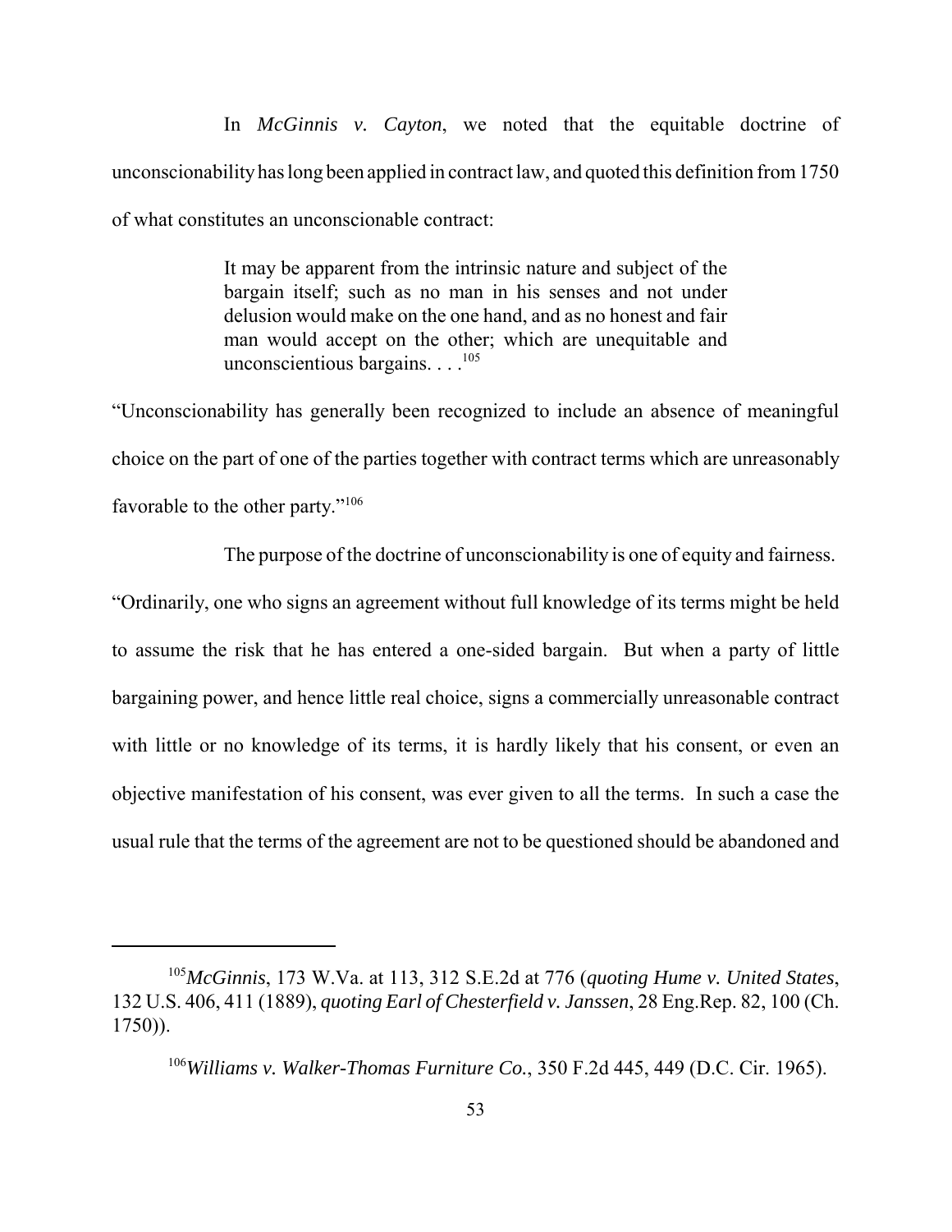In *McGinnis v. Cayton*, we noted that the equitable doctrine of unconscionability has long been applied in contract law, and quoted this definition from 1750 of what constitutes an unconscionable contract:

> It may be apparent from the intrinsic nature and subject of the bargain itself; such as no man in his senses and not under delusion would make on the one hand, and as no honest and fair man would accept on the other; which are unequitable and unconscientious bargains. . . .[105]

"Unconscionability has generally been recognized to include an absence of meaningful choice on the part of one of the parties together with contract terms which are unreasonably favorable to the other party."[106]

The purpose of the doctrine of unconscionability is one of equity and fairness. "Ordinarily, one who signs an agreement without full knowledge of its terms might be held to assume the risk that he has entered a one-sided bargain. But when a party of little bargaining power, and hence little real choice, signs a commercially unreasonable contract with little or no knowledge of its terms, it is hardly likely that his consent, or even an objective manifestation of his consent, was ever given to all the terms. In such a case the usual rule that the terms of the agreement are not to be questioned should be abandoned and

---

[105] *McGinnis*, 173 W.Va. at 113, 312 S.E.2d at 776 (*quoting Hume v. United States*, 132 U.S. 406, 411 (1889), *quoting Earl of Chesterfield v. Janssen*, 28 Eng.Rep. 82, 100 (Ch. 1750)).

[106] *Williams v. Walker-Thomas Furniture Co.*, 350 F.2d 445, 449 (D.C. Cir. 1965).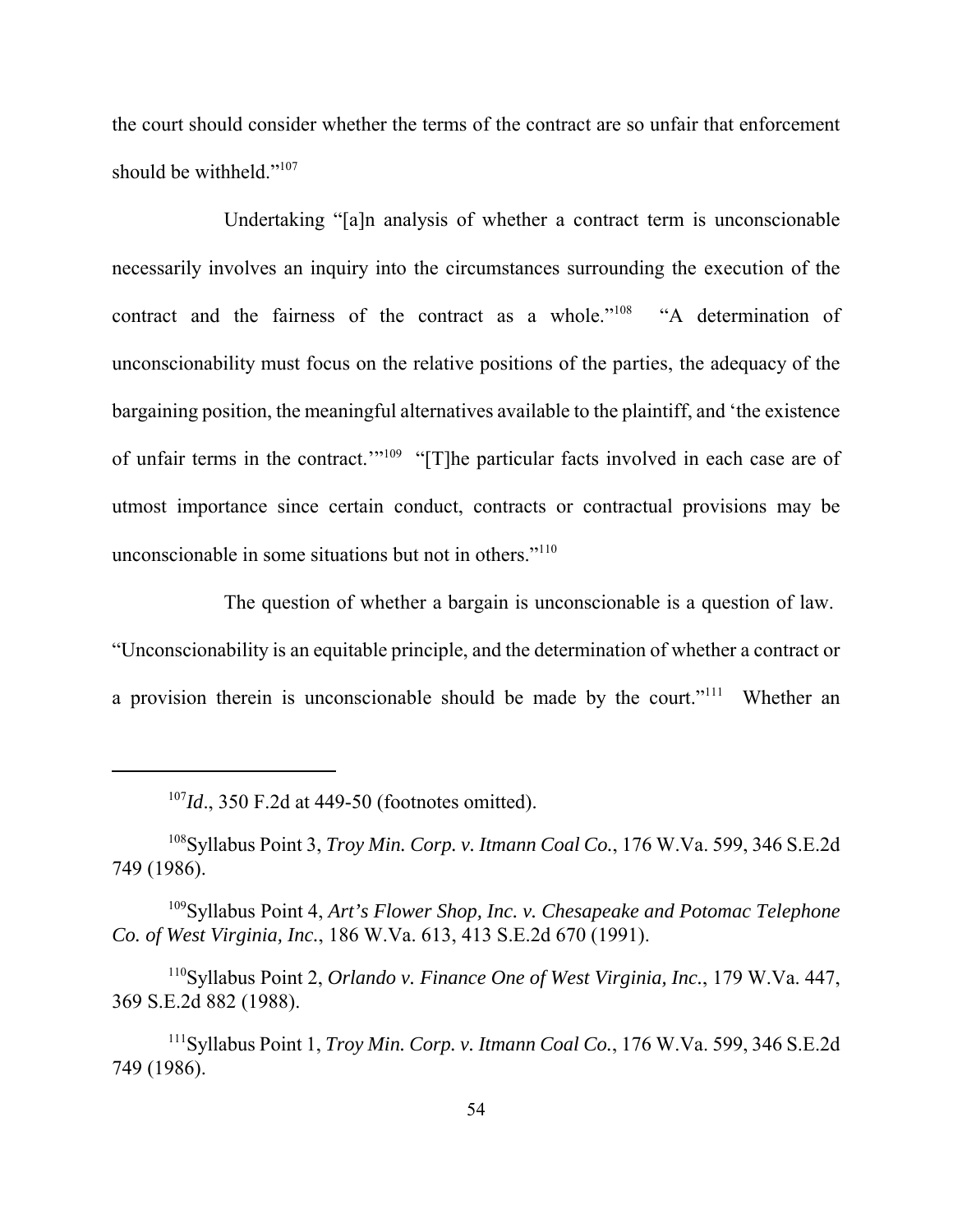the court should consider whether the terms of the contract are so unfair that enforcement should be withheld."[107]

Undertaking "[a]n analysis of whether a contract term is unconscionable necessarily involves an inquiry into the circumstances surrounding the execution of the contract and the fairness of the contract as a whole."[108] "A determination of unconscionability must focus on the relative positions of the parties, the adequacy of the bargaining position, the meaningful alternatives available to the plaintiff, and 'the existence of unfair terms in the contract.'"[109] "[T]he particular facts involved in each case are of utmost importance since certain conduct, contracts or contractual provisions may be unconscionable in some situations but not in others."[110]

The question of whether a bargain is unconscionable is a question of law. "Unconscionability is an equitable principle, and the determination of whether a contract or a provision therein is unconscionable should be made by the court."[111] Whether an

---

[107] *Id*., 350 F.2d at 449-50 (footnotes omitted).

[108] Syllabus Point 3, *Troy Min. Corp. v. Itmann Coal Co.*, 176 W.Va. 599, 346 S.E.2d 749 (1986).

[109] Syllabus Point 4, *Art's Flower Shop, Inc. v. Chesapeake and Potomac Telephone Co. of West Virginia, Inc.*, 186 W.Va. 613, 413 S.E.2d 670 (1991).

[110] Syllabus Point 2, *Orlando v. Finance One of West Virginia, Inc.*, 179 W.Va. 447, 369 S.E.2d 882 (1988).

[111] Syllabus Point 1, *Troy Min. Corp. v. Itmann Coal Co.*, 176 W.Va. 599, 346 S.E.2d 749 (1986).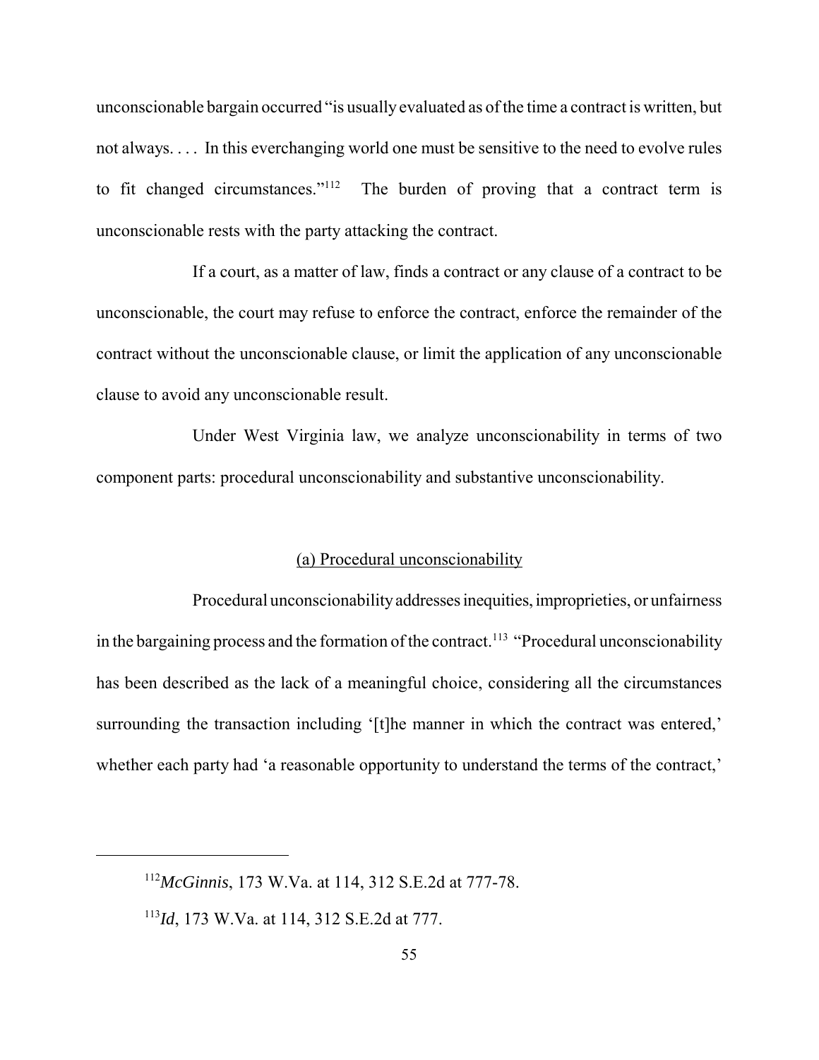unconscionable bargain occurred "is usually evaluated as of the time a contract is written, but not always. . . . In this everchanging world one must be sensitive to the need to evolve rules to fit changed circumstances."[112] The burden of proving that a contract term is unconscionable rests with the party attacking the contract.

If a court, as a matter of law, finds a contract or any clause of a contract to be unconscionable, the court may refuse to enforce the contract, enforce the remainder of the contract without the unconscionable clause, or limit the application of any unconscionable clause to avoid any unconscionable result.

Under West Virginia law, we analyze unconscionability in terms of two component parts: procedural unconscionability and substantive unconscionability.

(a) Procedural unconscionability

Procedural unconscionability addresses inequities, improprieties, or unfairness in the bargaining process and the formation of the contract.[113] "Procedural unconscionability has been described as the lack of a meaningful choice, considering all the circumstances surrounding the transaction including '[t]he manner in which the contract was entered,' whether each party had 'a reasonable opportunity to understand the terms of the contract,'

---

[112] *McGinnis*, 173 W.Va. at 114, 312 S.E.2d at 777-78.

[113] *Id*, 173 W.Va. at 114, 312 S.E.2d at 777.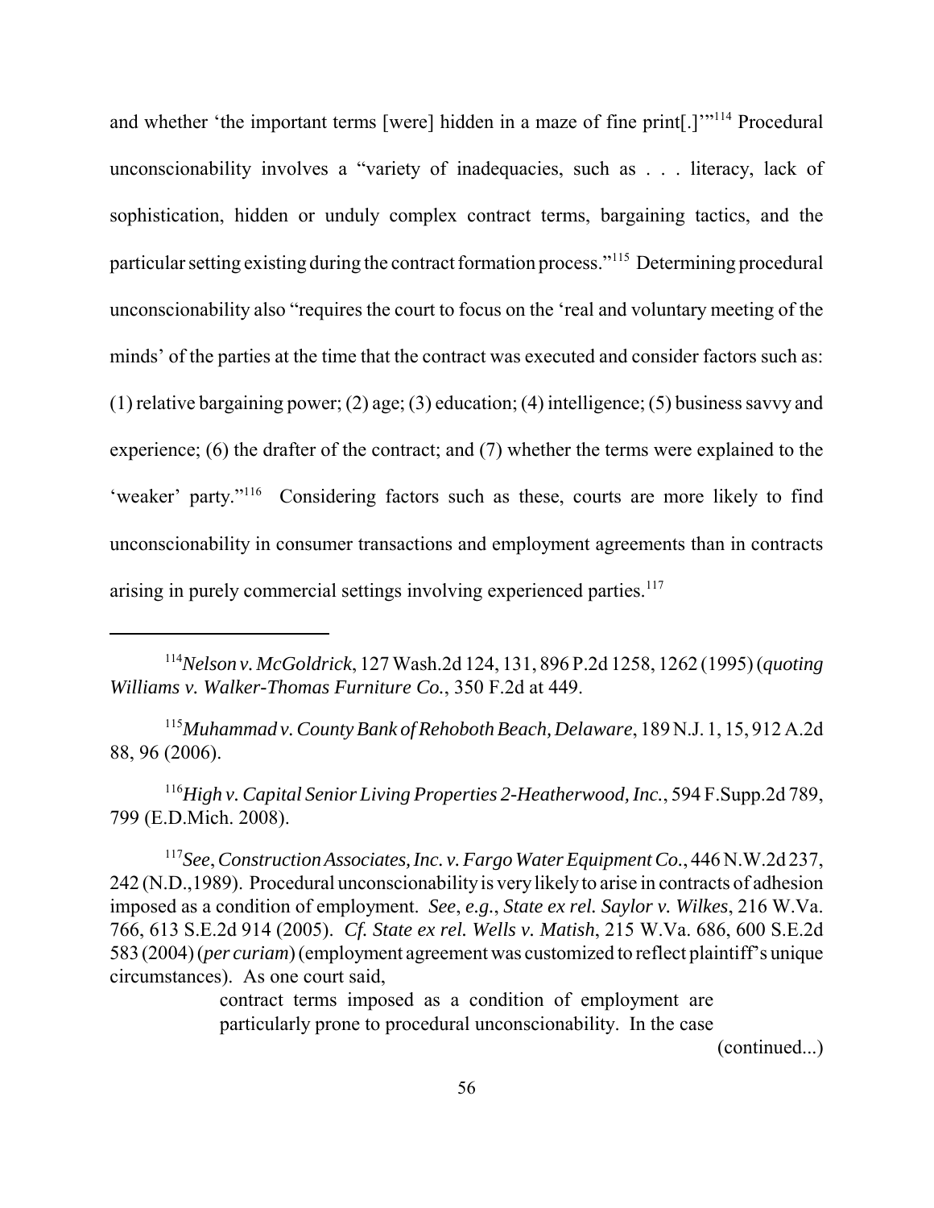and whether 'the important terms [were] hidden in a maze of fine print[.]'"[114] Procedural unconscionability involves a "variety of inadequacies, such as . . . literacy, lack of sophistication, hidden or unduly complex contract terms, bargaining tactics, and the particular setting existing during the contract formation process."[115] Determining procedural unconscionability also "requires the court to focus on the 'real and voluntary meeting of the minds' of the parties at the time that the contract was executed and consider factors such as: (1) relative bargaining power; (2) age; (3) education; (4) intelligence; (5) business savvy and experience; (6) the drafter of the contract; and (7) whether the terms were explained to the 'weaker' party."[116] Considering factors such as these, courts are more likely to find unconscionability in consumer transactions and employment agreements than in contracts arising in purely commercial settings involving experienced parties.[117]

---

[114]*Nelson v. McGoldrick*, 127 Wash.2d 124, 131, 896 P.2d 1258, 1262 (1995) (*quoting Williams v. Walker-Thomas Furniture Co.*, 350 F.2d at 449.

[115]*Muhammad v. County Bank of Rehoboth Beach, Delaware*, 189 N.J. 1, 15, 912 A.2d 88, 96 (2006).

[116]*High v. Capital Senior Living Properties 2-Heatherwood, Inc.*, 594 F.Supp.2d 789, 799 (E.D.Mich. 2008).

[117]*See*, *Construction Associates, Inc. v. Fargo Water Equipment Co.*, 446 N.W.2d 237, 242 (N.D.,1989). Procedural unconscionability is very likely to arise in contracts of adhesion imposed as a condition of employment. *See*, *e.g.*, *State ex rel. Saylor v. Wilkes*, 216 W.Va. 766, 613 S.E.2d 914 (2005). *Cf. State ex rel. Wells v. Matish*, 215 W.Va. 686, 600 S.E.2d 583 (2004) (*per curiam*) (employment agreement was customized to reflect plaintiff's unique circumstances). As one court said,

> contract terms imposed as a condition of employment are particularly prone to procedural unconscionability. In the case

(continued...)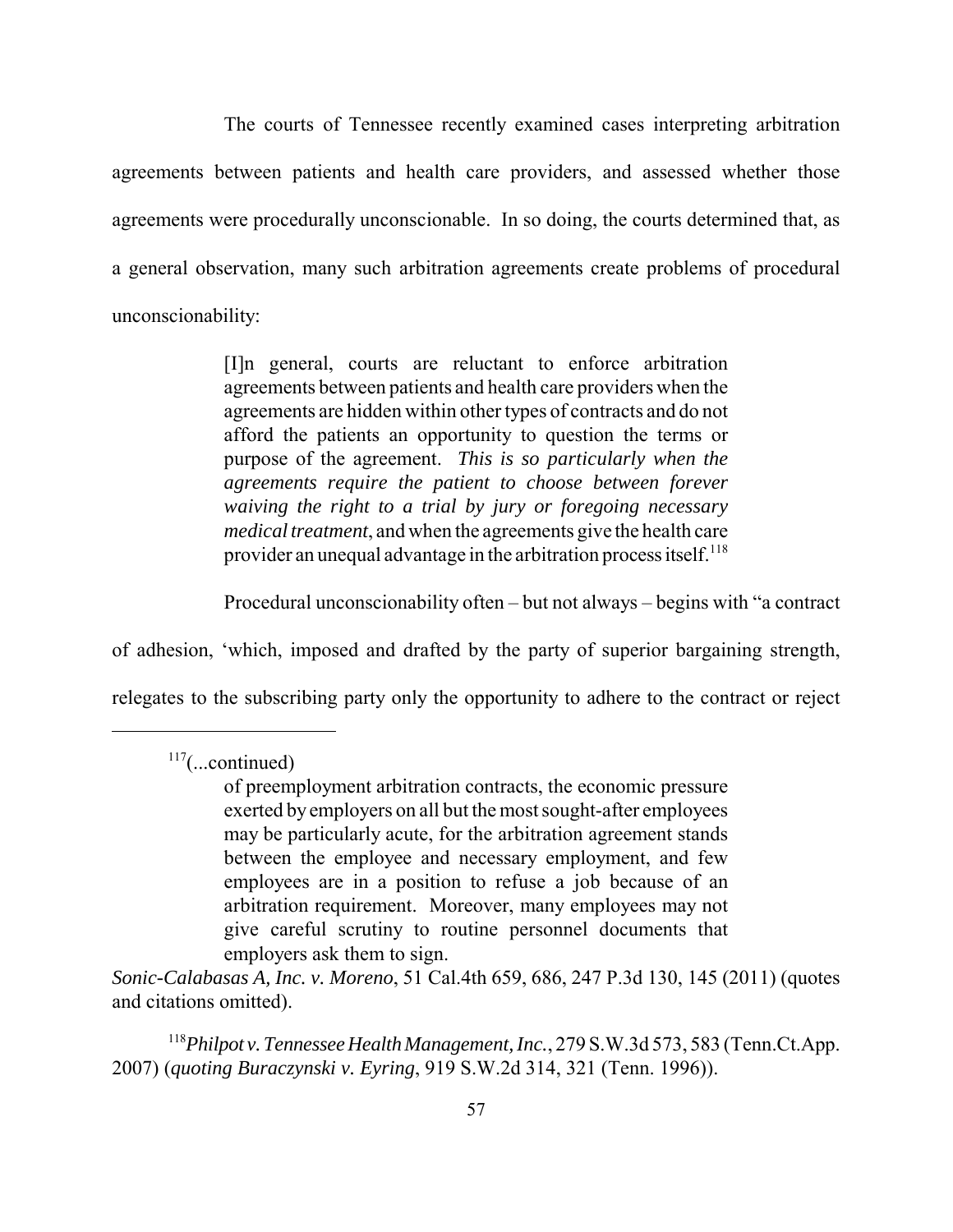The courts of Tennessee recently examined cases interpreting arbitration agreements between patients and health care providers, and assessed whether those agreements were procedurally unconscionable. In so doing, the courts determined that, as a general observation, many such arbitration agreements create problems of procedural unconscionability:

> [I]n general, courts are reluctant to enforce arbitration agreements between patients and health care providers when the agreements are hidden within other types of contracts and do not afford the patients an opportunity to question the terms or purpose of the agreement. *This is so particularly when the agreements require the patient to choose between forever waiving the right to a trial by jury or foregoing necessary medical treatment*, and when the agreements give the health care provider an unequal advantage in the arbitration process itself.[118]

Procedural unconscionability often – but not always – begins with "a contract of adhesion, 'which, imposed and drafted by the party of superior bargaining strength, relegates to the subscribing party only the opportunity to adhere to the contract or reject

---

[117](...continued)

> of preemployment arbitration contracts, the economic pressure exerted by employers on all but the most sought-after employees may be particularly acute, for the arbitration agreement stands between the employee and necessary employment, and few employees are in a position to refuse a job because of an arbitration requirement. Moreover, many employees may not give careful scrutiny to routine personnel documents that employers ask them to sign.

*Sonic-Calabasas A, Inc. v. Moreno*, 51 Cal.4th 659, 686, 247 P.3d 130, 145 (2011) (quotes and citations omitted).

[118]*Philpot v. Tennessee Health Management, Inc.*, 279 S.W.3d 573, 583 (Tenn.Ct.App. 2007) (*quoting Buraczynski v. Eyring*, 919 S.W.2d 314, 321 (Tenn. 1996)).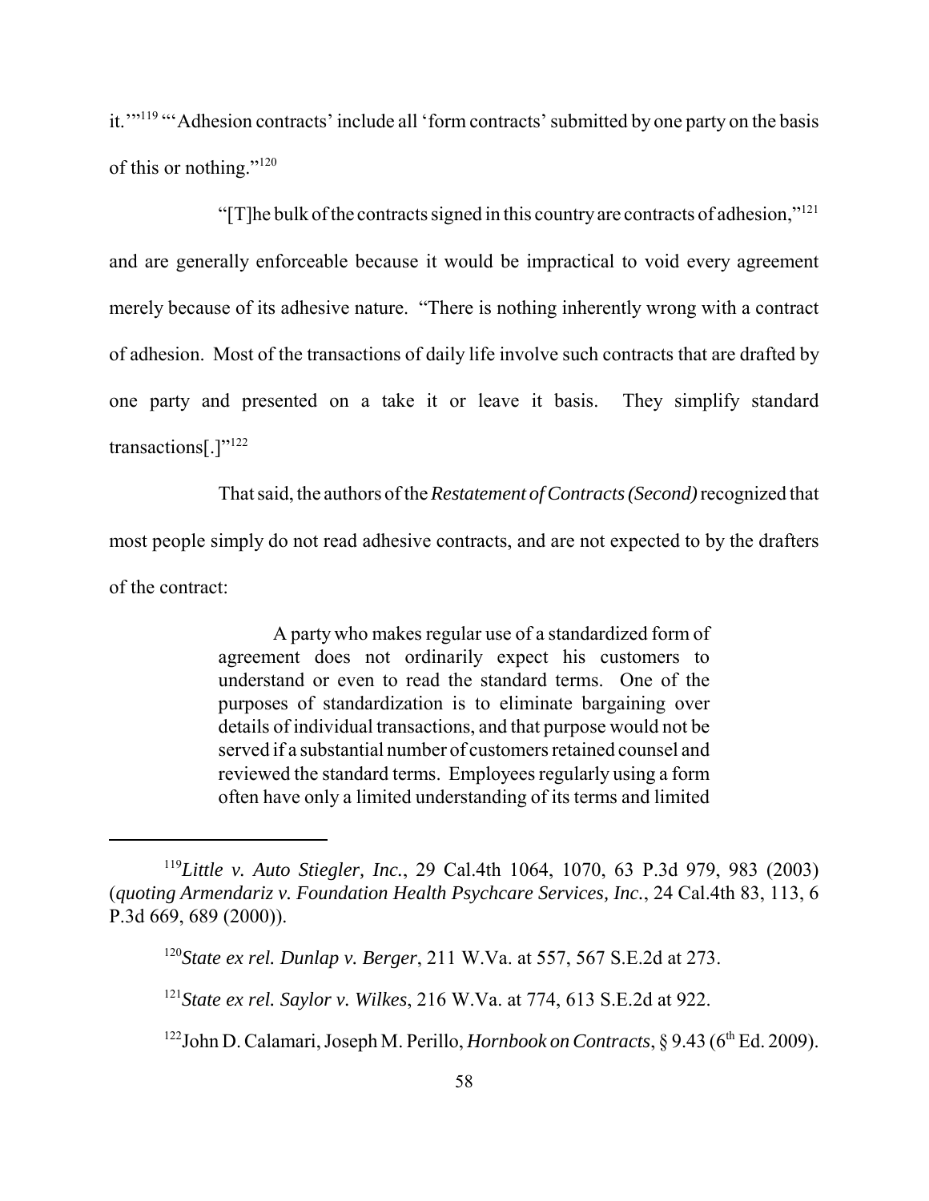it.'"[119] "'Adhesion contracts' include all 'form contracts' submitted by one party on the basis of this or nothing."[120]

"[T]he bulk of the contracts signed in this country are contracts of adhesion,"[121] and are generally enforceable because it would be impractical to void every agreement merely because of its adhesive nature. "There is nothing inherently wrong with a contract of adhesion. Most of the transactions of daily life involve such contracts that are drafted by one party and presented on a take it or leave it basis. They simplify standard transactions[.]"[122]

That said, the authors of the *Restatement of Contracts (Second)* recognized that most people simply do not read adhesive contracts, and are not expected to by the drafters of the contract:

> A party who makes regular use of a standardized form of agreement does not ordinarily expect his customers to understand or even to read the standard terms. One of the purposes of standardization is to eliminate bargaining over details of individual transactions, and that purpose would not be served if a substantial number of customers retained counsel and reviewed the standard terms. Employees regularly using a form often have only a limited understanding of its terms and limited

---

[119] *Little v. Auto Stiegler, Inc.*, 29 Cal.4th 1064, 1070, 63 P.3d 979, 983 (2003) (*quoting Armendariz v. Foundation Health Psychcare Services, Inc.*, 24 Cal.4th 83, 113, 6 P.3d 669, 689 (2000)).

[120] *State ex rel. Dunlap v. Berger*, 211 W.Va. at 557, 567 S.E.2d at 273.

[121] *State ex rel. Saylor v. Wilkes*, 216 W.Va. at 774, 613 S.E.2d at 922.

[122] John D. Calamari, Joseph M. Perillo, *Hornbook on Contracts*, § 9.43 (6th Ed. 2009).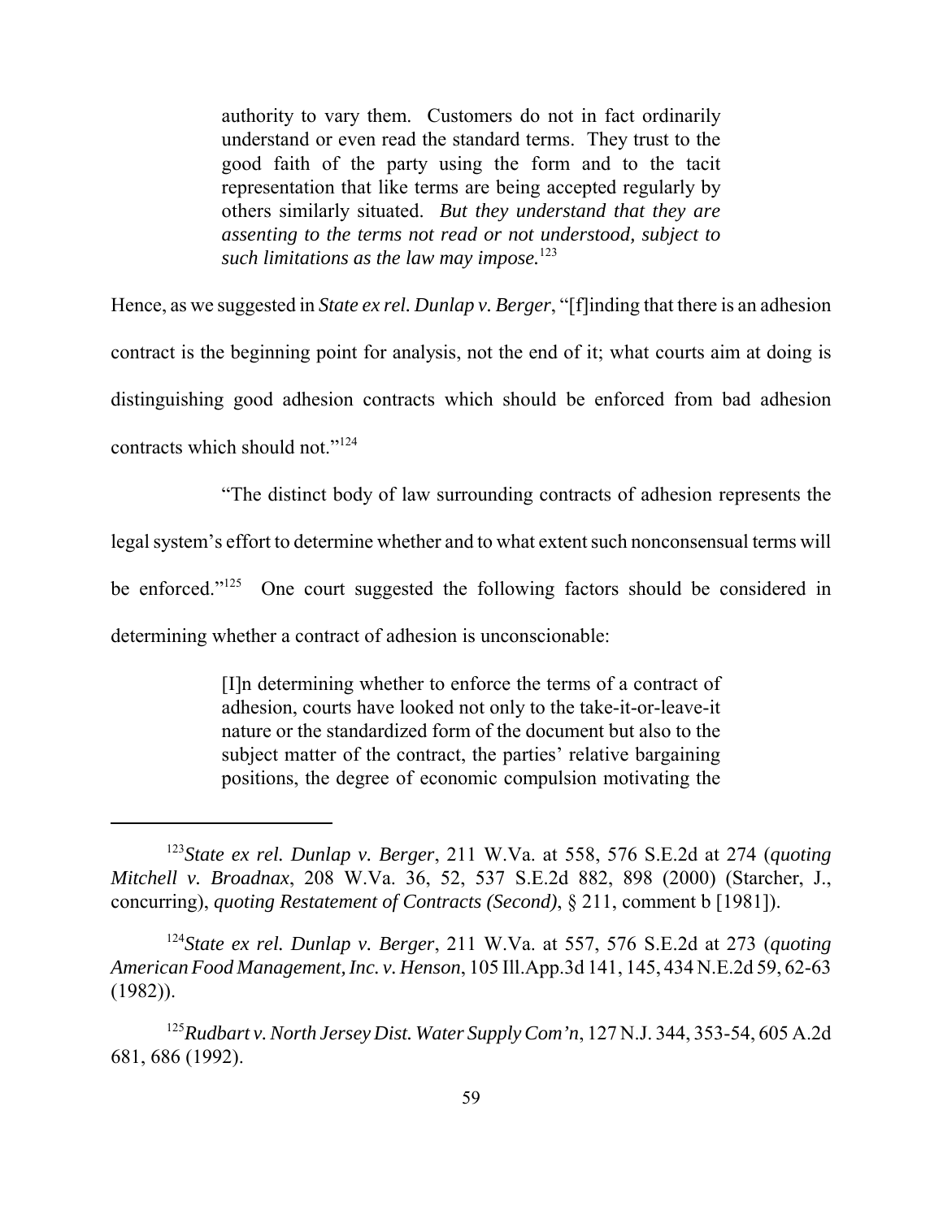> authority to vary them. Customers do not in fact ordinarily understand or even read the standard terms. They trust to the good faith of the party using the form and to the tacit representation that like terms are being accepted regularly by others similarly situated. *But they understand that they are assenting to the terms not read or not understood, subject to such limitations as the law may impose.*[123]

Hence, as we suggested in *State ex rel. Dunlap v. Berger*, "[f]inding that there is an adhesion contract is the beginning point for analysis, not the end of it; what courts aim at doing is distinguishing good adhesion contracts which should be enforced from bad adhesion contracts which should not."[124]

"The distinct body of law surrounding contracts of adhesion represents the legal system's effort to determine whether and to what extent such nonconsensual terms will be enforced."[125] One court suggested the following factors should be considered in determining whether a contract of adhesion is unconscionable:

> [I]n determining whether to enforce the terms of a contract of adhesion, courts have looked not only to the take-it-or-leave-it nature or the standardized form of the document but also to the subject matter of the contract, the parties' relative bargaining positions, the degree of economic compulsion motivating the

---

[123] *State ex rel. Dunlap v. Berger*, 211 W.Va. at 558, 576 S.E.2d at 274 (*quoting Mitchell v. Broadnax*, 208 W.Va. 36, 52, 537 S.E.2d 882, 898 (2000) (Starcher, J., concurring), *quoting Restatement of Contracts (Second)*, § 211, comment b [1981]).

[124] *State ex rel. Dunlap v. Berger*, 211 W.Va. at 557, 576 S.E.2d at 273 (*quoting American Food Management, Inc. v. Henson*, 105 Ill.App.3d 141, 145, 434 N.E.2d 59, 62-63 (1982)).

[125] *Rudbart v. North Jersey Dist. Water Supply Com'n*, 127 N.J. 344, 353-54, 605 A.2d 681, 686 (1992).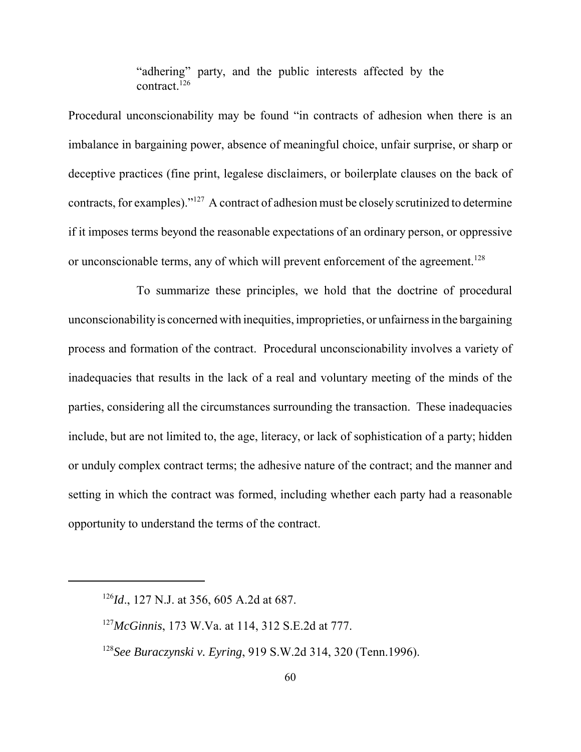> "adhering" party, and the public interests affected by the contract.[126]

Procedural unconscionability may be found "in contracts of adhesion when there is an imbalance in bargaining power, absence of meaningful choice, unfair surprise, or sharp or deceptive practices (fine print, legalese disclaimers, or boilerplate clauses on the back of contracts, for examples)."[127] A contract of adhesion must be closely scrutinized to determine if it imposes terms beyond the reasonable expectations of an ordinary person, or oppressive or unconscionable terms, any of which will prevent enforcement of the agreement.[128]

To summarize these principles, we hold that the doctrine of procedural unconscionability is concerned with inequities, improprieties, or unfairness in the bargaining process and formation of the contract. Procedural unconscionability involves a variety of inadequacies that results in the lack of a real and voluntary meeting of the minds of the parties, considering all the circumstances surrounding the transaction. These inadequacies include, but are not limited to, the age, literacy, or lack of sophistication of a party; hidden or unduly complex contract terms; the adhesive nature of the contract; and the manner and setting in which the contract was formed, including whether each party had a reasonable opportunity to understand the terms of the contract.

---

[126] *Id*., 127 N.J. at 356, 605 A.2d at 687.

[127] *McGinnis*, 173 W.Va. at 114, 312 S.E.2d at 777.

[128] *See Buraczynski v. Eyring*, 919 S.W.2d 314, 320 (Tenn.1996).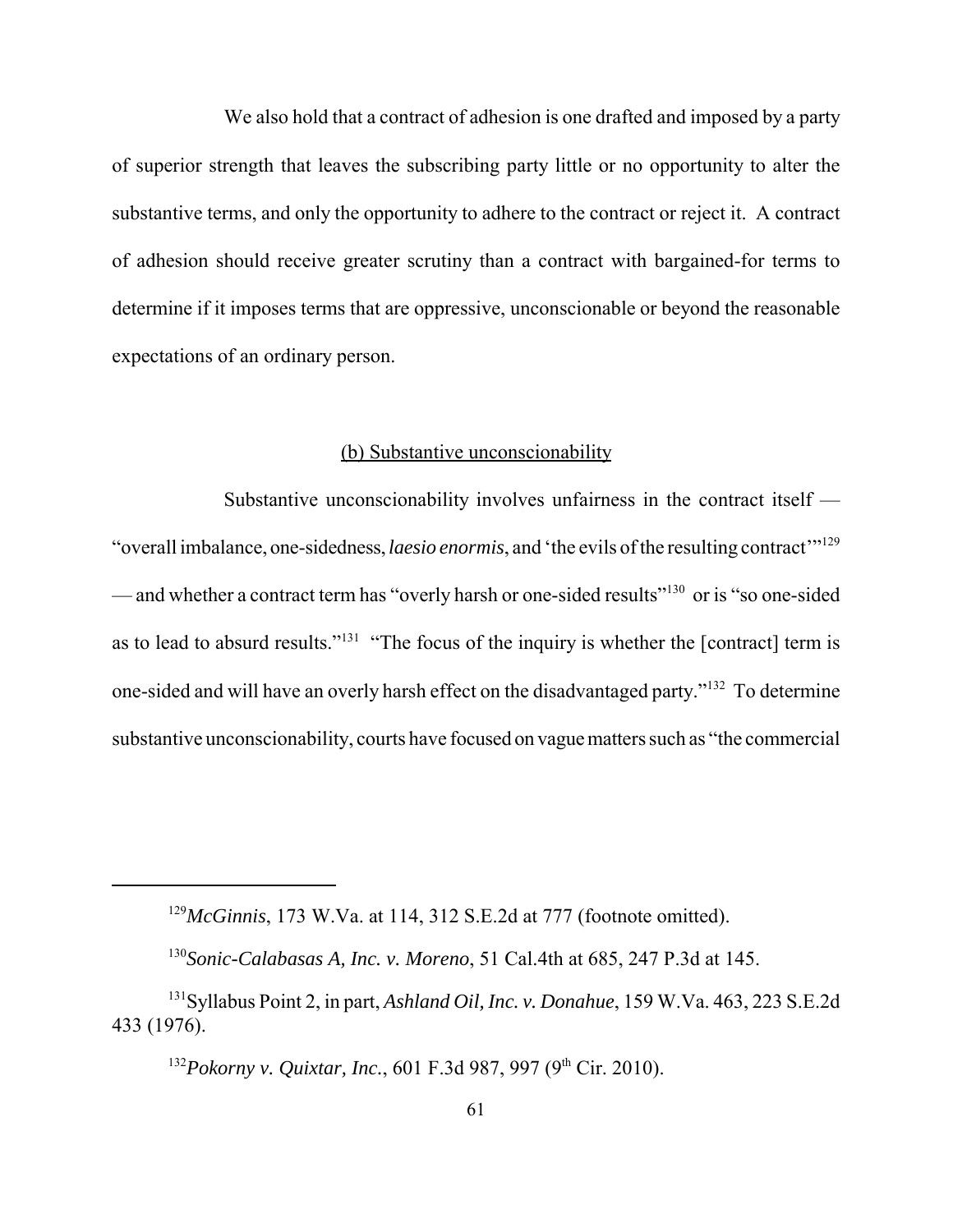We also hold that a contract of adhesion is one drafted and imposed by a party of superior strength that leaves the subscribing party little or no opportunity to alter the substantive terms, and only the opportunity to adhere to the contract or reject it. A contract of adhesion should receive greater scrutiny than a contract with bargained-for terms to determine if it imposes terms that are oppressive, unconscionable or beyond the reasonable expectations of an ordinary person.

<u>(b) Substantive unconscionability</u>

Substantive unconscionability involves unfairness in the contract itself — "overall imbalance, one-sidedness, *laesio enormis*, and 'the evils of the resulting contract'"[129] — and whether a contract term has "overly harsh or one-sided results"[130] or is "so one-sided as to lead to absurd results."[131] "The focus of the inquiry is whether the [contract] term is one-sided and will have an overly harsh effect on the disadvantaged party."[132] To determine substantive unconscionability, courts have focused on vague matters such as "the commercial

---

[129] *McGinnis*, 173 W.Va. at 114, 312 S.E.2d at 777 (footnote omitted).

[130] *Sonic-Calabasas A, Inc. v. Moreno*, 51 Cal.4th at 685, 247 P.3d at 145.

[131] Syllabus Point 2, in part, *Ashland Oil, Inc. v. Donahue*, 159 W.Va. 463, 223 S.E.2d 433 (1976).

[132] *Pokorny v. Quixtar, Inc.*, 601 F.3d 987, 997 (9th Cir. 2010).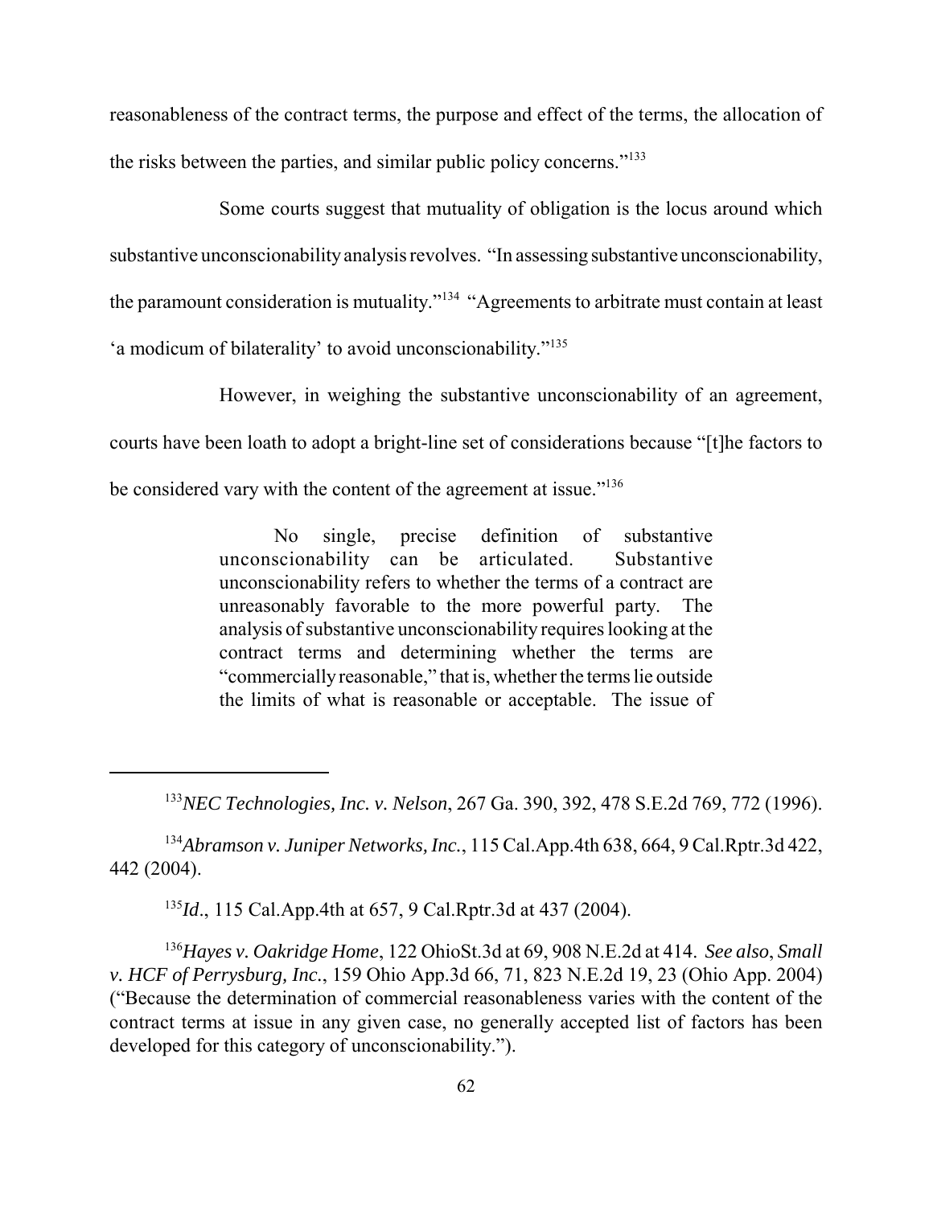reasonableness of the contract terms, the purpose and effect of the terms, the allocation of the risks between the parties, and similar public policy concerns."[133]

Some courts suggest that mutuality of obligation is the locus around which substantive unconscionability analysis revolves. "In assessing substantive unconscionability, the paramount consideration is mutuality."[134] "Agreements to arbitrate must contain at least 'a modicum of bilaterality' to avoid unconscionability."[135]

However, in weighing the substantive unconscionability of an agreement, courts have been loath to adopt a bright-line set of considerations because "[t]he factors to be considered vary with the content of the agreement at issue."[136]

> No single, precise definition of substantive unconscionability can be articulated. Substantive unconscionability refers to whether the terms of a contract are unreasonably favorable to the more powerful party. The analysis of substantive unconscionability requires looking at the contract terms and determining whether the terms are "commercially reasonable," that is, whether the terms lie outside the limits of what is reasonable or acceptable. The issue of

---

[133] *NEC Technologies, Inc. v. Nelson*, 267 Ga. 390, 392, 478 S.E.2d 769, 772 (1996).

[134] *Abramson v. Juniper Networks, Inc.*, 115 Cal.App.4th 638, 664, 9 Cal.Rptr.3d 422, 442 (2004).

[135] *Id*., 115 Cal.App.4th at 657, 9 Cal.Rptr.3d at 437 (2004).

[136] *Hayes v. Oakridge Home*, 122 OhioSt.3d at 69, 908 N.E.2d at 414. *See also*, *Small v. HCF of Perrysburg, Inc.*, 159 Ohio App.3d 66, 71, 823 N.E.2d 19, 23 (Ohio App. 2004) ("Because the determination of commercial reasonableness varies with the content of the contract terms at issue in any given case, no generally accepted list of factors has been developed for this category of unconscionability.").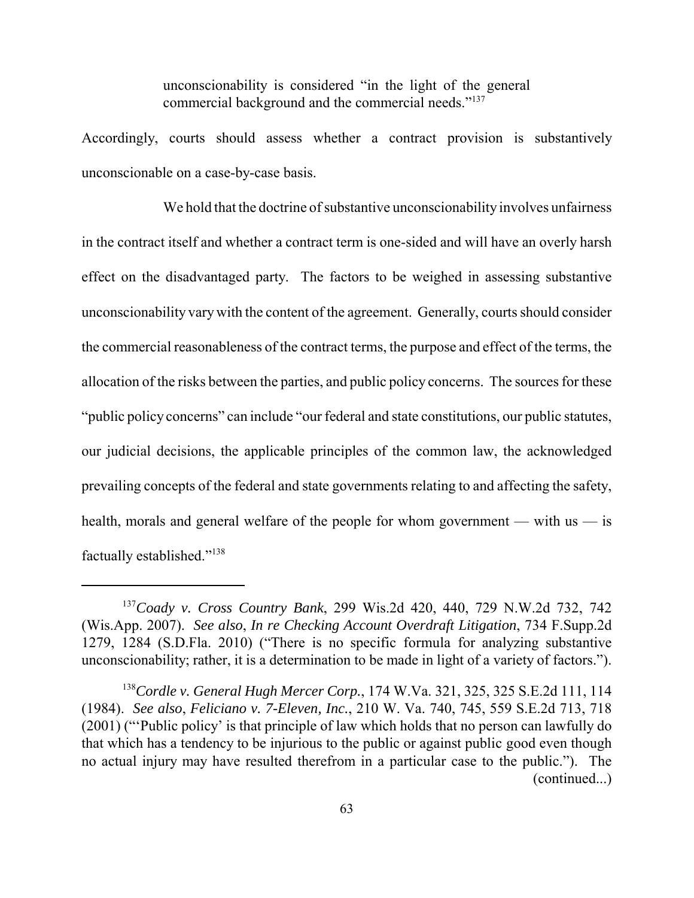> unconscionability is considered "in the light of the general commercial background and the commercial needs."[137]

Accordingly, courts should assess whether a contract provision is substantively unconscionable on a case-by-case basis.

We hold that the doctrine of substantive unconscionability involves unfairness in the contract itself and whether a contract term is one-sided and will have an overly harsh effect on the disadvantaged party. The factors to be weighed in assessing substantive unconscionability vary with the content of the agreement. Generally, courts should consider the commercial reasonableness of the contract terms, the purpose and effect of the terms, the allocation of the risks between the parties, and public policy concerns. The sources for these "public policy concerns" can include "our federal and state constitutions, our public statutes, our judicial decisions, the applicable principles of the common law, the acknowledged prevailing concepts of the federal and state governments relating to and affecting the safety, health, morals and general welfare of the people for whom government — with us — is factually established."[138]

---

[137] *Coady v. Cross Country Bank*, 299 Wis.2d 420, 440, 729 N.W.2d 732, 742 (Wis.App. 2007). *See also*, *In re Checking Account Overdraft Litigation*, 734 F.Supp.2d 1279, 1284 (S.D.Fla. 2010) ("There is no specific formula for analyzing substantive unconscionability; rather, it is a determination to be made in light of a variety of factors.").

[138] *Cordle v. General Hugh Mercer Corp.*, 174 W.Va. 321, 325, 325 S.E.2d 111, 114 (1984). *See also*, *Feliciano v. 7-Eleven, Inc.*, 210 W. Va. 740, 745, 559 S.E.2d 713, 718 (2001) ("'Public policy' is that principle of law which holds that no person can lawfully do that which has a tendency to be injurious to the public or against public good even though no actual injury may have resulted therefrom in a particular case to the public."). The (continued...)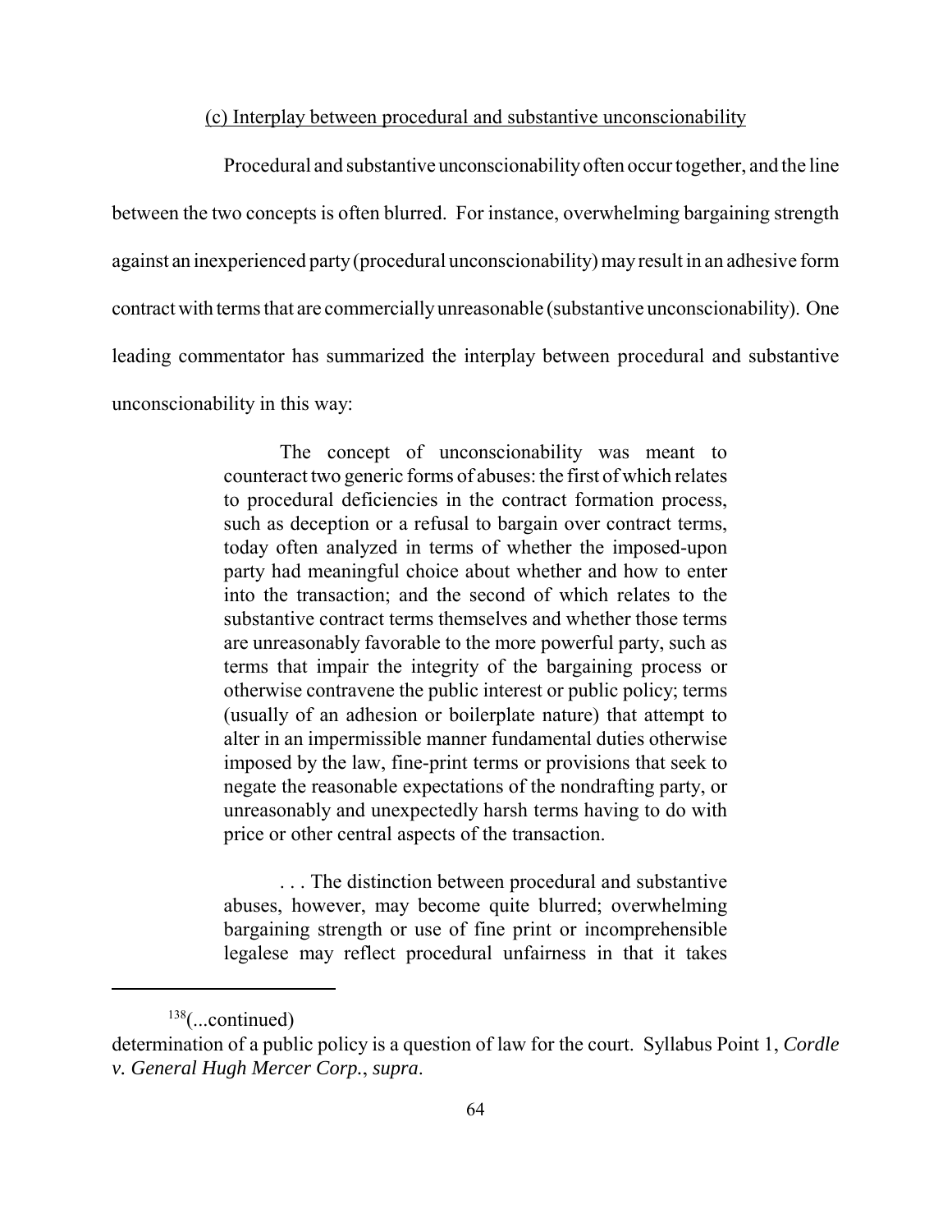(c) Interplay between procedural and substantive unconscionability

Procedural and substantive unconscionability often occur together, and the line between the two concepts is often blurred. For instance, overwhelming bargaining strength against an inexperienced party (procedural unconscionability) may result in an adhesive form contract with terms that are commercially unreasonable (substantive unconscionability). One leading commentator has summarized the interplay between procedural and substantive unconscionability in this way:

> The concept of unconscionability was meant to counteract two generic forms of abuses: the first of which relates to procedural deficiencies in the contract formation process, such as deception or a refusal to bargain over contract terms, today often analyzed in terms of whether the imposed-upon party had meaningful choice about whether and how to enter into the transaction; and the second of which relates to the substantive contract terms themselves and whether those terms are unreasonably favorable to the more powerful party, such as terms that impair the integrity of the bargaining process or otherwise contravene the public interest or public policy; terms (usually of an adhesion or boilerplate nature) that attempt to alter in an impermissible manner fundamental duties otherwise imposed by the law, fine-print terms or provisions that seek to negate the reasonable expectations of the nondrafting party, or unreasonably and unexpectedly harsh terms having to do with price or other central aspects of the transaction.
>
> . . . The distinction between procedural and substantive abuses, however, may become quite blurred; overwhelming bargaining strength or use of fine print or incomprehensible legalese may reflect procedural unfairness in that it takes

---

[138](...continued)

determination of a public policy is a question of law for the court. Syllabus Point 1, *Cordle v. General Hugh Mercer Corp.*, *supra*.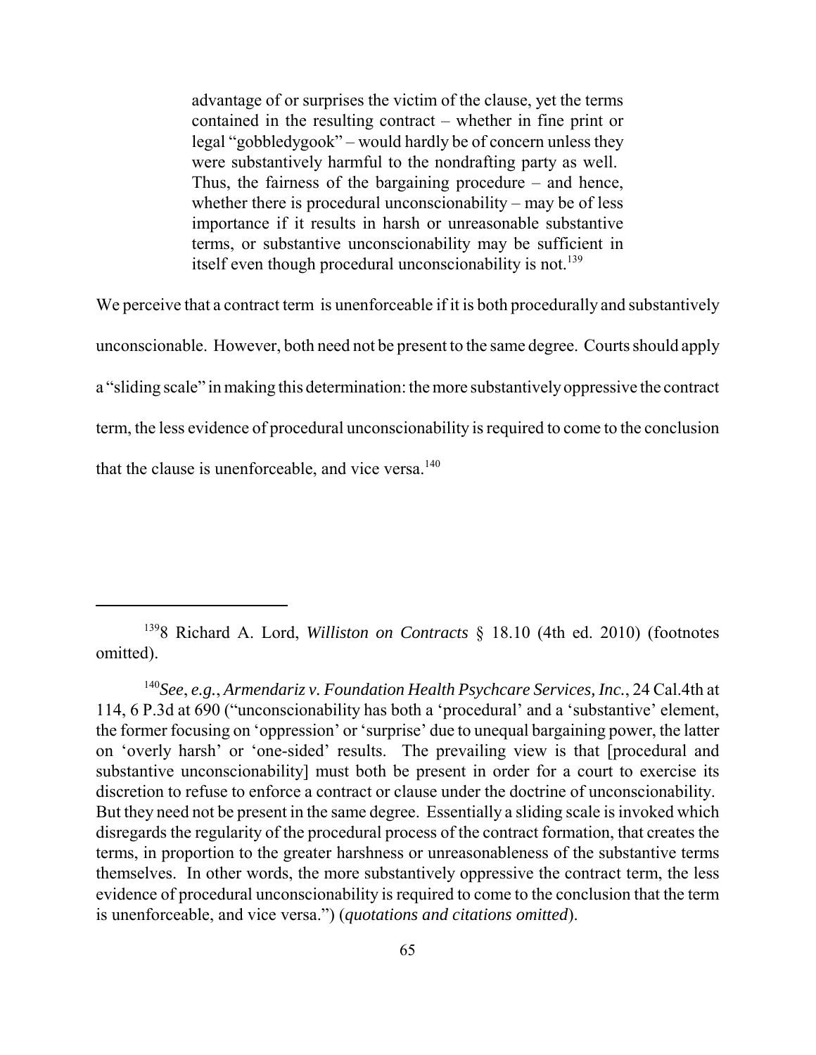> advantage of or surprises the victim of the clause, yet the terms contained in the resulting contract – whether in fine print or legal "gobbledygook" – would hardly be of concern unless they were substantively harmful to the nondrafting party as well. Thus, the fairness of the bargaining procedure – and hence, whether there is procedural unconscionability – may be of less importance if it results in harsh or unreasonable substantive terms, or substantive unconscionability may be sufficient in itself even though procedural unconscionability is not.[139]

We perceive that a contract term is unenforceable if it is both procedurally and substantively unconscionable. However, both need not be present to the same degree. Courts should apply a "sliding scale" in making this determination: the more substantively oppressive the contract term, the less evidence of procedural unconscionability is required to come to the conclusion that the clause is unenforceable, and vice versa.[140]

---

[139] 8 Richard A. Lord, *Williston on Contracts* § 18.10 (4th ed. 2010) (footnotes omitted).

[140] *See*, *e.g.*, *Armendariz v. Foundation Health Psychcare Services, Inc.*, 24 Cal.4th at 114, 6 P.3d at 690 ("unconscionability has both a 'procedural' and a 'substantive' element, the former focusing on 'oppression' or 'surprise' due to unequal bargaining power, the latter on 'overly harsh' or 'one-sided' results. The prevailing view is that [procedural and substantive unconscionability] must both be present in order for a court to exercise its discretion to refuse to enforce a contract or clause under the doctrine of unconscionability. But they need not be present in the same degree. Essentially a sliding scale is invoked which disregards the regularity of the procedural process of the contract formation, that creates the terms, in proportion to the greater harshness or unreasonableness of the substantive terms themselves. In other words, the more substantively oppressive the contract term, the less evidence of procedural unconscionability is required to come to the conclusion that the term is unenforceable, and vice versa.") (*quotations and citations omitted*).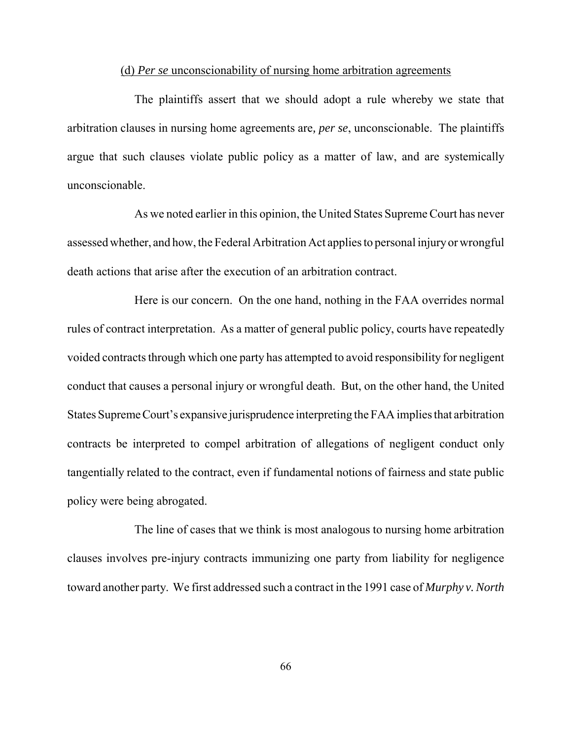(d) *Per se* unconscionability of nursing home arbitration agreements

The plaintiffs assert that we should adopt a rule whereby we state that arbitration clauses in nursing home agreements are*, per se*, unconscionable. The plaintiffs argue that such clauses violate public policy as a matter of law, and are systemically unconscionable.

As we noted earlier in this opinion, the United States Supreme Court has never assessed whether, and how, the Federal Arbitration Act applies to personal injury or wrongful death actions that arise after the execution of an arbitration contract.

Here is our concern. On the one hand, nothing in the FAA overrides normal rules of contract interpretation. As a matter of general public policy, courts have repeatedly voided contracts through which one party has attempted to avoid responsibility for negligent conduct that causes a personal injury or wrongful death. But, on the other hand, the United States Supreme Court's expansive jurisprudence interpreting the FAA implies that arbitration contracts be interpreted to compel arbitration of allegations of negligent conduct only tangentially related to the contract, even if fundamental notions of fairness and state public policy were being abrogated.

The line of cases that we think is most analogous to nursing home arbitration clauses involves pre-injury contracts immunizing one party from liability for negligence toward another party. We first addressed such a contract in the 1991 case of *Murphy v. North*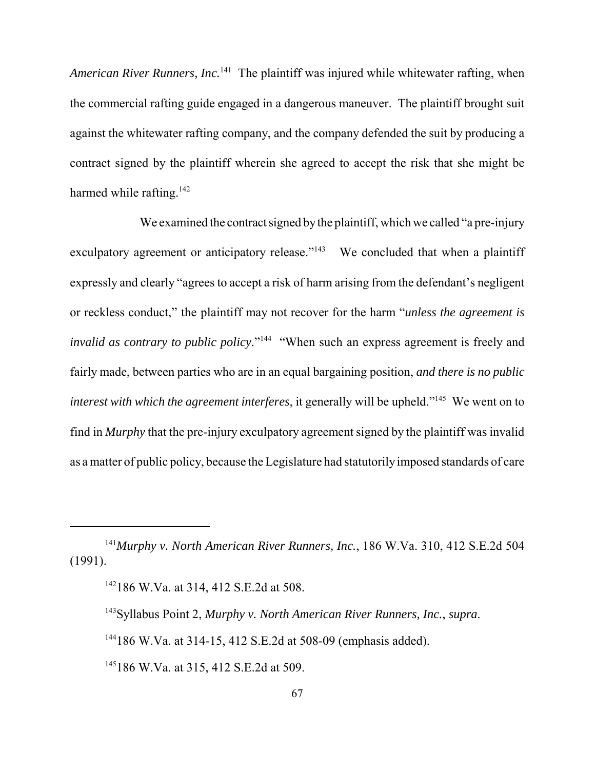*American River Runners, Inc.*[141] The plaintiff was injured while whitewater rafting, when the commercial rafting guide engaged in a dangerous maneuver. The plaintiff brought suit against the whitewater rafting company, and the company defended the suit by producing a contract signed by the plaintiff wherein she agreed to accept the risk that she might be harmed while rafting.[142]

We examined the contract signed by the plaintiff, which we called "a pre-injury exculpatory agreement or anticipatory release."[143] We concluded that when a plaintiff expressly and clearly "agrees to accept a risk of harm arising from the defendant's negligent or reckless conduct," the plaintiff may not recover for the harm "*unless the agreement is invalid as contrary to public policy*."[144] "When such an express agreement is freely and fairly made, between parties who are in an equal bargaining position, *and there is no public interest with which the agreement interferes*, it generally will be upheld."[145] We went on to find in *Murphy* that the pre-injury exculpatory agreement signed by the plaintiff was invalid as a matter of public policy, because the Legislature had statutorily imposed standards of care

---

[141] *Murphy v. North American River Runners, Inc.*, 186 W.Va. 310, 412 S.E.2d 504 (1991).

[142] 186 W.Va. at 314, 412 S.E.2d at 508.

[143] Syllabus Point 2, *Murphy v. North American River Runners, Inc.*, *supra*.

[144] 186 W.Va. at 314-15, 412 S.E.2d at 508-09 (emphasis added).

[145] 186 W.Va. at 315, 412 S.E.2d at 509.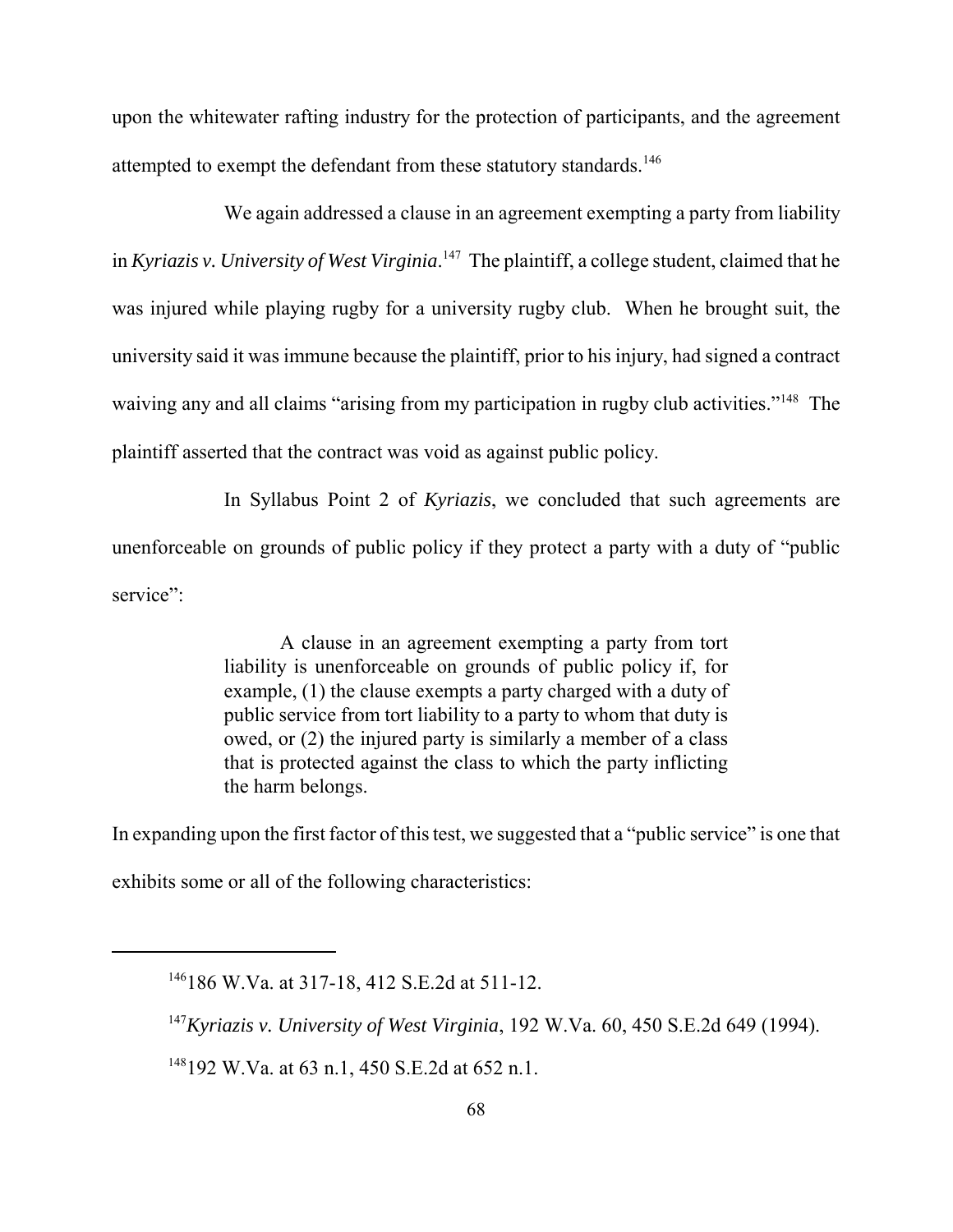upon the whitewater rafting industry for the protection of participants, and the agreement attempted to exempt the defendant from these statutory standards.[146]

We again addressed a clause in an agreement exempting a party from liability in *Kyriazis v. University of West Virginia*.[147] The plaintiff, a college student, claimed that he was injured while playing rugby for a university rugby club. When he brought suit, the university said it was immune because the plaintiff, prior to his injury, had signed a contract waiving any and all claims "arising from my participation in rugby club activities."[148] The plaintiff asserted that the contract was void as against public policy.

In Syllabus Point 2 of *Kyriazis*, we concluded that such agreements are unenforceable on grounds of public policy if they protect a party with a duty of "public service":

> A clause in an agreement exempting a party from tort liability is unenforceable on grounds of public policy if, for example, (1) the clause exempts a party charged with a duty of public service from tort liability to a party to whom that duty is owed, or (2) the injured party is similarly a member of a class that is protected against the class to which the party inflicting the harm belongs.

In expanding upon the first factor of this test, we suggested that a "public service" is one that exhibits some or all of the following characteristics:

---

[146] 186 W.Va. at 317-18, 412 S.E.2d at 511-12.

[147] *Kyriazis v. University of West Virginia*, 192 W.Va. 60, 450 S.E.2d 649 (1994).

[148] 192 W.Va. at 63 n.1, 450 S.E.2d at 652 n.1.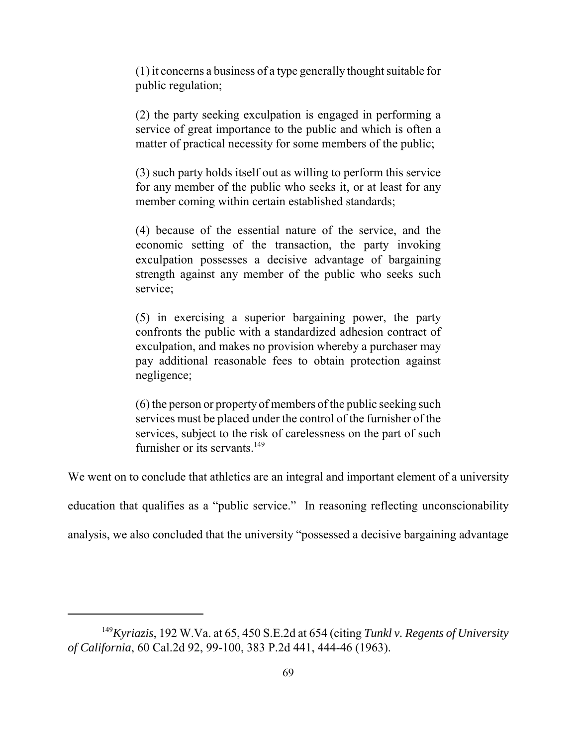> (1) it concerns a business of a type generally thought suitable for public regulation;
>
> (2) the party seeking exculpation is engaged in performing a service of great importance to the public and which is often a matter of practical necessity for some members of the public;
>
> (3) such party holds itself out as willing to perform this service for any member of the public who seeks it, or at least for any member coming within certain established standards;
>
> (4) because of the essential nature of the service, and the economic setting of the transaction, the party invoking exculpation possesses a decisive advantage of bargaining strength against any member of the public who seeks such service;
>
> (5) in exercising a superior bargaining power, the party confronts the public with a standardized adhesion contract of exculpation, and makes no provision whereby a purchaser may pay additional reasonable fees to obtain protection against negligence;
>
> (6) the person or property of members of the public seeking such services must be placed under the control of the furnisher of the services, subject to the risk of carelessness on the part of such furnisher or its servants.[149]

We went on to conclude that athletics are an integral and important element of a university education that qualifies as a "public service." In reasoning reflecting unconscionability analysis, we also concluded that the university "possessed a decisive bargaining advantage

---

[149] *Kyriazis*, 192 W.Va. at 65, 450 S.E.2d at 654 (citing *Tunkl v. Regents of University of California*, 60 Cal.2d 92, 99-100, 383 P.2d 441, 444-46 (1963).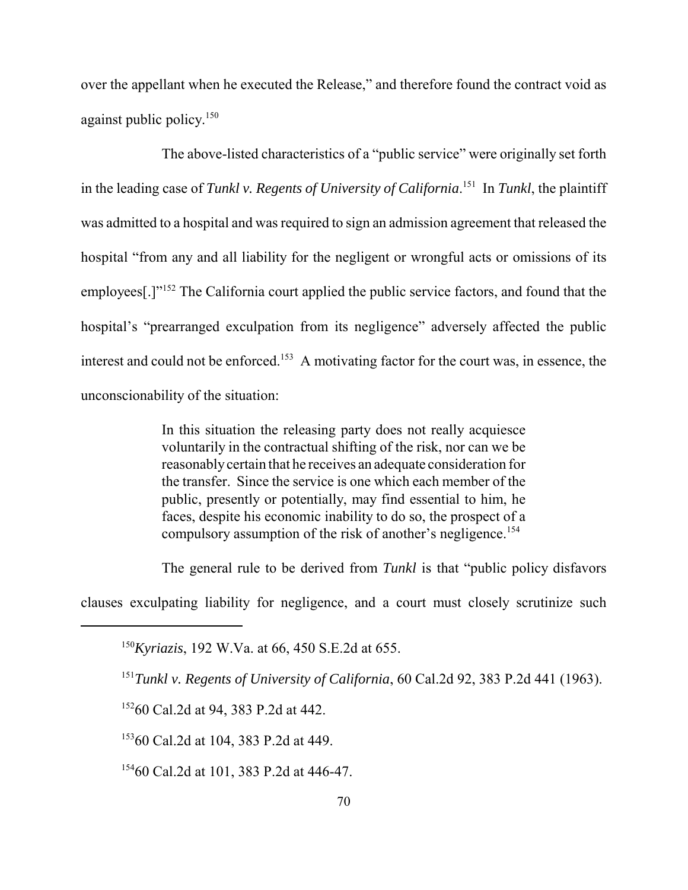over the appellant when he executed the Release," and therefore found the contract void as against public policy.[150]

The above-listed characteristics of a "public service" were originally set forth in the leading case of *Tunkl v. Regents of University of California*.[151] In *Tunkl*, the plaintiff was admitted to a hospital and was required to sign an admission agreement that released the hospital "from any and all liability for the negligent or wrongful acts or omissions of its employees[.]"[152] The California court applied the public service factors, and found that the hospital's "prearranged exculpation from its negligence" adversely affected the public interest and could not be enforced.[153] A motivating factor for the court was, in essence, the unconscionability of the situation:

> In this situation the releasing party does not really acquiesce voluntarily in the contractual shifting of the risk, nor can we be reasonably certain that he receives an adequate consideration for the transfer. Since the service is one which each member of the public, presently or potentially, may find essential to him, he faces, despite his economic inability to do so, the prospect of a compulsory assumption of the risk of another's negligence.[154]

The general rule to be derived from *Tunkl* is that "public policy disfavors clauses exculpating liability for negligence, and a court must closely scrutinize such

---

[150]*Kyriazis*, 192 W.Va. at 66, 450 S.E.2d at 655.

[151]*Tunkl v. Regents of University of California*, 60 Cal.2d 92, 383 P.2d 441 (1963).

[152]60 Cal.2d at 94, 383 P.2d at 442.

[153]60 Cal.2d at 104, 383 P.2d at 449.

[154]60 Cal.2d at 101, 383 P.2d at 446-47.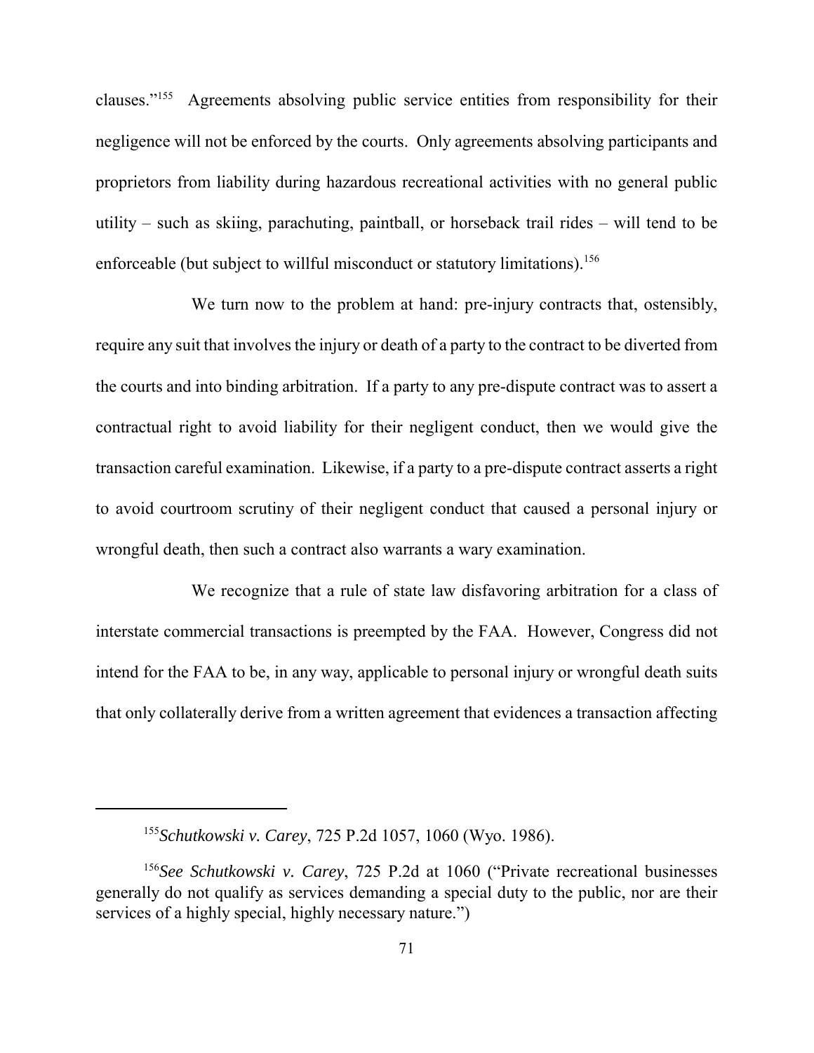clauses."[155] Agreements absolving public service entities from responsibility for their negligence will not be enforced by the courts. Only agreements absolving participants and proprietors from liability during hazardous recreational activities with no general public utility – such as skiing, parachuting, paintball, or horseback trail rides – will tend to be enforceable (but subject to willful misconduct or statutory limitations).[156]

We turn now to the problem at hand: pre-injury contracts that, ostensibly, require any suit that involves the injury or death of a party to the contract to be diverted from the courts and into binding arbitration. If a party to any pre-dispute contract was to assert a contractual right to avoid liability for their negligent conduct, then we would give the transaction careful examination. Likewise, if a party to a pre-dispute contract asserts a right to avoid courtroom scrutiny of their negligent conduct that caused a personal injury or wrongful death, then such a contract also warrants a wary examination.

We recognize that a rule of state law disfavoring arbitration for a class of interstate commercial transactions is preempted by the FAA. However, Congress did not intend for the FAA to be, in any way, applicable to personal injury or wrongful death suits that only collaterally derive from a written agreement that evidences a transaction affecting

---

[155] *Schutkowski v. Carey*, 725 P.2d 1057, 1060 (Wyo. 1986).

[156] *See Schutkowski v. Carey*, 725 P.2d at 1060 ("Private recreational businesses generally do not qualify as services demanding a special duty to the public, nor are their services of a highly special, highly necessary nature.")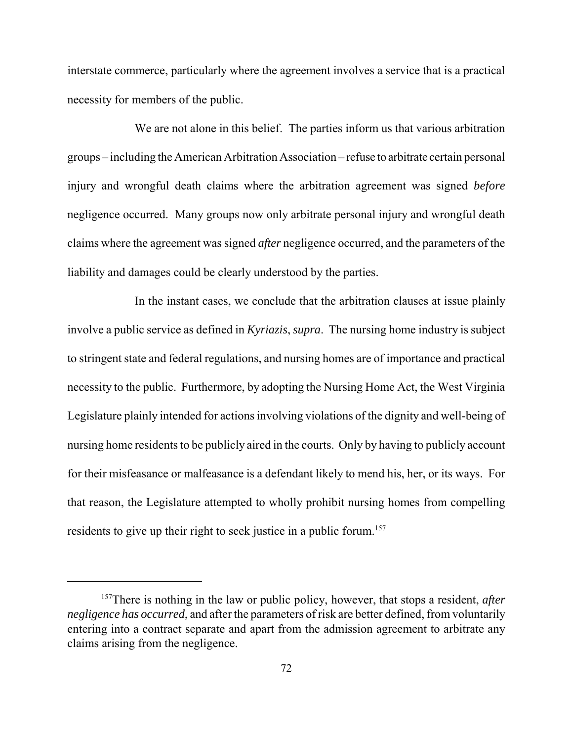interstate commerce, particularly where the agreement involves a service that is a practical necessity for members of the public.

We are not alone in this belief. The parties inform us that various arbitration groups – including the American Arbitration Association – refuse to arbitrate certain personal injury and wrongful death claims where the arbitration agreement was signed *before* negligence occurred. Many groups now only arbitrate personal injury and wrongful death claims where the agreement was signed *after* negligence occurred, and the parameters of the liability and damages could be clearly understood by the parties.

In the instant cases, we conclude that the arbitration clauses at issue plainly involve a public service as defined in *Kyriazis*, *supra*. The nursing home industry is subject to stringent state and federal regulations, and nursing homes are of importance and practical necessity to the public. Furthermore, by adopting the Nursing Home Act, the West Virginia Legislature plainly intended for actions involving violations of the dignity and well-being of nursing home residents to be publicly aired in the courts. Only by having to publicly account for their misfeasance or malfeasance is a defendant likely to mend his, her, or its ways. For that reason, the Legislature attempted to wholly prohibit nursing homes from compelling residents to give up their right to seek justice in a public forum.[157]

---

[157]There is nothing in the law or public policy, however, that stops a resident, *after negligence has occurred*, and after the parameters of risk are better defined, from voluntarily entering into a contract separate and apart from the admission agreement to arbitrate any claims arising from the negligence.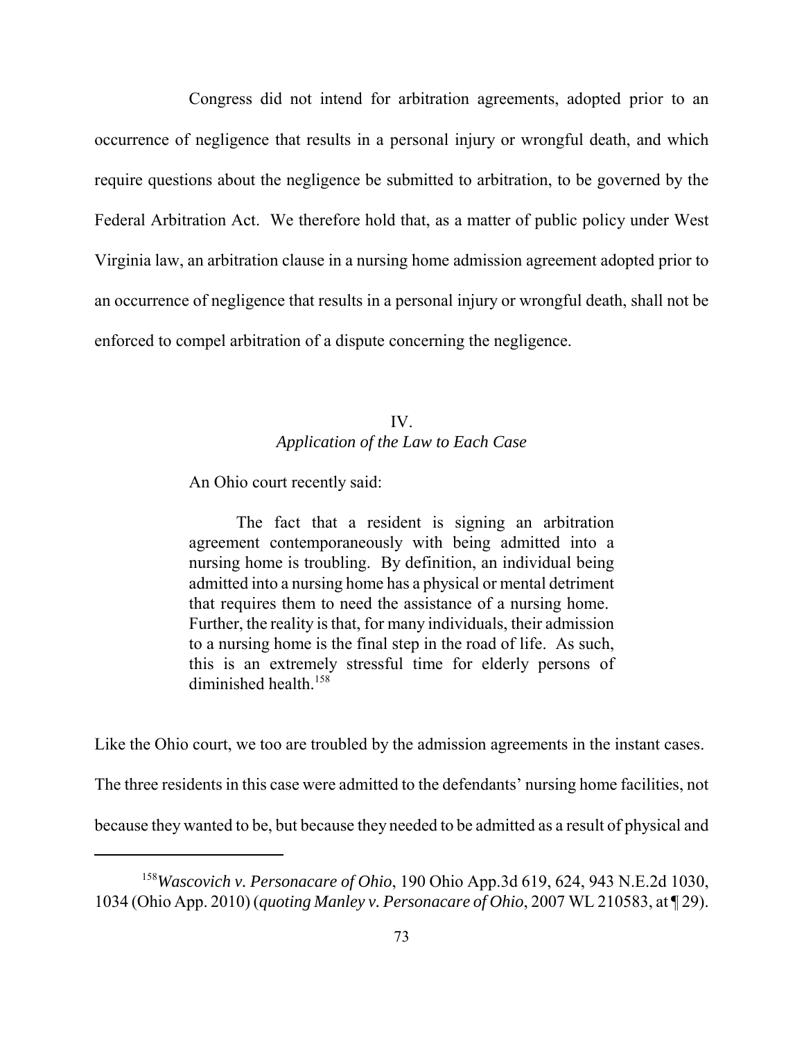Congress did not intend for arbitration agreements, adopted prior to an occurrence of negligence that results in a personal injury or wrongful death, and which require questions about the negligence be submitted to arbitration, to be governed by the Federal Arbitration Act. We therefore hold that, as a matter of public policy under West Virginia law, an arbitration clause in a nursing home admission agreement adopted prior to an occurrence of negligence that results in a personal injury or wrongful death, shall not be enforced to compel arbitration of a dispute concerning the negligence.

## IV.
## *Application of the Law to Each Case*

An Ohio court recently said:

> The fact that a resident is signing an arbitration agreement contemporaneously with being admitted into a nursing home is troubling. By definition, an individual being admitted into a nursing home has a physical or mental detriment that requires them to need the assistance of a nursing home. Further, the reality is that, for many individuals, their admission to a nursing home is the final step in the road of life. As such, this is an extremely stressful time for elderly persons of diminished health.[158]

Like the Ohio court, we too are troubled by the admission agreements in the instant cases. The three residents in this case were admitted to the defendants' nursing home facilities, not because they wanted to be, but because they needed to be admitted as a result of physical and

---

[158] *Wascovich v. Personacare of Ohio*, 190 Ohio App.3d 619, 624, 943 N.E.2d 1030, 1034 (Ohio App. 2010) (*quoting Manley v. Personacare of Ohio*, 2007 WL 210583, at ¶ 29).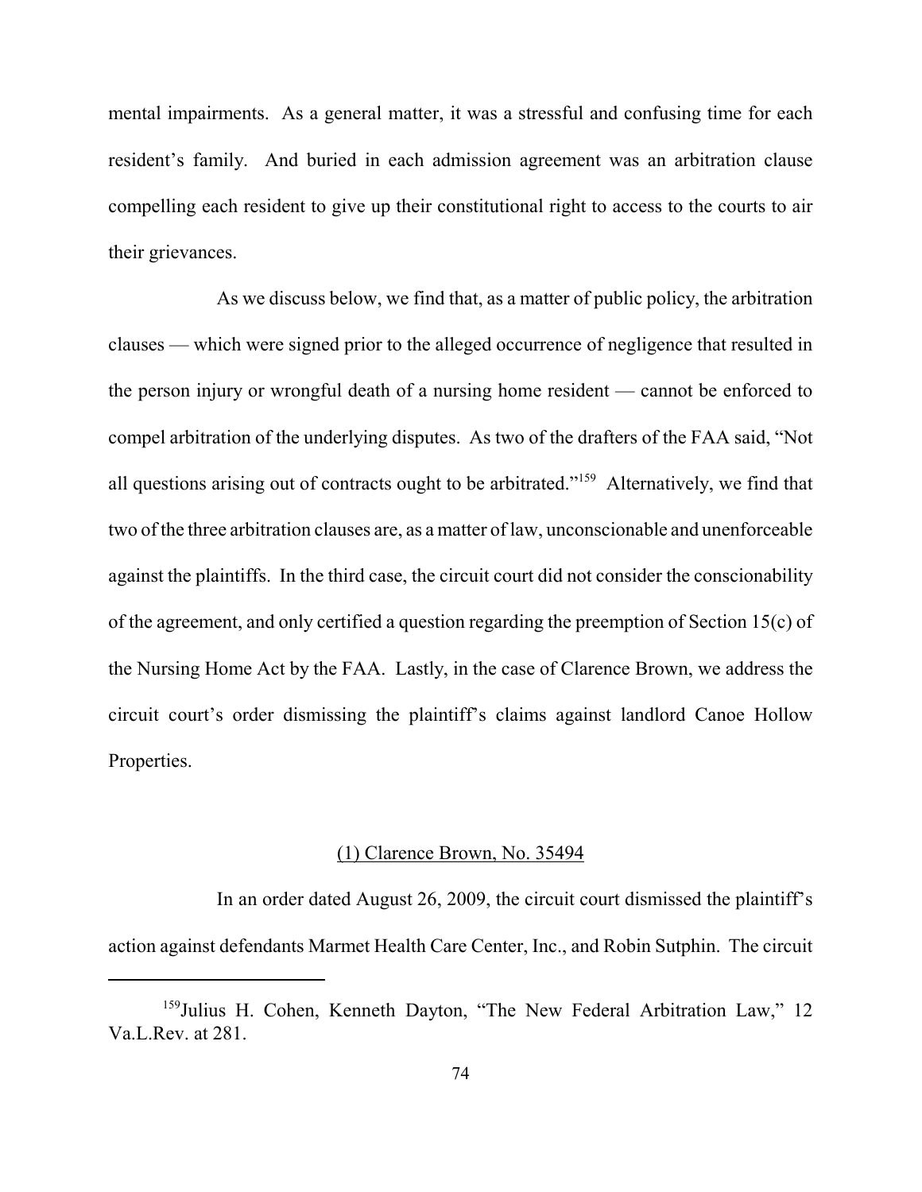mental impairments. As a general matter, it was a stressful and confusing time for each resident's family. And buried in each admission agreement was an arbitration clause compelling each resident to give up their constitutional right to access to the courts to air their grievances.

As we discuss below, we find that, as a matter of public policy, the arbitration clauses — which were signed prior to the alleged occurrence of negligence that resulted in the person injury or wrongful death of a nursing home resident — cannot be enforced to compel arbitration of the underlying disputes. As two of the drafters of the FAA said, "Not all questions arising out of contracts ought to be arbitrated."[159] Alternatively, we find that two of the three arbitration clauses are, as a matter of law, unconscionable and unenforceable against the plaintiffs. In the third case, the circuit court did not consider the conscionability of the agreement, and only certified a question regarding the preemption of Section 15(c) of the Nursing Home Act by the FAA. Lastly, in the case of Clarence Brown, we address the circuit court's order dismissing the plaintiff's claims against landlord Canoe Hollow Properties.

(1) Clarence Brown, No. 35494

In an order dated August 26, 2009, the circuit court dismissed the plaintiff's action against defendants Marmet Health Care Center, Inc., and Robin Sutphin. The circuit

[159] Julius H. Cohen, Kenneth Dayton, "The New Federal Arbitration Law," 12 Va.L.Rev. at 281.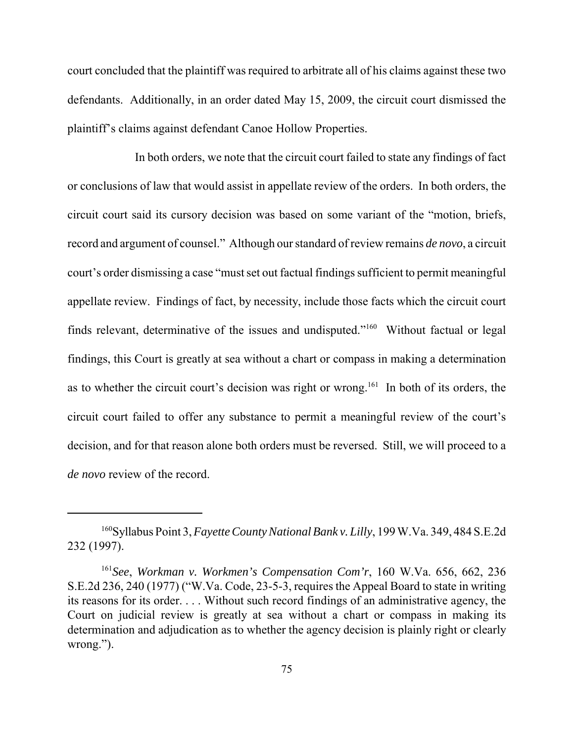court concluded that the plaintiff was required to arbitrate all of his claims against these two defendants. Additionally, in an order dated May 15, 2009, the circuit court dismissed the plaintiff's claims against defendant Canoe Hollow Properties.

In both orders, we note that the circuit court failed to state any findings of fact or conclusions of law that would assist in appellate review of the orders. In both orders, the circuit court said its cursory decision was based on some variant of the "motion, briefs, record and argument of counsel." Although our standard of review remains *de novo*, a circuit court's order dismissing a case "must set out factual findings sufficient to permit meaningful appellate review. Findings of fact, by necessity, include those facts which the circuit court finds relevant, determinative of the issues and undisputed."[160] Without factual or legal findings, this Court is greatly at sea without a chart or compass in making a determination as to whether the circuit court's decision was right or wrong.[161] In both of its orders, the circuit court failed to offer any substance to permit a meaningful review of the court's decision, and for that reason alone both orders must be reversed. Still, we will proceed to a *de novo* review of the record.

---

[160] Syllabus Point 3, *Fayette County National Bank v. Lilly*, 199 W.Va. 349, 484 S.E.2d 232 (1997).

[161] *See*, *Workman v. Workmen's Compensation Com'r*, 160 W.Va. 656, 662, 236 S.E.2d 236, 240 (1977) ("W.Va. Code, 23-5-3, requires the Appeal Board to state in writing its reasons for its order. . . . Without such record findings of an administrative agency, the Court on judicial review is greatly at sea without a chart or compass in making its determination and adjudication as to whether the agency decision is plainly right or clearly wrong.").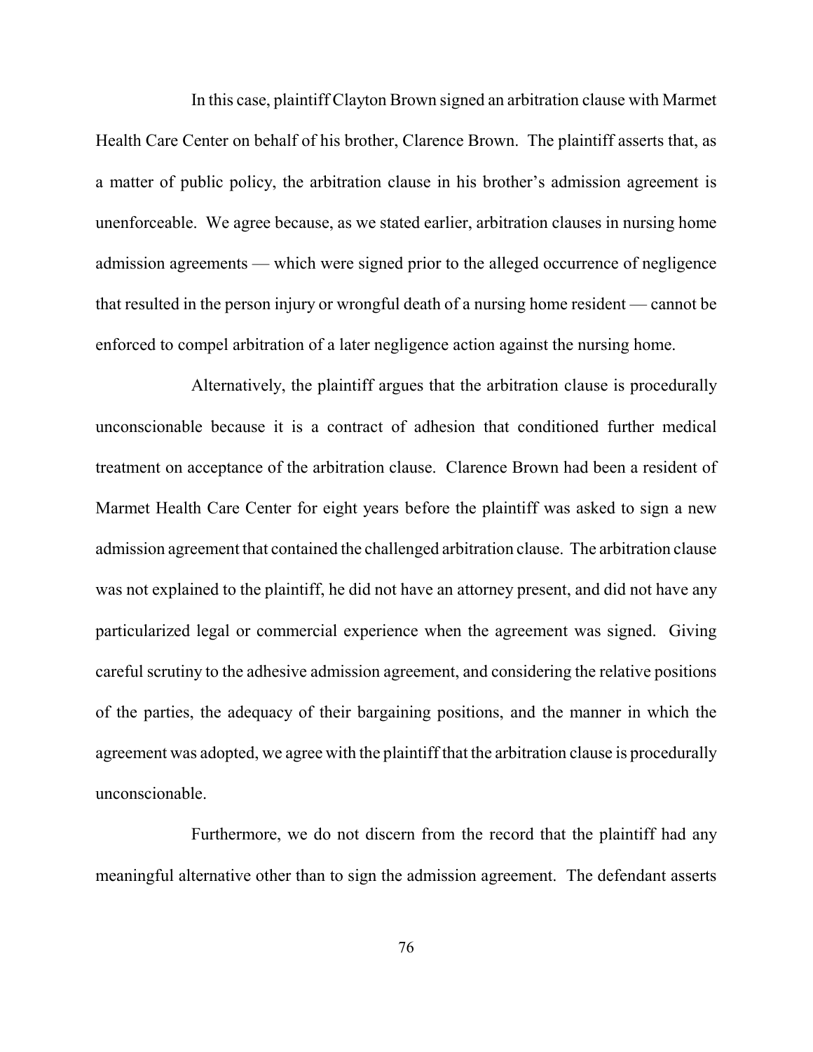In this case, plaintiff Clayton Brown signed an arbitration clause with Marmet Health Care Center on behalf of his brother, Clarence Brown. The plaintiff asserts that, as a matter of public policy, the arbitration clause in his brother's admission agreement is unenforceable. We agree because, as we stated earlier, arbitration clauses in nursing home admission agreements — which were signed prior to the alleged occurrence of negligence that resulted in the person injury or wrongful death of a nursing home resident — cannot be enforced to compel arbitration of a later negligence action against the nursing home.

Alternatively, the plaintiff argues that the arbitration clause is procedurally unconscionable because it is a contract of adhesion that conditioned further medical treatment on acceptance of the arbitration clause. Clarence Brown had been a resident of Marmet Health Care Center for eight years before the plaintiff was asked to sign a new admission agreement that contained the challenged arbitration clause. The arbitration clause was not explained to the plaintiff, he did not have an attorney present, and did not have any particularized legal or commercial experience when the agreement was signed. Giving careful scrutiny to the adhesive admission agreement, and considering the relative positions of the parties, the adequacy of their bargaining positions, and the manner in which the agreement was adopted, we agree with the plaintiff that the arbitration clause is procedurally unconscionable.

Furthermore, we do not discern from the record that the plaintiff had any meaningful alternative other than to sign the admission agreement. The defendant asserts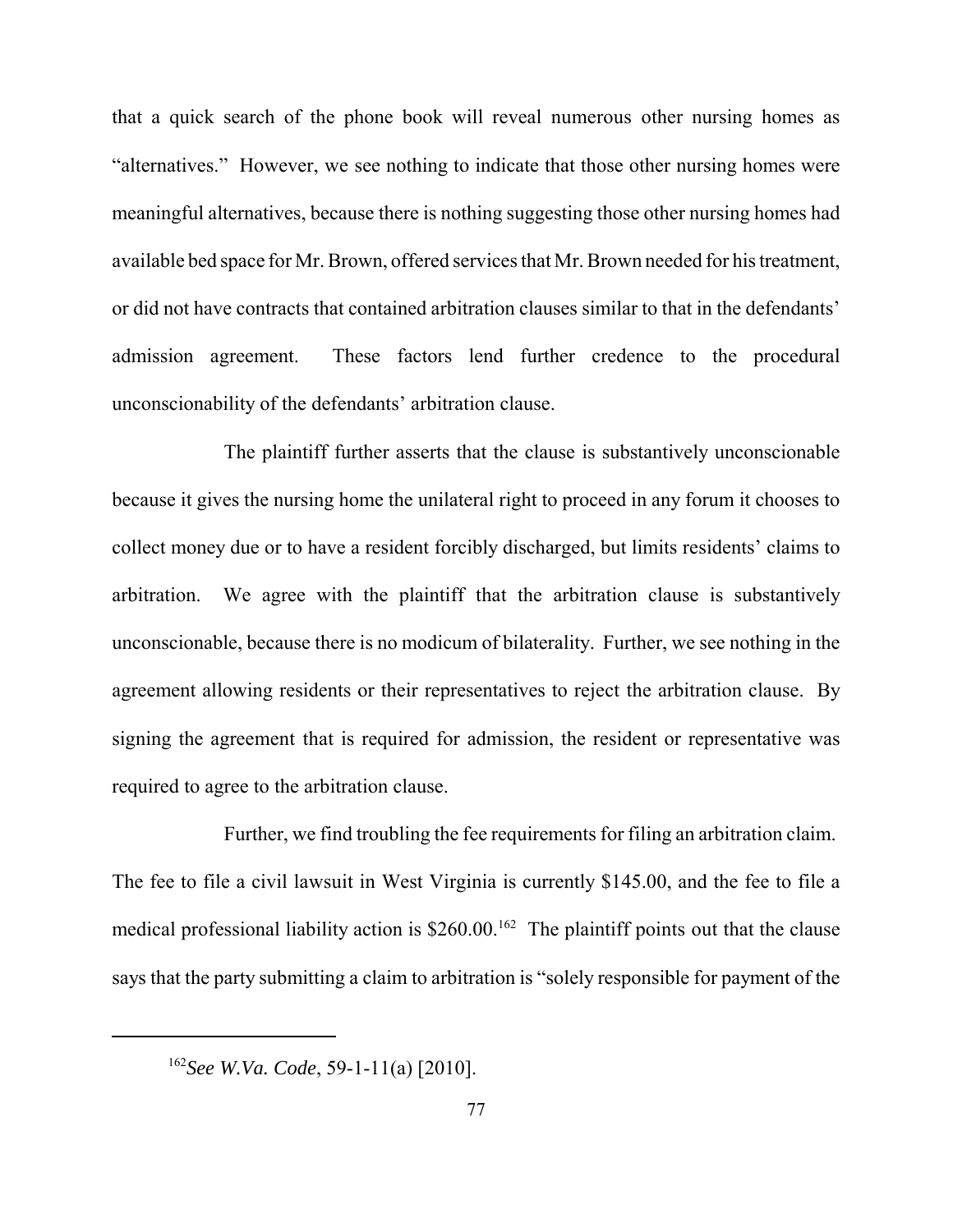that a quick search of the phone book will reveal numerous other nursing homes as "alternatives." However, we see nothing to indicate that those other nursing homes were meaningful alternatives, because there is nothing suggesting those other nursing homes had available bed space for Mr. Brown, offered services that Mr. Brown needed for his treatment, or did not have contracts that contained arbitration clauses similar to that in the defendants' admission agreement. These factors lend further credence to the procedural unconscionability of the defendants' arbitration clause.

The plaintiff further asserts that the clause is substantively unconscionable because it gives the nursing home the unilateral right to proceed in any forum it chooses to collect money due or to have a resident forcibly discharged, but limits residents' claims to arbitration. We agree with the plaintiff that the arbitration clause is substantively unconscionable, because there is no modicum of bilaterality. Further, we see nothing in the agreement allowing residents or their representatives to reject the arbitration clause. By signing the agreement that is required for admission, the resident or representative was required to agree to the arbitration clause.

Further, we find troubling the fee requirements for filing an arbitration claim. The fee to file a civil lawsuit in West Virginia is currently $145.00, and the fee to file a medical professional liability action is $260.00.[162] The plaintiff points out that the clause says that the party submitting a claim to arbitration is "solely responsible for payment of the

---

[162]*See W.Va. Code*, 59-1-11(a) [2010].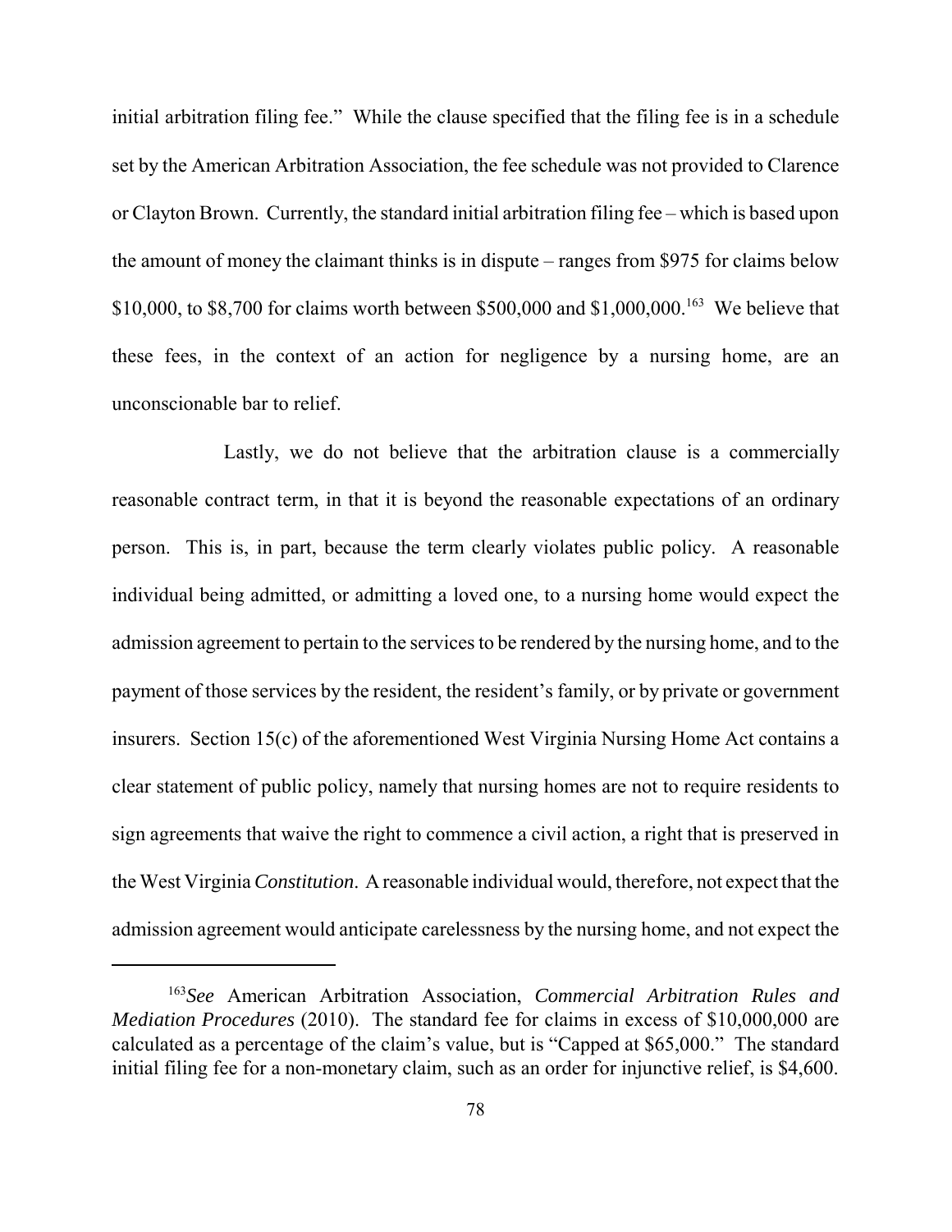initial arbitration filing fee." While the clause specified that the filing fee is in a schedule set by the American Arbitration Association, the fee schedule was not provided to Clarence or Clayton Brown. Currently, the standard initial arbitration filing fee – which is based upon the amount of money the claimant thinks is in dispute – ranges from \$975 for claims below \$10,000, to \$8,700 for claims worth between \$500,000 and \$1,000,000.[163] We believe that these fees, in the context of an action for negligence by a nursing home, are an unconscionable bar to relief.

Lastly, we do not believe that the arbitration clause is a commercially reasonable contract term, in that it is beyond the reasonable expectations of an ordinary person. This is, in part, because the term clearly violates public policy. A reasonable individual being admitted, or admitting a loved one, to a nursing home would expect the admission agreement to pertain to the services to be rendered by the nursing home, and to the payment of those services by the resident, the resident's family, or by private or government insurers. Section 15(c) of the aforementioned West Virginia Nursing Home Act contains a clear statement of public policy, namely that nursing homes are not to require residents to sign agreements that waive the right to commence a civil action, a right that is preserved in the West Virginia *Constitution*. A reasonable individual would, therefore, not expect that the admission agreement would anticipate carelessness by the nursing home, and not expect the

[163] *See* American Arbitration Association, *Commercial Arbitration Rules and Mediation Procedures* (2010). The standard fee for claims in excess of \$10,000,000 are calculated as a percentage of the claim's value, but is "Capped at \$65,000." The standard initial filing fee for a non-monetary claim, such as an order for injunctive relief, is \$4,600.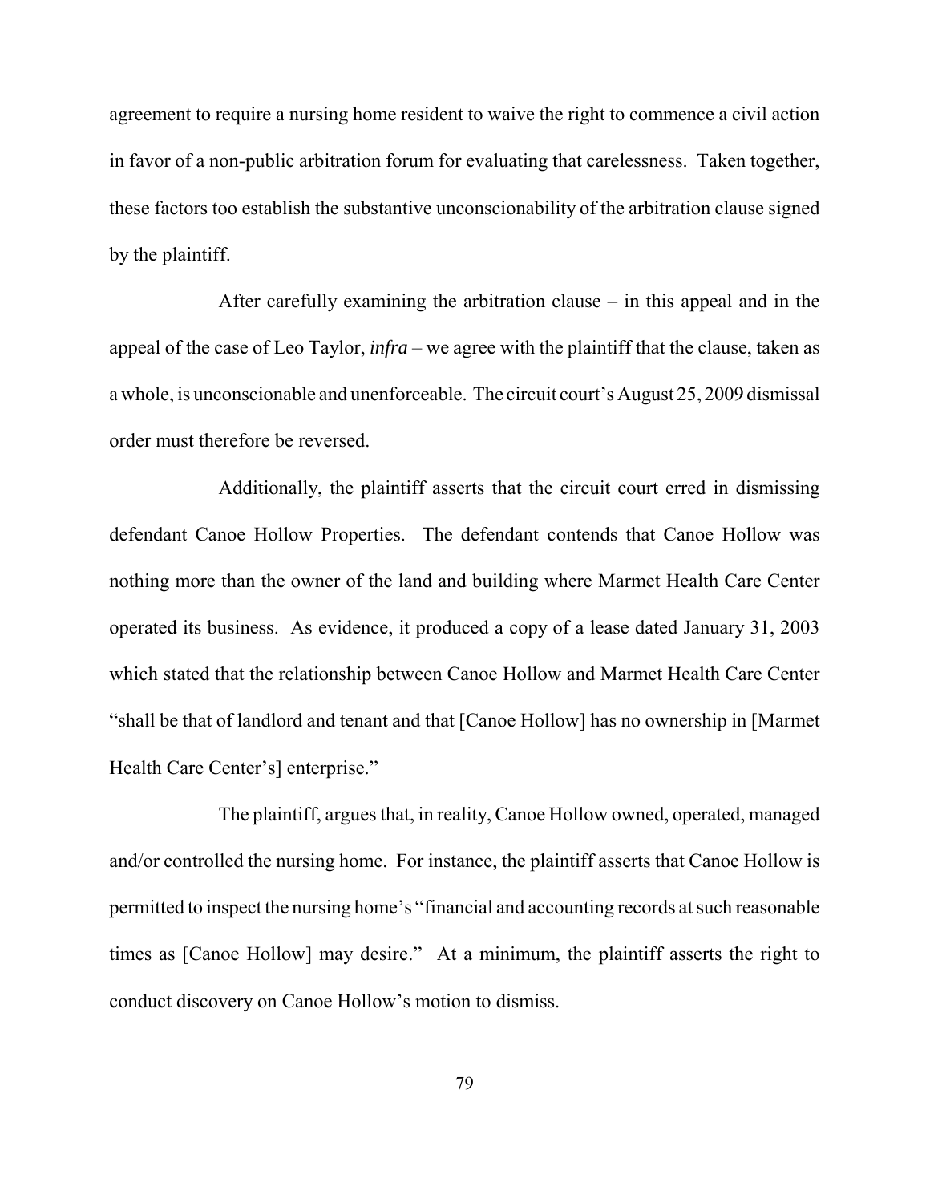agreement to require a nursing home resident to waive the right to commence a civil action in favor of a non-public arbitration forum for evaluating that carelessness. Taken together, these factors too establish the substantive unconscionability of the arbitration clause signed by the plaintiff.

After carefully examining the arbitration clause – in this appeal and in the appeal of the case of Leo Taylor, *infra* – we agree with the plaintiff that the clause, taken as a whole, is unconscionable and unenforceable. The circuit court's August 25, 2009 dismissal order must therefore be reversed.

Additionally, the plaintiff asserts that the circuit court erred in dismissing defendant Canoe Hollow Properties. The defendant contends that Canoe Hollow was nothing more than the owner of the land and building where Marmet Health Care Center operated its business. As evidence, it produced a copy of a lease dated January 31, 2003 which stated that the relationship between Canoe Hollow and Marmet Health Care Center "shall be that of landlord and tenant and that [Canoe Hollow] has no ownership in [Marmet Health Care Center's] enterprise."

The plaintiff, argues that, in reality, Canoe Hollow owned, operated, managed and/or controlled the nursing home. For instance, the plaintiff asserts that Canoe Hollow is permitted to inspect the nursing home's "financial and accounting records at such reasonable times as [Canoe Hollow] may desire." At a minimum, the plaintiff asserts the right to conduct discovery on Canoe Hollow's motion to dismiss.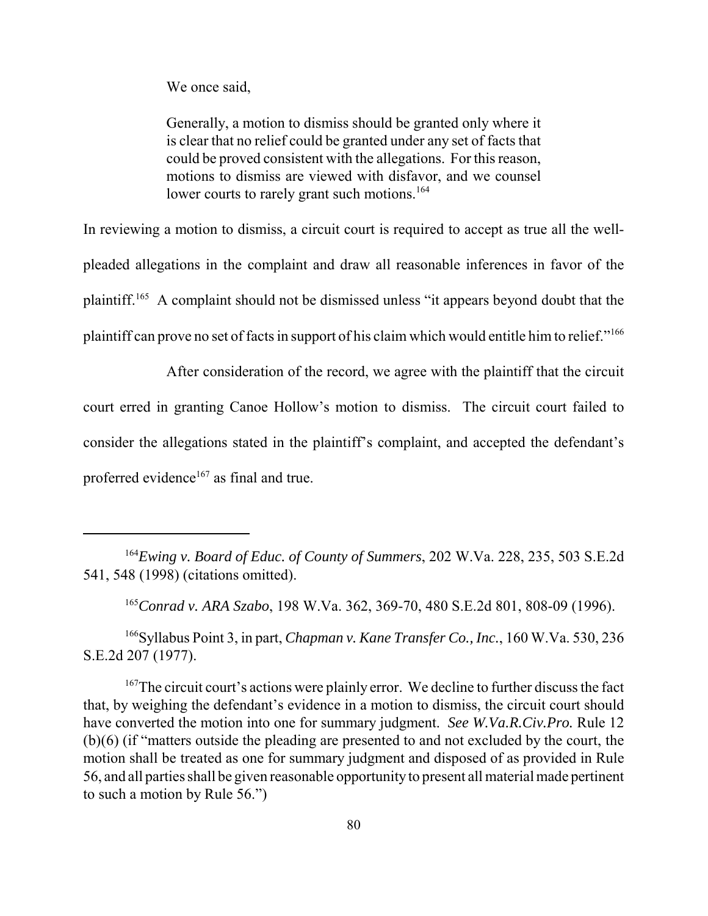We once said,

> Generally, a motion to dismiss should be granted only where it is clear that no relief could be granted under any set of facts that could be proved consistent with the allegations. For this reason, motions to dismiss are viewed with disfavor, and we counsel lower courts to rarely grant such motions.[164]

In reviewing a motion to dismiss, a circuit court is required to accept as true all the well-pleaded allegations in the complaint and draw all reasonable inferences in favor of the plaintiff.[165] A complaint should not be dismissed unless "it appears beyond doubt that the plaintiff can prove no set of facts in support of his claim which would entitle him to relief."[166]

After consideration of the record, we agree with the plaintiff that the circuit court erred in granting Canoe Hollow's motion to dismiss. The circuit court failed to consider the allegations stated in the plaintiff's complaint, and accepted the defendant's proferred evidence[167] as final and true.

---

[164] *Ewing v. Board of Educ. of County of Summers*, 202 W.Va. 228, 235, 503 S.E.2d 541, 548 (1998) (citations omitted).

[165] *Conrad v. ARA Szabo*, 198 W.Va. 362, 369-70, 480 S.E.2d 801, 808-09 (1996).

[166] Syllabus Point 3, in part, *Chapman v. Kane Transfer Co., Inc.*, 160 W.Va. 530, 236 S.E.2d 207 (1977).

[167] The circuit court's actions were plainly error. We decline to further discuss the fact that, by weighing the defendant's evidence in a motion to dismiss, the circuit court should have converted the motion into one for summary judgment. *See W.Va.R.Civ.Pro.* Rule 12 (b)(6) (if "matters outside the pleading are presented to and not excluded by the court, the motion shall be treated as one for summary judgment and disposed of as provided in Rule 56, and all parties shall be given reasonable opportunity to present all material made pertinent to such a motion by Rule 56.")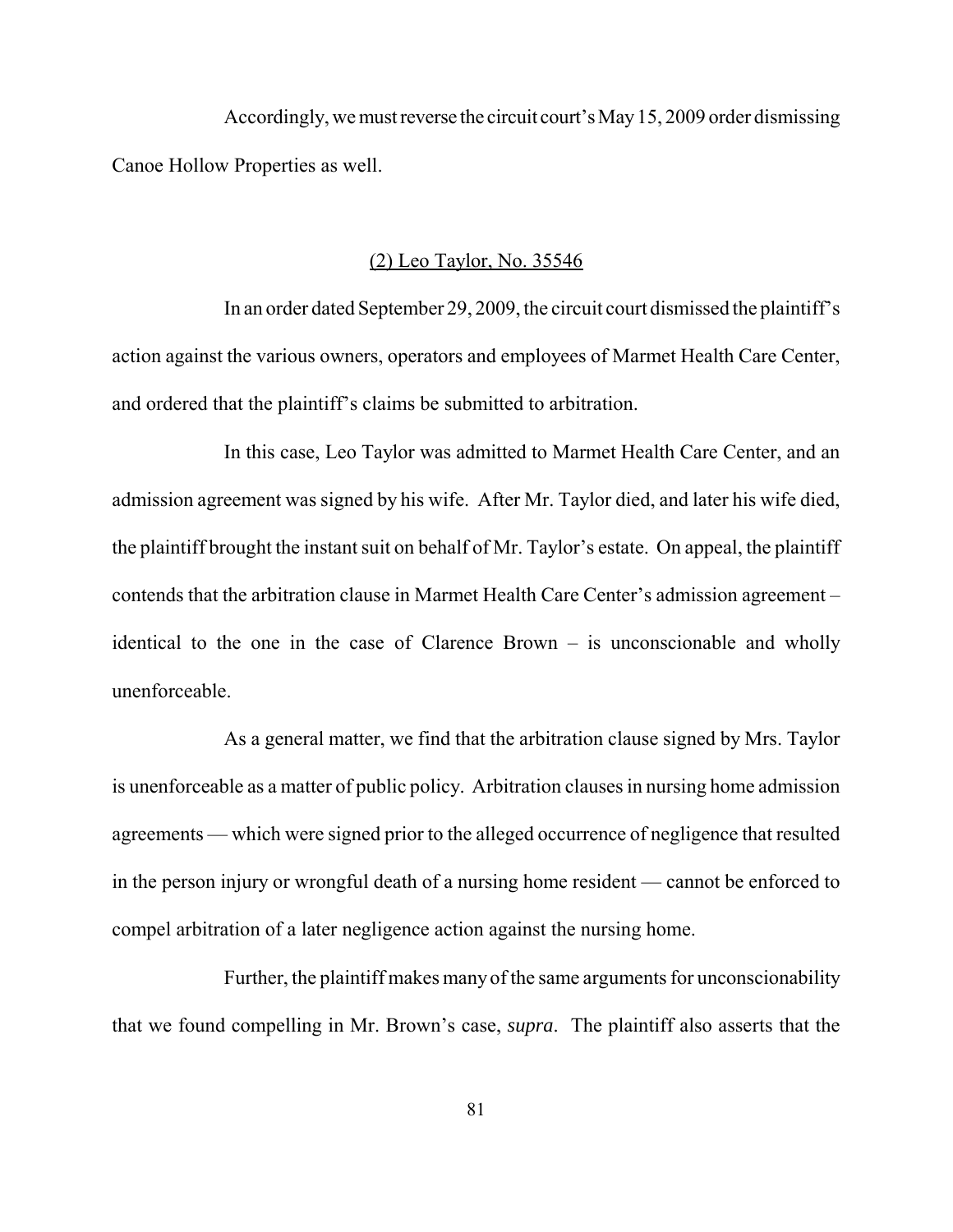Accordingly, we must reverse the circuit court's May 15, 2009 order dismissing Canoe Hollow Properties as well.

(2) Leo Taylor, No. 35546

In an order dated September 29, 2009, the circuit court dismissed the plaintiff's action against the various owners, operators and employees of Marmet Health Care Center, and ordered that the plaintiff's claims be submitted to arbitration.

In this case, Leo Taylor was admitted to Marmet Health Care Center, and an admission agreement was signed by his wife. After Mr. Taylor died, and later his wife died, the plaintiff brought the instant suit on behalf of Mr. Taylor's estate. On appeal, the plaintiff contends that the arbitration clause in Marmet Health Care Center's admission agreement – identical to the one in the case of Clarence Brown – is unconscionable and wholly unenforceable.

As a general matter, we find that the arbitration clause signed by Mrs. Taylor is unenforceable as a matter of public policy. Arbitration clauses in nursing home admission agreements — which were signed prior to the alleged occurrence of negligence that resulted in the person injury or wrongful death of a nursing home resident — cannot be enforced to compel arbitration of a later negligence action against the nursing home.

Further, the plaintiff makes many of the same arguments for unconscionability that we found compelling in Mr. Brown's case, *supra*. The plaintiff also asserts that the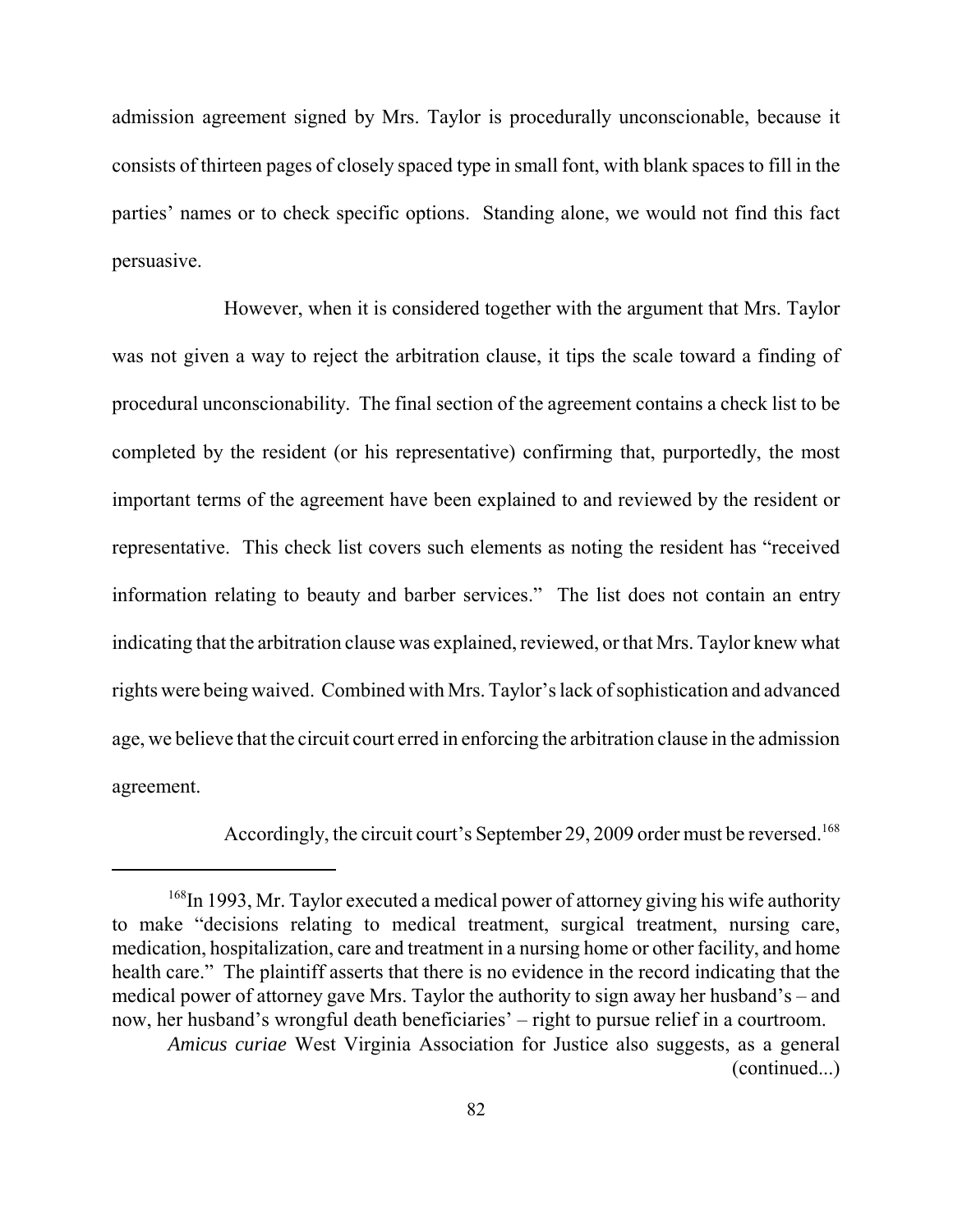admission agreement signed by Mrs. Taylor is procedurally unconscionable, because it consists of thirteen pages of closely spaced type in small font, with blank spaces to fill in the parties' names or to check specific options. Standing alone, we would not find this fact persuasive.

However, when it is considered together with the argument that Mrs. Taylor was not given a way to reject the arbitration clause, it tips the scale toward a finding of procedural unconscionability. The final section of the agreement contains a check list to be completed by the resident (or his representative) confirming that, purportedly, the most important terms of the agreement have been explained to and reviewed by the resident or representative. This check list covers such elements as noting the resident has "received information relating to beauty and barber services." The list does not contain an entry indicating that the arbitration clause was explained, reviewed, or that Mrs. Taylor knew what rights were being waived. Combined with Mrs. Taylor's lack of sophistication and advanced age, we believe that the circuit court erred in enforcing the arbitration clause in the admission agreement.

Accordingly, the circuit court's September 29, 2009 order must be reversed.[168]

---

[168] In 1993, Mr. Taylor executed a medical power of attorney giving his wife authority to make "decisions relating to medical treatment, surgical treatment, nursing care, medication, hospitalization, care and treatment in a nursing home or other facility, and home health care." The plaintiff asserts that there is no evidence in the record indicating that the medical power of attorney gave Mrs. Taylor the authority to sign away her husband's – and now, her husband's wrongful death beneficiaries' – right to pursue relief in a courtroom.

*Amicus curiae* West Virginia Association for Justice also suggests, as a general (continued...)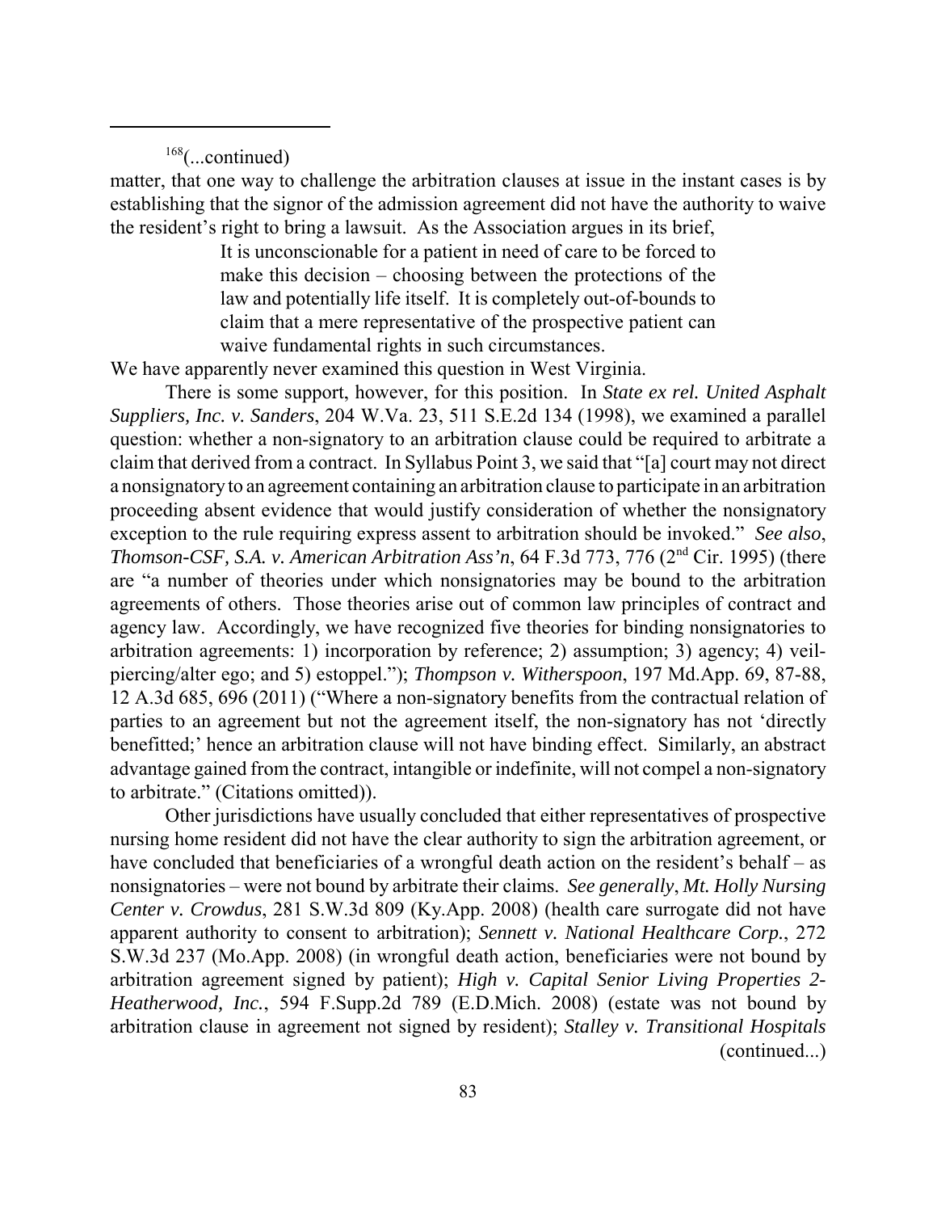[168](...continued)

matter, that one way to challenge the arbitration clauses at issue in the instant cases is by establishing that the signor of the admission agreement did not have the authority to waive the resident's right to bring a lawsuit. As the Association argues in its brief,

> It is unconscionable for a patient in need of care to be forced to make this decision – choosing between the protections of the law and potentially life itself. It is completely out-of-bounds to claim that a mere representative of the prospective patient can waive fundamental rights in such circumstances.

We have apparently never examined this question in West Virginia.

There is some support, however, for this position. In *State ex rel. United Asphalt Suppliers, Inc. v. Sanders*, 204 W.Va. 23, 511 S.E.2d 134 (1998), we examined a parallel question: whether a non-signatory to an arbitration clause could be required to arbitrate a claim that derived from a contract. In Syllabus Point 3, we said that "[a] court may not direct a nonsignatory to an agreement containing an arbitration clause to participate in an arbitration proceeding absent evidence that would justify consideration of whether the nonsignatory exception to the rule requiring express assent to arbitration should be invoked." *See also*, *Thomson-CSF, S.A. v. American Arbitration Ass'n*, 64 F.3d 773, 776 (2nd Cir. 1995) (there are "a number of theories under which nonsignatories may be bound to the arbitration agreements of others. Those theories arise out of common law principles of contract and agency law. Accordingly, we have recognized five theories for binding nonsignatories to arbitration agreements: 1) incorporation by reference; 2) assumption; 3) agency; 4) veil-piercing/alter ego; and 5) estoppel."); *Thompson v. Witherspoon*, 197 Md.App. 69, 87-88, 12 A.3d 685, 696 (2011) ("Where a non-signatory benefits from the contractual relation of parties to an agreement but not the agreement itself, the non-signatory has not 'directly benefitted;' hence an arbitration clause will not have binding effect. Similarly, an abstract advantage gained from the contract, intangible or indefinite, will not compel a non-signatory to arbitrate." (Citations omitted)).

Other jurisdictions have usually concluded that either representatives of prospective nursing home resident did not have the clear authority to sign the arbitration agreement, or have concluded that beneficiaries of a wrongful death action on the resident's behalf – as nonsignatories – were not bound by arbitrate their claims. *See generally*, *Mt. Holly Nursing Center v. Crowdus*, 281 S.W.3d 809 (Ky.App. 2008) (health care surrogate did not have apparent authority to consent to arbitration); *Sennett v. National Healthcare Corp.*, 272 S.W.3d 237 (Mo.App. 2008) (in wrongful death action, beneficiaries were not bound by arbitration agreement signed by patient); *High v. Capital Senior Living Properties 2-Heatherwood, Inc.*, 594 F.Supp.2d 789 (E.D.Mich. 2008) (estate was not bound by arbitration clause in agreement not signed by resident); *Stalley v. Transitional Hospitals*

(continued...)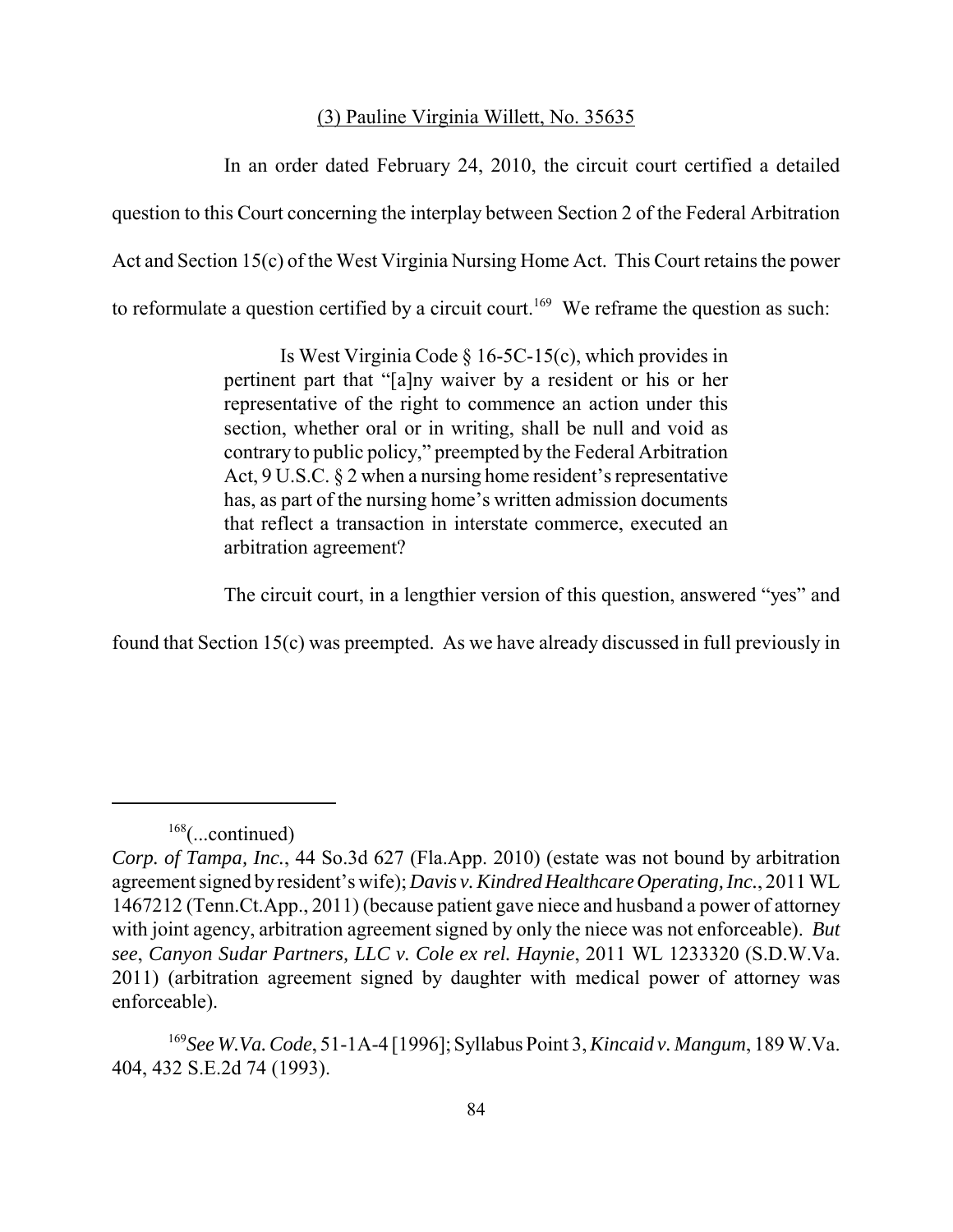(3) Pauline Virginia Willett, No. 35635

In an order dated February 24, 2010, the circuit court certified a detailed question to this Court concerning the interplay between Section 2 of the Federal Arbitration Act and Section 15(c) of the West Virginia Nursing Home Act. This Court retains the power to reformulate a question certified by a circuit court.[169] We reframe the question as such:

> Is West Virginia Code § 16-5C-15(c), which provides in pertinent part that "[a]ny waiver by a resident or his or her representative of the right to commence an action under this section, whether oral or in writing, shall be null and void as contrary to public policy," preempted by the Federal Arbitration Act, 9 U.S.C. § 2 when a nursing home resident's representative has, as part of the nursing home's written admission documents that reflect a transaction in interstate commerce, executed an arbitration agreement?

The circuit court, in a lengthier version of this question, answered "yes" and found that Section 15(c) was preempted. As we have already discussed in full previously in

---

[168](...continued)
*Corp. of Tampa, Inc.*, 44 So.3d 627 (Fla.App. 2010) (estate was not bound by arbitration agreement signed by resident's wife); *Davis v. Kindred Healthcare Operating, Inc.*, 2011 WL 1467212 (Tenn.Ct.App., 2011) (because patient gave niece and husband a power of attorney with joint agency, arbitration agreement signed by only the niece was not enforceable). *But see*, *Canyon Sudar Partners, LLC v. Cole ex rel. Haynie*, 2011 WL 1233320 (S.D.W.Va. 2011) (arbitration agreement signed by daughter with medical power of attorney was enforceable).

[169]*See W.Va. Code*, 51-1A-4 [1996]; Syllabus Point 3, *Kincaid v. Mangum*, 189 W.Va. 404, 432 S.E.2d 74 (1993).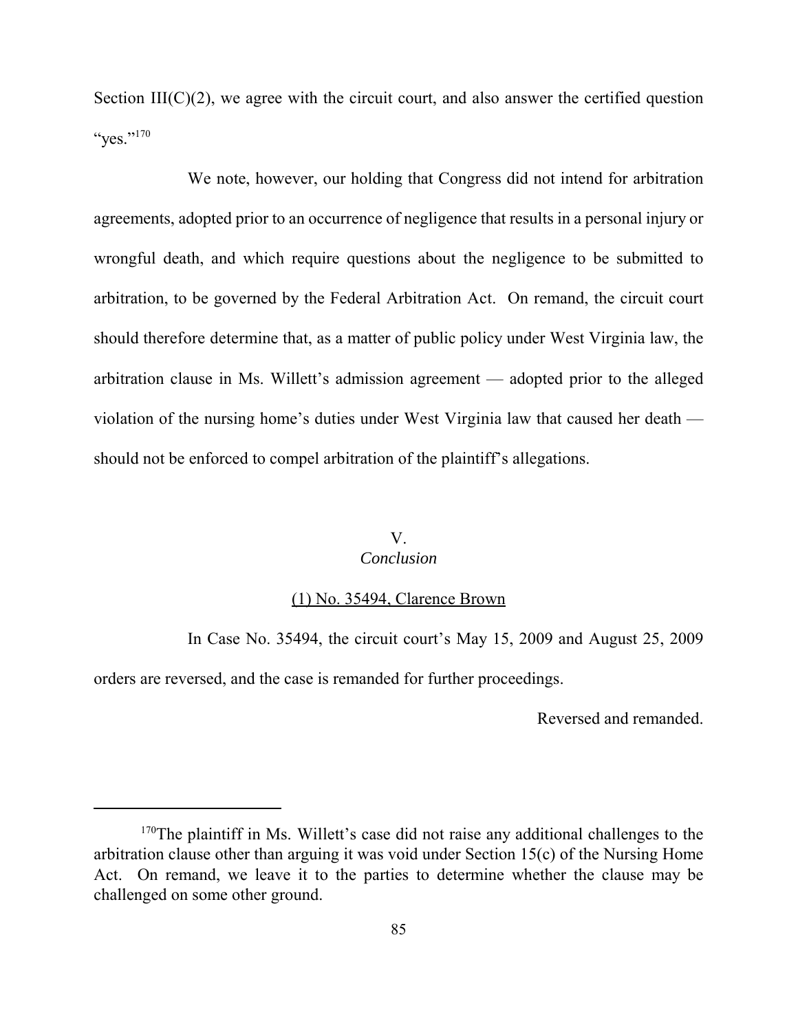Section III(C)(2), we agree with the circuit court, and also answer the certified question "yes."[170]

We note, however, our holding that Congress did not intend for arbitration agreements, adopted prior to an occurrence of negligence that results in a personal injury or wrongful death, and which require questions about the negligence to be submitted to arbitration, to be governed by the Federal Arbitration Act. On remand, the circuit court should therefore determine that, as a matter of public policy under West Virginia law, the arbitration clause in Ms. Willett's admission agreement — adopted prior to the alleged violation of the nursing home's duties under West Virginia law that caused her death — should not be enforced to compel arbitration of the plaintiff's allegations.

## V.
## *Conclusion*

### (1) No. 35494, Clarence Brown

In Case No. 35494, the circuit court's May 15, 2009 and August 25, 2009 orders are reversed, and the case is remanded for further proceedings.

Reversed and remanded.

---

[170] The plaintiff in Ms. Willett's case did not raise any additional challenges to the arbitration clause other than arguing it was void under Section 15(c) of the Nursing Home Act. On remand, we leave it to the parties to determine whether the clause may be challenged on some other ground.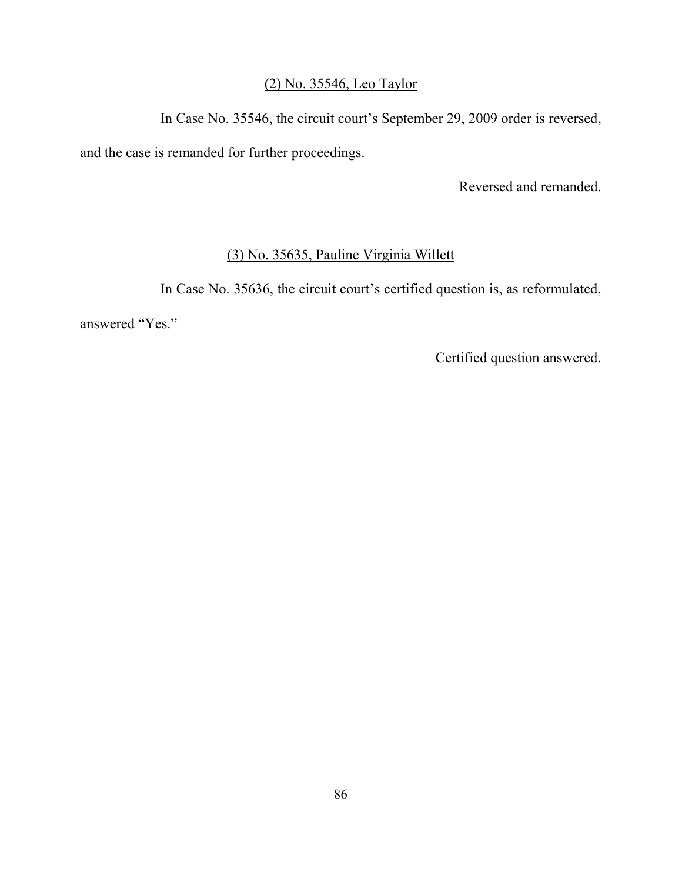<u>(2) No. 35546, Leo Taylor</u>

In Case No. 35546, the circuit court's September 29, 2009 order is reversed, and the case is remanded for further proceedings.

Reversed and remanded.

<u>(3) No. 35635, Pauline Virginia Willett</u>

In Case No. 35636, the circuit court's certified question is, as reformulated, answered "Yes."

Certified question answered.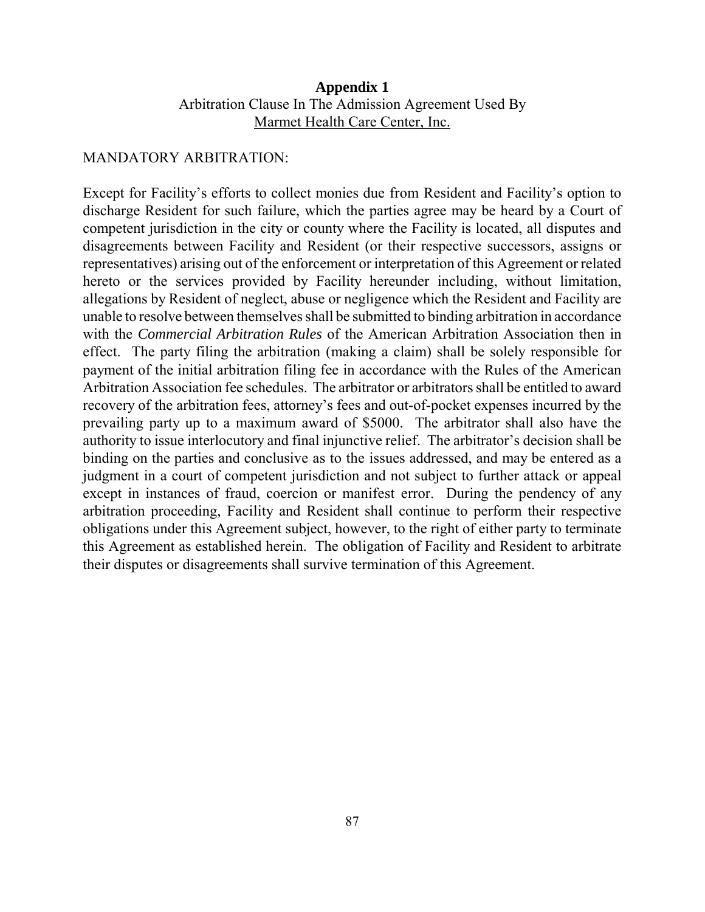**Appendix 1**

Arbitration Clause In The Admission Agreement Used By
Marmet Health Care Center, Inc.

MANDATORY ARBITRATION:

Except for Facility's efforts to collect monies due from Resident and Facility's option to discharge Resident for such failure, which the parties agree may be heard by a Court of competent jurisdiction in the city or county where the Facility is located, all disputes and disagreements between Facility and Resident (or their respective successors, assigns or representatives) arising out of the enforcement or interpretation of this Agreement or related hereto or the services provided by Facility hereunder including, without limitation, allegations by Resident of neglect, abuse or negligence which the Resident and Facility are unable to resolve between themselves shall be submitted to binding arbitration in accordance with the *Commercial Arbitration Rules* of the American Arbitration Association then in effect. The party filing the arbitration (making a claim) shall be solely responsible for payment of the initial arbitration filing fee in accordance with the Rules of the American Arbitration Association fee schedules. The arbitrator or arbitrators shall be entitled to award recovery of the arbitration fees, attorney's fees and out-of-pocket expenses incurred by the prevailing party up to a maximum award of $5000. The arbitrator shall also have the authority to issue interlocutory and final injunctive relief. The arbitrator's decision shall be binding on the parties and conclusive as to the issues addressed, and may be entered as a judgment in a court of competent jurisdiction and not subject to further attack or appeal except in instances of fraud, coercion or manifest error. During the pendency of any arbitration proceeding, Facility and Resident shall continue to perform their respective obligations under this Agreement subject, however, to the right of either party to terminate this Agreement as established herein. The obligation of Facility and Resident to arbitrate their disputes or disagreements shall survive termination of this Agreement.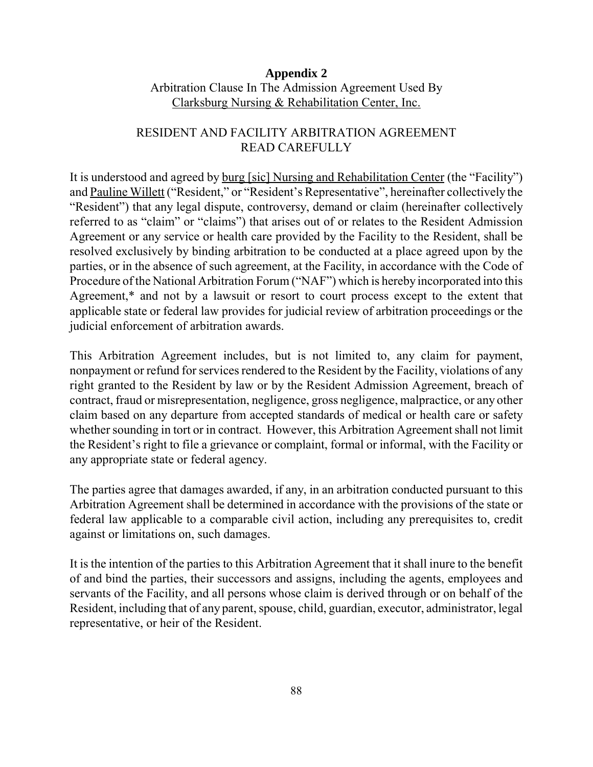**Appendix 2**

Arbitration Clause In The Admission Agreement Used By
<u>Clarksburg Nursing & Rehabilitation Center, Inc.</u>

RESIDENT AND FACILITY ARBITRATION AGREEMENT
READ CAREFULLY

It is understood and agreed by <u>burg [sic] Nursing and Rehabilitation Center</u> (the "Facility") and <u>Pauline Willett</u> ("Resident," or "Resident's Representative", hereinafter collectively the "Resident") that any legal dispute, controversy, demand or claim (hereinafter collectively referred to as "claim" or "claims") that arises out of or relates to the Resident Admission Agreement or any service or health care provided by the Facility to the Resident, shall be resolved exclusively by binding arbitration to be conducted at a place agreed upon by the parties, or in the absence of such agreement, at the Facility, in accordance with the Code of Procedure of the National Arbitration Forum ("NAF") which is hereby incorporated into this Agreement,* and not by a lawsuit or resort to court process except to the extent that applicable state or federal law provides for judicial review of arbitration proceedings or the judicial enforcement of arbitration awards.

This Arbitration Agreement includes, but is not limited to, any claim for payment, nonpayment or refund for services rendered to the Resident by the Facility, violations of any right granted to the Resident by law or by the Resident Admission Agreement, breach of contract, fraud or misrepresentation, negligence, gross negligence, malpractice, or any other claim based on any departure from accepted standards of medical or health care or safety whether sounding in tort or in contract. However, this Arbitration Agreement shall not limit the Resident's right to file a grievance or complaint, formal or informal, with the Facility or any appropriate state or federal agency.

The parties agree that damages awarded, if any, in an arbitration conducted pursuant to this Arbitration Agreement shall be determined in accordance with the provisions of the state or federal law applicable to a comparable civil action, including any prerequisites to, credit against or limitations on, such damages.

It is the intention of the parties to this Arbitration Agreement that it shall inure to the benefit of and bind the parties, their successors and assigns, including the agents, employees and servants of the Facility, and all persons whose claim is derived through or on behalf of the Resident, including that of any parent, spouse, child, guardian, executor, administrator, legal representative, or heir of the Resident.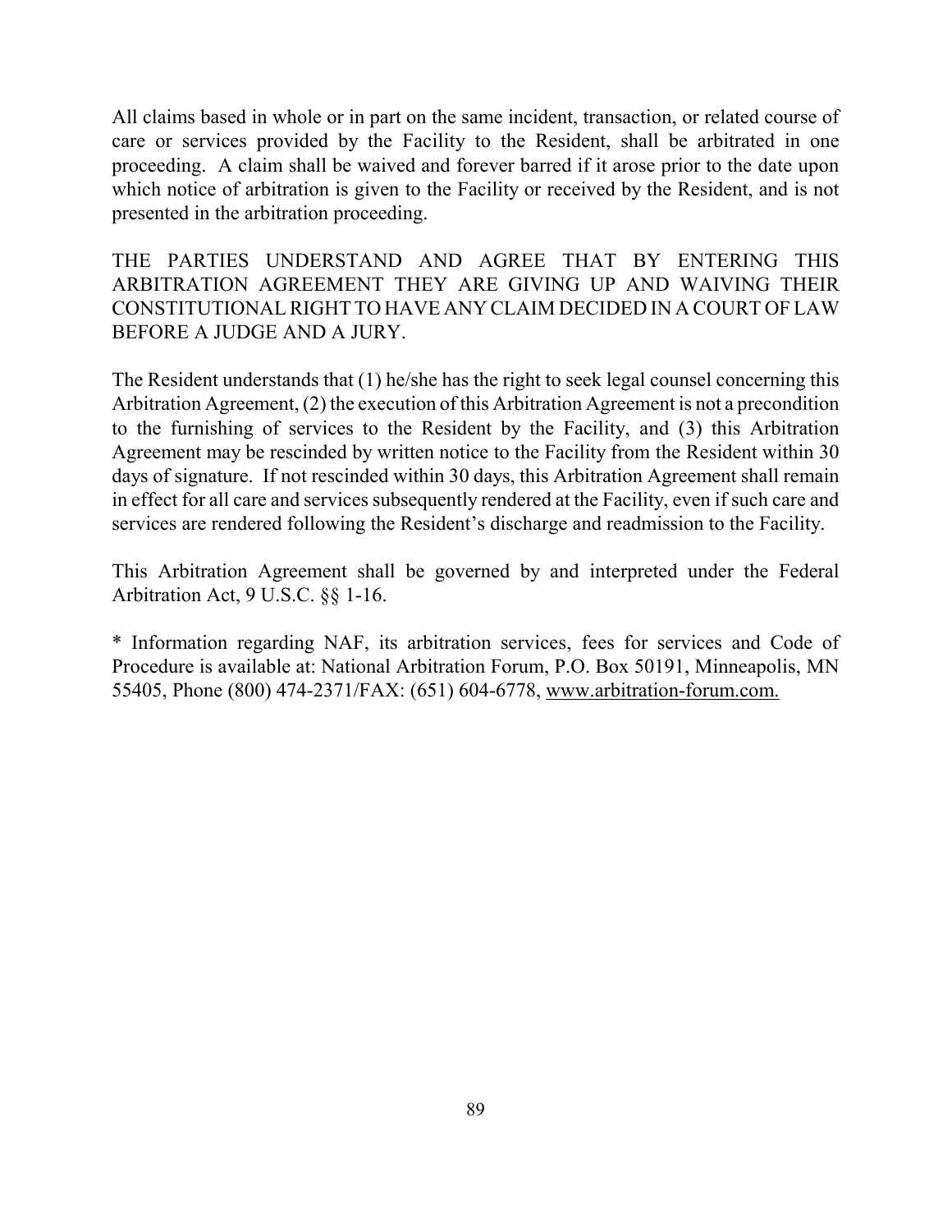All claims based in whole or in part on the same incident, transaction, or related course of care or services provided by the Facility to the Resident, shall be arbitrated in one proceeding. A claim shall be waived and forever barred if it arose prior to the date upon which notice of arbitration is given to the Facility or received by the Resident, and is not presented in the arbitration proceeding.

THE PARTIES UNDERSTAND AND AGREE THAT BY ENTERING THIS ARBITRATION AGREEMENT THEY ARE GIVING UP AND WAIVING THEIR CONSTITUTIONAL RIGHT TO HAVE ANY CLAIM DECIDED IN A COURT OF LAW BEFORE A JUDGE AND A JURY.

The Resident understands that (1) he/she has the right to seek legal counsel concerning this Arbitration Agreement, (2) the execution of this Arbitration Agreement is not a precondition to the furnishing of services to the Resident by the Facility, and (3) this Arbitration Agreement may be rescinded by written notice to the Facility from the Resident within 30 days of signature. If not rescinded within 30 days, this Arbitration Agreement shall remain in effect for all care and services subsequently rendered at the Facility, even if such care and services are rendered following the Resident's discharge and readmission to the Facility.

This Arbitration Agreement shall be governed by and interpreted under the Federal Arbitration Act, 9 U.S.C. §§ 1-16.

* Information regarding NAF, its arbitration services, fees for services and Code of Procedure is available at: National Arbitration Forum, P.O. Box 50191, Minneapolis, MN 55405, Phone (800) 474-2371/FAX: (651) 604-6778, www.arbitration-forum.com.